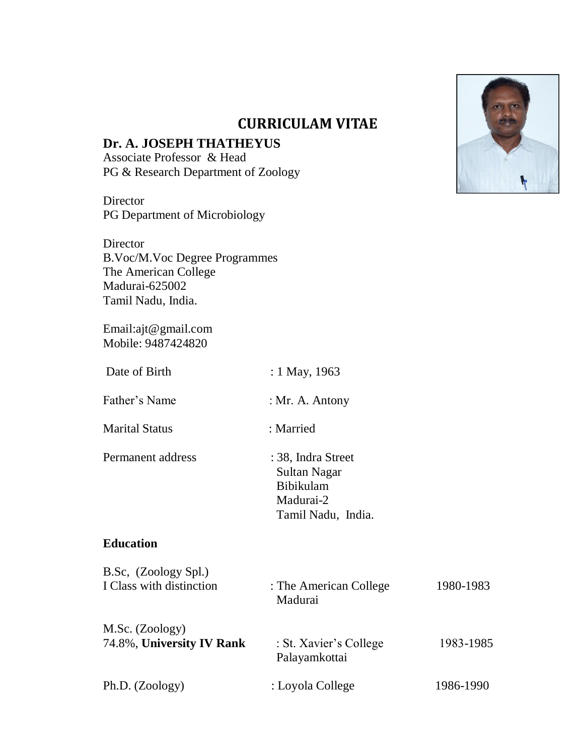# CURRICULAM VITAE

**Dr. A. JOSEPH THATHEYUS**
Associate Professor & Head
PG & Research Department of Zoology

Director
PG Department of Microbiology

Director
B.Voc/M.Voc Degree Programmes
The American College
Madurai-625002
Tamil Nadu, India.

Email:ajt@gmail.com
Mobile: 9487424820

| | |
|---|---|
| Date of Birth | : 1 May, 1963 |
| Father's Name | : Mr. A. Antony |
| Marital Status | : Married |
| Permanent address | : 38, Indra Street<br>Sultan Nagar<br>Bibikulam<br>Madurai-2<br>Tamil Nadu, India. |

## Education

| | | |
|---|---|---|
| B.Sc, (Zoology Spl.)<br>I Class with distinction | : The American College<br>Madurai | 1980-1983 |
| M.Sc. (Zoology)<br>74.8%, **University IV Rank** | : St. Xavier's College<br>Palayamkottai | 1983-1985 |
| Ph.D. (Zoology) | : Loyola College | 1986-1990 |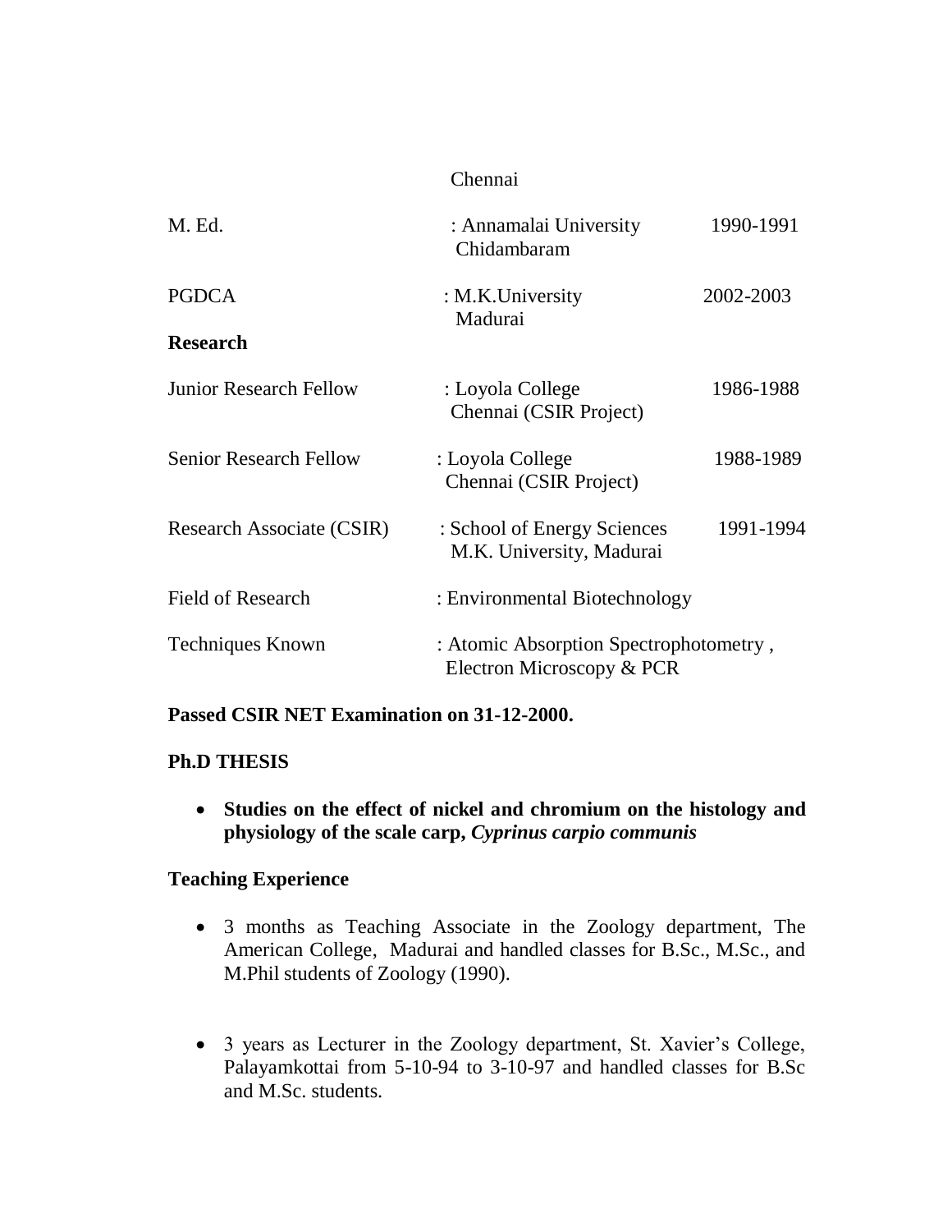Chennai

| | | |
|---|---|---|
| M. Ed. | : Annamalai University Chidambaram | 1990-1991 |
| PGDCA | : M.K.University Madurai | 2002-2003 |

**Research**

| | | |
|---|---|---|
| Junior Research Fellow | : Loyola College Chennai (CSIR Project) | 1986-1988 |
| Senior Research Fellow | : Loyola College Chennai (CSIR Project) | 1988-1989 |
| Research Associate (CSIR) | : School of Energy Sciences M.K. University, Madurai | 1991-1994 |
| Field of Research | : Environmental Biotechnology | |
| Techniques Known | : Atomic Absorption Spectrophotometry , Electron Microscopy & PCR | |

**Passed CSIR NET Examination on 31-12-2000.**

**Ph.D THESIS**

- **Studies on the effect of nickel and chromium on the histology and physiology of the scale carp, *Cyprinus carpio communis***

**Teaching Experience**

- 3 months as Teaching Associate in the Zoology department, The American College, Madurai and handled classes for B.Sc., M.Sc., and M.Phil students of Zoology (1990).

- 3 years as Lecturer in the Zoology department, St. Xavier's College, Palayamkottai from 5-10-94 to 3-10-97 and handled classes for B.Sc and M.Sc. students.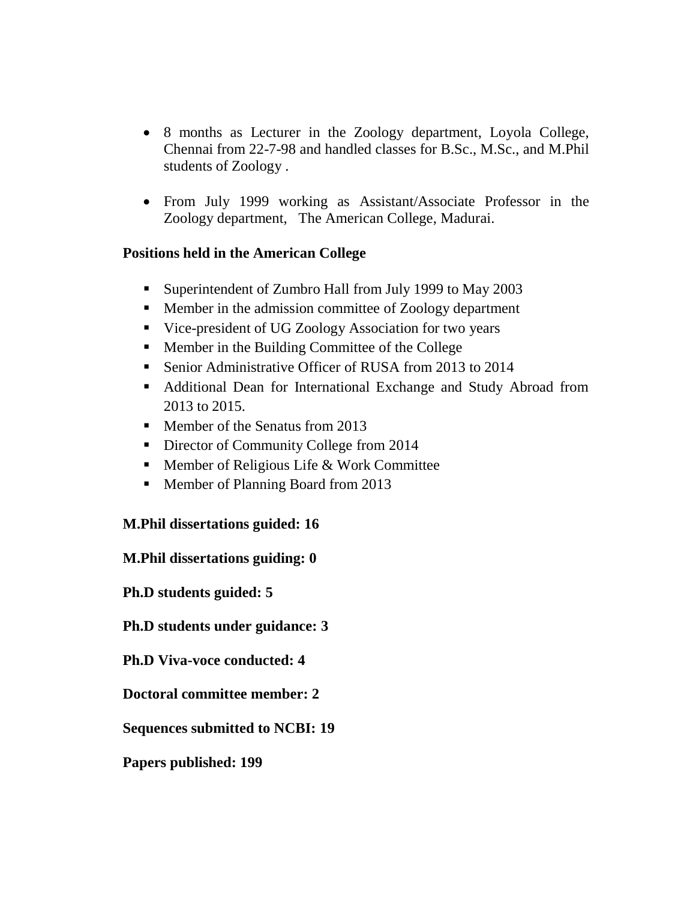- 8 months as Lecturer in the Zoology department, Loyola College, Chennai from 22-7-98 and handled classes for B.Sc., M.Sc., and M.Phil students of Zoology .
- From July 1999 working as Assistant/Associate Professor in the Zoology department, The American College, Madurai.

**Positions held in the American College**

- Superintendent of Zumbro Hall from July 1999 to May 2003
- Member in the admission committee of Zoology department
- Vice-president of UG Zoology Association for two years
- Member in the Building Committee of the College
- Senior Administrative Officer of RUSA from 2013 to 2014
- Additional Dean for International Exchange and Study Abroad from 2013 to 2015.
- Member of the Senatus from 2013
- Director of Community College from 2014
- Member of Religious Life & Work Committee
- Member of Planning Board from 2013

**M.Phil dissertations guided: 16**

**M.Phil dissertations guiding: 0**

**Ph.D students guided: 5**

**Ph.D students under guidance: 3**

**Ph.D Viva-voce conducted: 4**

**Doctoral committee member: 2**

**Sequences submitted to NCBI: 19**

**Papers published: 199**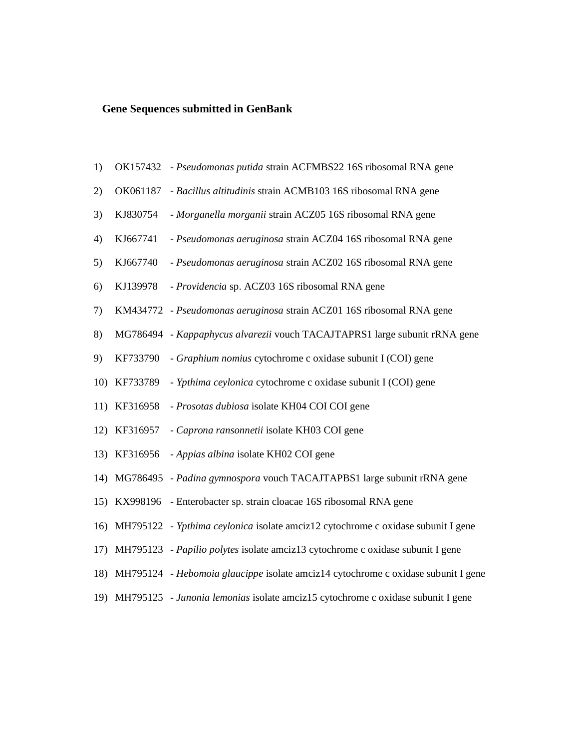**Gene Sequences submitted in GenBank**

1) OK157432 - *Pseudomonas putida* strain ACFMBS22 16S ribosomal RNA gene
2) OK061187 - *Bacillus altitudinis* strain ACMB103 16S ribosomal RNA gene
3) KJ830754 - *Morganella morganii* strain ACZ05 16S ribosomal RNA gene
4) KJ667741 - *Pseudomonas aeruginosa* strain ACZ04 16S ribosomal RNA gene
5) KJ667740 - *Pseudomonas aeruginosa* strain ACZ02 16S ribosomal RNA gene
6) KJ139978 - *Providencia* sp. ACZ03 16S ribosomal RNA gene
7) KM434772 - *Pseudomonas aeruginosa* strain ACZ01 16S ribosomal RNA gene
8) MG786494 - *Kappaphycus alvarezii* vouch TACAJTAPRS1 large subunit rRNA gene
9) KF733790 - *Graphium nomius* cytochrome c oxidase subunit I (COI) gene
10) KF733789 - *Ypthima ceylonica* cytochrome c oxidase subunit I (COI) gene
11) KF316958 - *Prosotas dubiosa* isolate KH04 COI COI gene
12) KF316957 - *Caprona ransonnetii* isolate KH03 COI gene
13) KF316956 - *Appias albina* isolate KH02 COI gene
14) MG786495 - *Padina gymnospora* vouch TACAJTAPBS1 large subunit rRNA gene
15) KX998196 - Enterobacter sp. strain cloacae 16S ribosomal RNA gene
16) MH795122 - *Ypthima ceylonica* isolate amciz12 cytochrome c oxidase subunit I gene
17) MH795123 - *Papilio polytes* isolate amciz13 cytochrome c oxidase subunit I gene
18) MH795124 - *Hebomoia glaucippe* isolate amciz14 cytochrome c oxidase subunit I gene
19) MH795125 - *Junonia lemonias* isolate amciz15 cytochrome c oxidase subunit I gene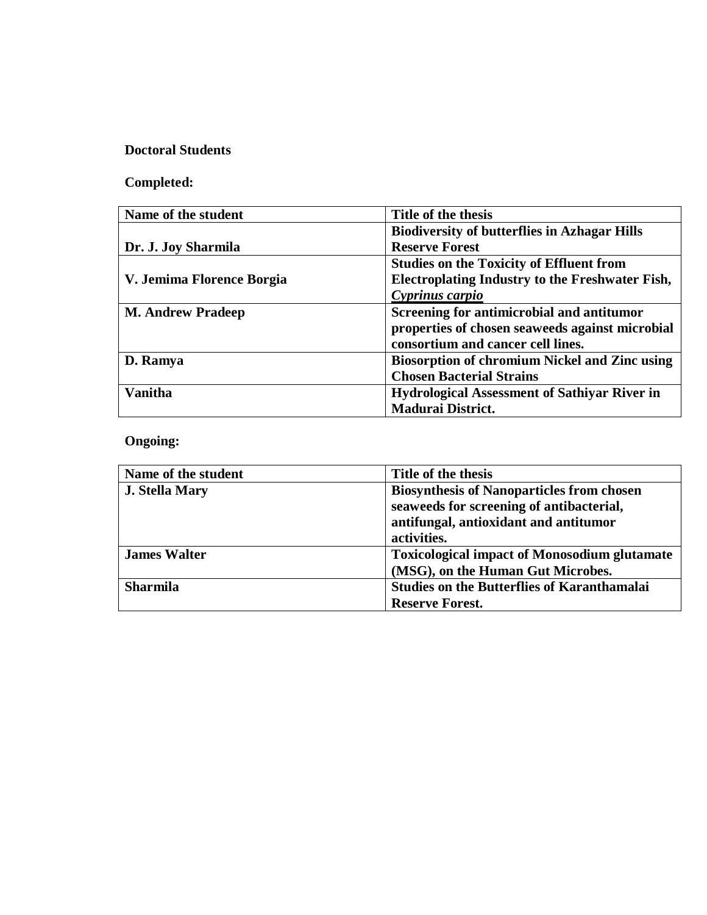**Doctoral Students**

**Completed:**

| Name of the student | Title of the thesis |
|---|---|
| **Dr. J. Joy Sharmila** | **Biodiversity of butterflies in Azhagar Hills Reserve Forest** |
| **V. Jemima Florence Borgia** | **Studies on the Toxicity of Effluent from Electroplating Industry to the Freshwater Fish, *Cyprinus carpio*** |
| **M. Andrew Pradeep** | **Screening for antimicrobial and antitumor properties of chosen seaweeds against microbial consortium and cancer cell lines.** |
| **D. Ramya** | **Biosorption of chromium Nickel and Zinc using Chosen Bacterial Strains** |
| **Vanitha** | **Hydrological Assessment of Sathiyar River in Madurai District.** |

**Ongoing:**

| Name of the student | Title of the thesis |
|---|---|
| **J. Stella Mary** | **Biosynthesis of Nanoparticles from chosen seaweeds for screening of antibacterial, antifungal, antioxidant and antitumor activities.** |
| **James Walter** | **Toxicological impact of Monosodium glutamate (MSG), on the Human Gut Microbes.** |
| **Sharmila** | **Studies on the Butterflies of Karanthamalai Reserve Forest.** |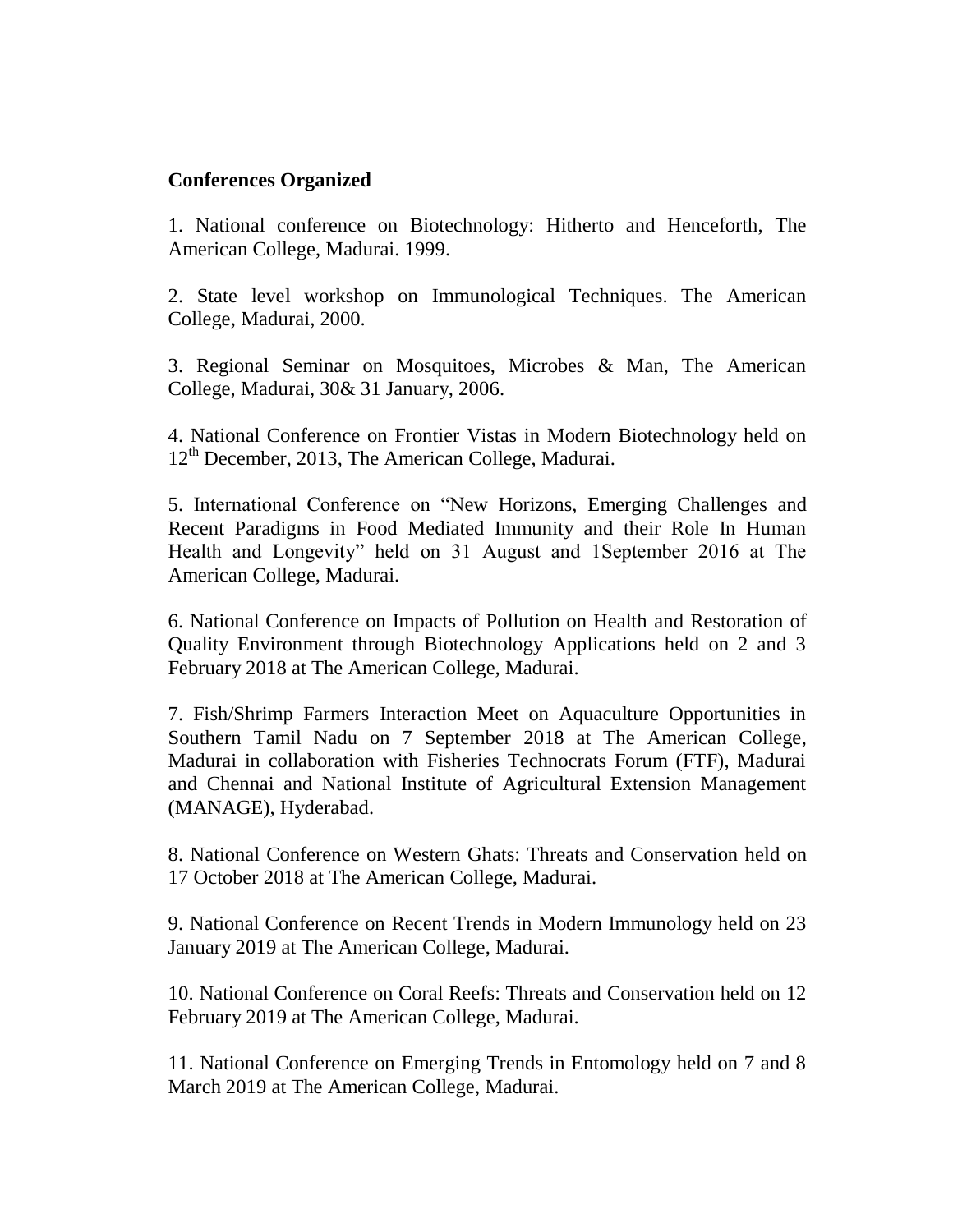**Conferences Organized**

1. National conference on Biotechnology: Hitherto and Henceforth, The American College, Madurai. 1999.

2. State level workshop on Immunological Techniques. The American College, Madurai, 2000.

3. Regional Seminar on Mosquitoes, Microbes & Man, The American College, Madurai, 30& 31 January, 2006.

4. National Conference on Frontier Vistas in Modern Biotechnology held on 12th December, 2013, The American College, Madurai.

5. International Conference on "New Horizons, Emerging Challenges and Recent Paradigms in Food Mediated Immunity and their Role In Human Health and Longevity" held on 31 August and 1September 2016 at The American College, Madurai.

6. National Conference on Impacts of Pollution on Health and Restoration of Quality Environment through Biotechnology Applications held on 2 and 3 February 2018 at The American College, Madurai.

7. Fish/Shrimp Farmers Interaction Meet on Aquaculture Opportunities in Southern Tamil Nadu on 7 September 2018 at The American College, Madurai in collaboration with Fisheries Technocrats Forum (FTF), Madurai and Chennai and National Institute of Agricultural Extension Management (MANAGE), Hyderabad.

8. National Conference on Western Ghats: Threats and Conservation held on 17 October 2018 at The American College, Madurai.

9. National Conference on Recent Trends in Modern Immunology held on 23 January 2019 at The American College, Madurai.

10. National Conference on Coral Reefs: Threats and Conservation held on 12 February 2019 at The American College, Madurai.

11. National Conference on Emerging Trends in Entomology held on 7 and 8 March 2019 at The American College, Madurai.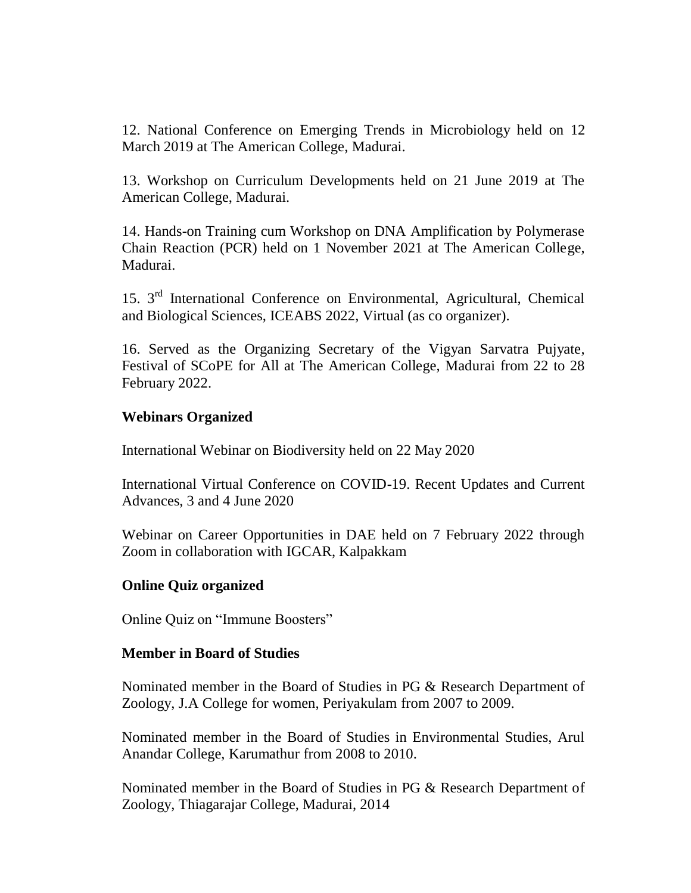12. National Conference on Emerging Trends in Microbiology held on 12 March 2019 at The American College, Madurai.

13. Workshop on Curriculum Developments held on 21 June 2019 at The American College, Madurai.

14. Hands-on Training cum Workshop on DNA Amplification by Polymerase Chain Reaction (PCR) held on 1 November 2021 at The American College, Madurai.

15. 3rd International Conference on Environmental, Agricultural, Chemical and Biological Sciences, ICEABS 2022, Virtual (as co organizer).

16. Served as the Organizing Secretary of the Vigyan Sarvatra Pujyate, Festival of SCoPE for All at The American College, Madurai from 22 to 28 February 2022.

**Webinars Organized**

International Webinar on Biodiversity held on 22 May 2020

International Virtual Conference on COVID-19. Recent Updates and Current Advances, 3 and 4 June 2020

Webinar on Career Opportunities in DAE held on 7 February 2022 through Zoom in collaboration with IGCAR, Kalpakkam

**Online Quiz organized**

Online Quiz on "Immune Boosters"

**Member in Board of Studies**

Nominated member in the Board of Studies in PG & Research Department of Zoology, J.A College for women, Periyakulam from 2007 to 2009.

Nominated member in the Board of Studies in Environmental Studies, Arul Anandar College, Karumathur from 2008 to 2010.

Nominated member in the Board of Studies in PG & Research Department of Zoology, Thiagarajar College, Madurai, 2014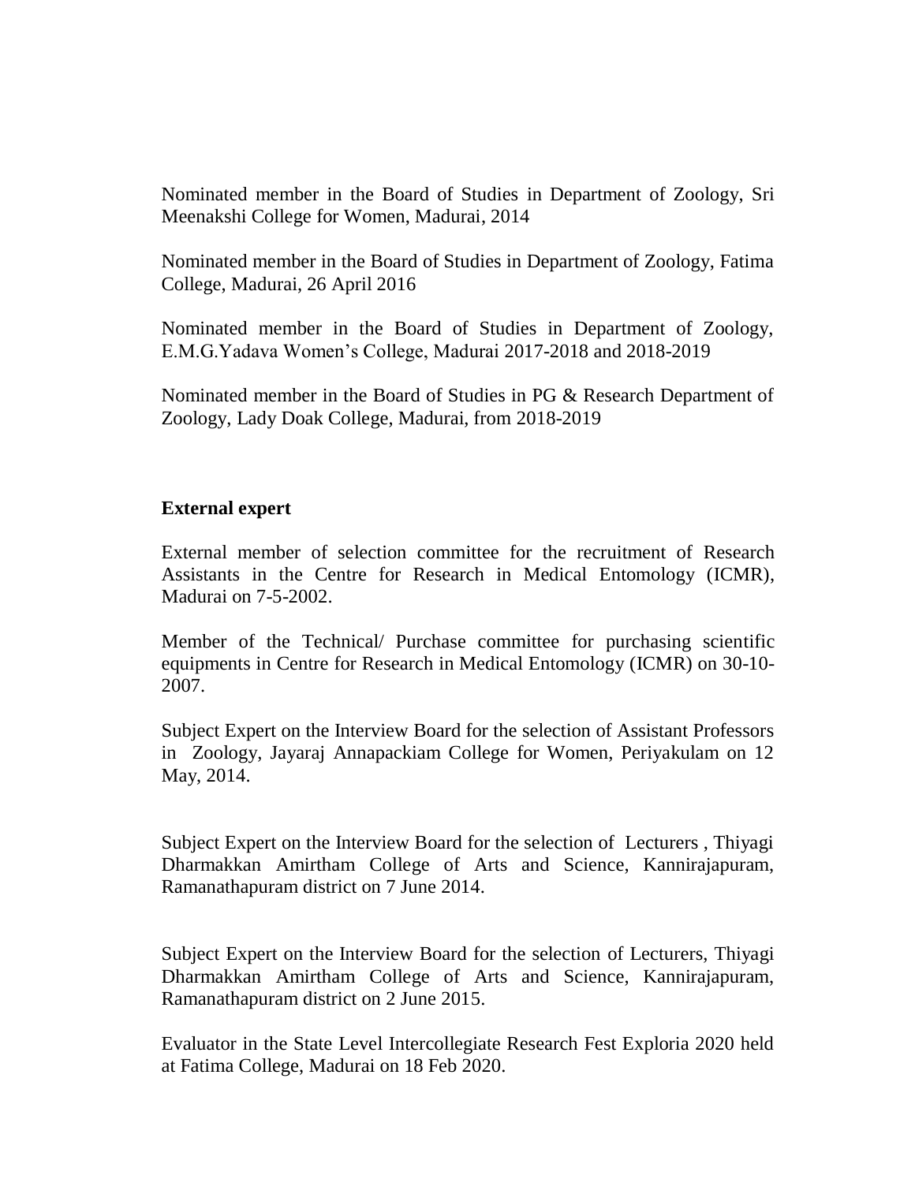Nominated member in the Board of Studies in Department of Zoology, Sri Meenakshi College for Women, Madurai, 2014

Nominated member in the Board of Studies in Department of Zoology, Fatima College, Madurai, 26 April 2016

Nominated member in the Board of Studies in Department of Zoology, E.M.G.Yadava Women's College, Madurai 2017-2018 and 2018-2019

Nominated member in the Board of Studies in PG & Research Department of Zoology, Lady Doak College, Madurai, from 2018-2019

**External expert**

External member of selection committee for the recruitment of Research Assistants in the Centre for Research in Medical Entomology (ICMR), Madurai on 7-5-2002.

Member of the Technical/ Purchase committee for purchasing scientific equipments in Centre for Research in Medical Entomology (ICMR) on 30-10-2007.

Subject Expert on the Interview Board for the selection of Assistant Professors in Zoology, Jayaraj Annapackiam College for Women, Periyakulam on 12 May, 2014.

Subject Expert on the Interview Board for the selection of Lecturers , Thiyagi Dharmakkan Amirtham College of Arts and Science, Kannirajapuram, Ramanathapuram district on 7 June 2014.

Subject Expert on the Interview Board for the selection of Lecturers, Thiyagi Dharmakkan Amirtham College of Arts and Science, Kannirajapuram, Ramanathapuram district on 2 June 2015.

Evaluator in the State Level Intercollegiate Research Fest Exploria 2020 held at Fatima College, Madurai on 18 Feb 2020.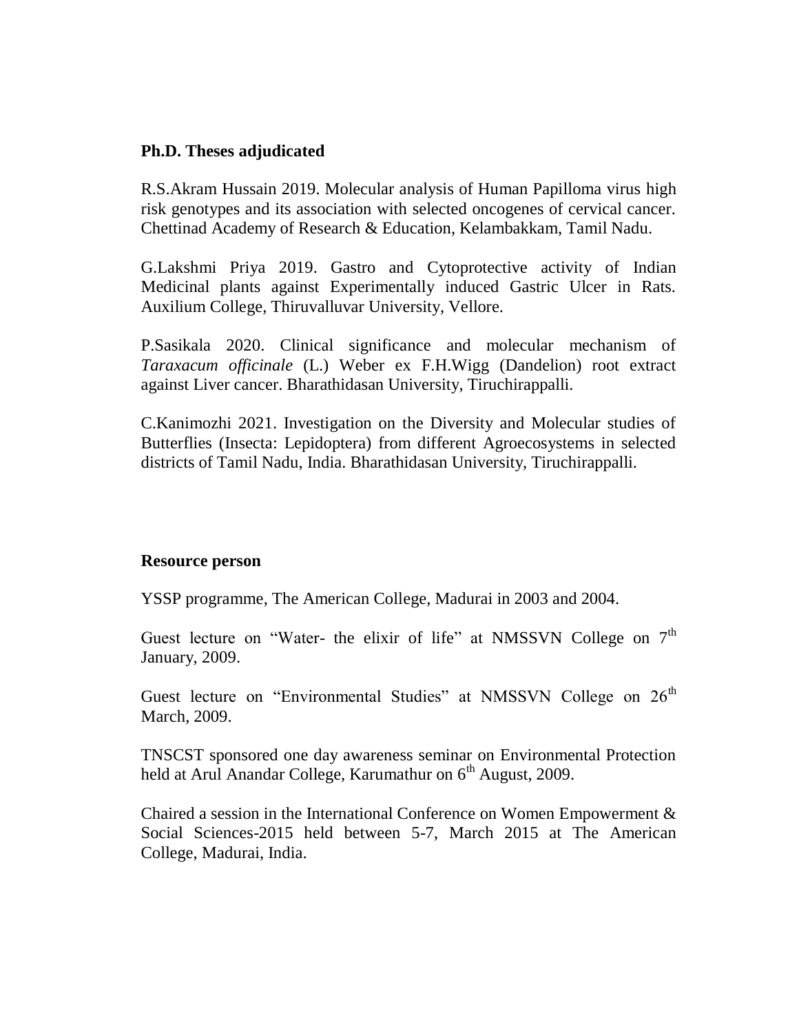**Ph.D. Theses adjudicated**

R.S.Akram Hussain 2019. Molecular analysis of Human Papilloma virus high risk genotypes and its association with selected oncogenes of cervical cancer. Chettinad Academy of Research & Education, Kelambakkam, Tamil Nadu.

G.Lakshmi Priya 2019. Gastro and Cytoprotective activity of Indian Medicinal plants against Experimentally induced Gastric Ulcer in Rats. Auxilium College, Thiruvalluvar University, Vellore.

P.Sasikala 2020. Clinical significance and molecular mechanism of *Taraxacum officinale* (L.) Weber ex F.H.Wigg (Dandelion) root extract against Liver cancer. Bharathidasan University, Tiruchirappalli.

C.Kanimozhi 2021. Investigation on the Diversity and Molecular studies of Butterflies (Insecta: Lepidoptera) from different Agroecosystems in selected districts of Tamil Nadu, India. Bharathidasan University, Tiruchirappalli.

**Resource person**

YSSP programme, The American College, Madurai in 2003 and 2004.

Guest lecture on "Water- the elixir of life" at NMSSVN College on 7th January, 2009.

Guest lecture on "Environmental Studies" at NMSSVN College on 26th March, 2009.

TNSCST sponsored one day awareness seminar on Environmental Protection held at Arul Anandar College, Karumathur on 6th August, 2009.

Chaired a session in the International Conference on Women Empowerment & Social Sciences-2015 held between 5-7, March 2015 at The American College, Madurai, India.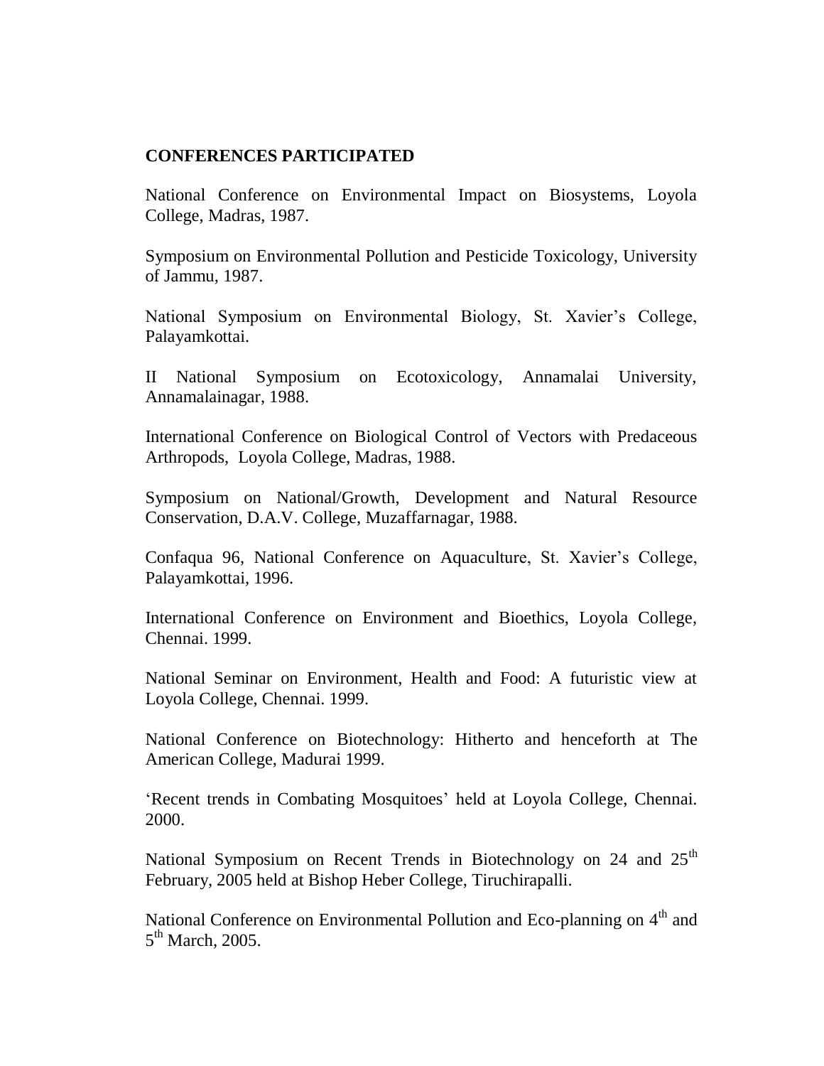**CONFERENCES PARTICIPATED**

National Conference on Environmental Impact on Biosystems, Loyola College, Madras, 1987.

Symposium on Environmental Pollution and Pesticide Toxicology, University of Jammu, 1987.

National Symposium on Environmental Biology, St. Xavier's College, Palayamkottai.

II National Symposium on Ecotoxicology, Annamalai University, Annamalainagar, 1988.

International Conference on Biological Control of Vectors with Predaceous Arthropods, Loyola College, Madras, 1988.

Symposium on National/Growth, Development and Natural Resource Conservation, D.A.V. College, Muzaffarnagar, 1988.

Confaqua 96, National Conference on Aquaculture, St. Xavier's College, Palayamkottai, 1996.

International Conference on Environment and Bioethics, Loyola College, Chennai. 1999.

National Seminar on Environment, Health and Food: A futuristic view at Loyola College, Chennai. 1999.

National Conference on Biotechnology: Hitherto and henceforth at The American College, Madurai 1999.

'Recent trends in Combating Mosquitoes' held at Loyola College, Chennai. 2000.

National Symposium on Recent Trends in Biotechnology on 24 and 25th February, 2005 held at Bishop Heber College, Tiruchirapalli.

National Conference on Environmental Pollution and Eco-planning on 4th and 5th March, 2005.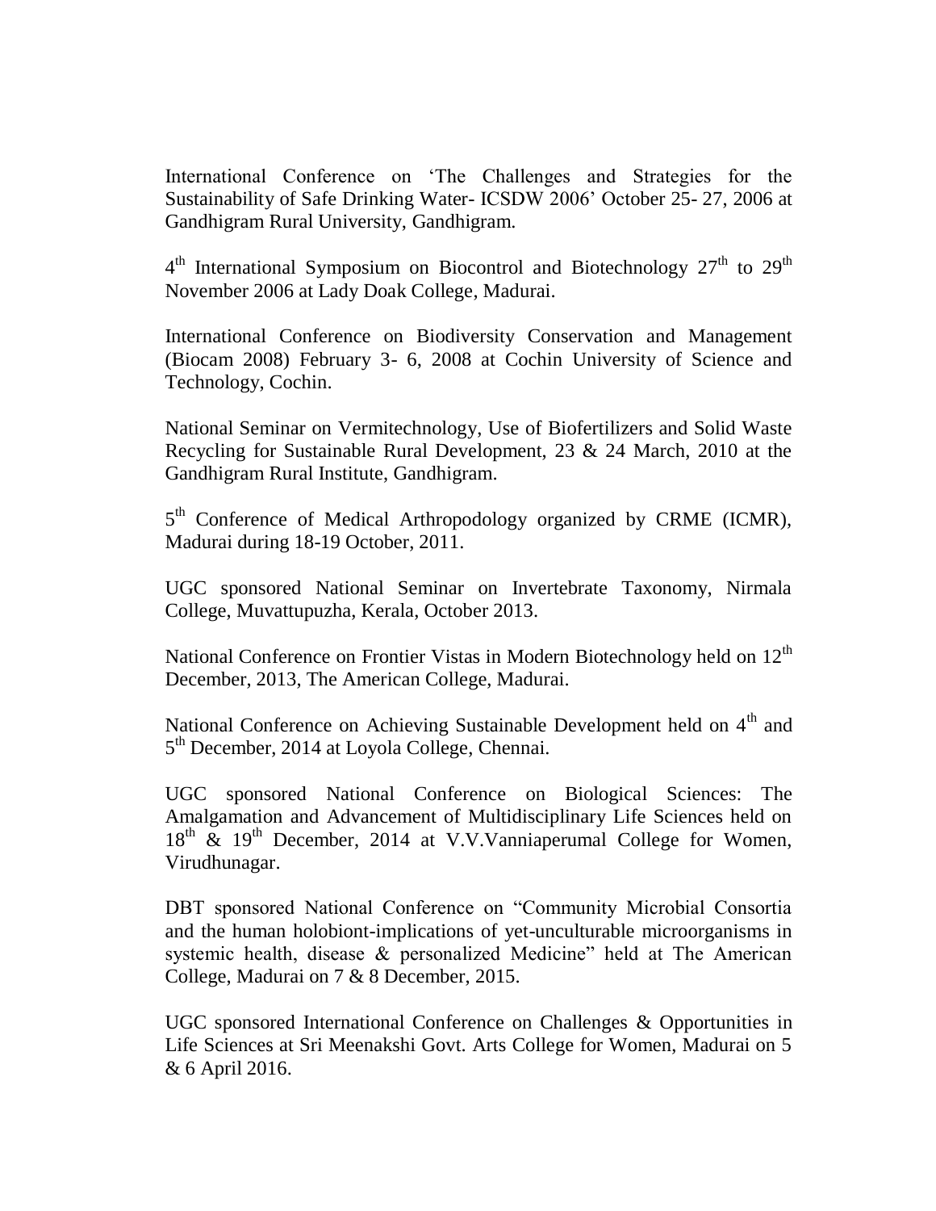International Conference on 'The Challenges and Strategies for the Sustainability of Safe Drinking Water- ICSDW 2006' October 25- 27, 2006 at Gandhigram Rural University, Gandhigram.

4th International Symposium on Biocontrol and Biotechnology 27th to 29th November 2006 at Lady Doak College, Madurai.

International Conference on Biodiversity Conservation and Management (Biocam 2008) February 3- 6, 2008 at Cochin University of Science and Technology, Cochin.

National Seminar on Vermitechnology, Use of Biofertilizers and Solid Waste Recycling for Sustainable Rural Development, 23 & 24 March, 2010 at the Gandhigram Rural Institute, Gandhigram.

5th Conference of Medical Arthropodology organized by CRME (ICMR), Madurai during 18-19 October, 2011.

UGC sponsored National Seminar on Invertebrate Taxonomy, Nirmala College, Muvattupuzha, Kerala, October 2013.

National Conference on Frontier Vistas in Modern Biotechnology held on 12th December, 2013, The American College, Madurai.

National Conference on Achieving Sustainable Development held on 4th and 5th December, 2014 at Loyola College, Chennai.

UGC sponsored National Conference on Biological Sciences: The Amalgamation and Advancement of Multidisciplinary Life Sciences held on 18th & 19th December, 2014 at V.V.Vanniaperumal College for Women, Virudhunagar.

DBT sponsored National Conference on "Community Microbial Consortia and the human holobiont-implications of yet-unculturable microorganisms in systemic health, disease & personalized Medicine" held at The American College, Madurai on 7 & 8 December, 2015.

UGC sponsored International Conference on Challenges & Opportunities in Life Sciences at Sri Meenakshi Govt. Arts College for Women, Madurai on 5 & 6 April 2016.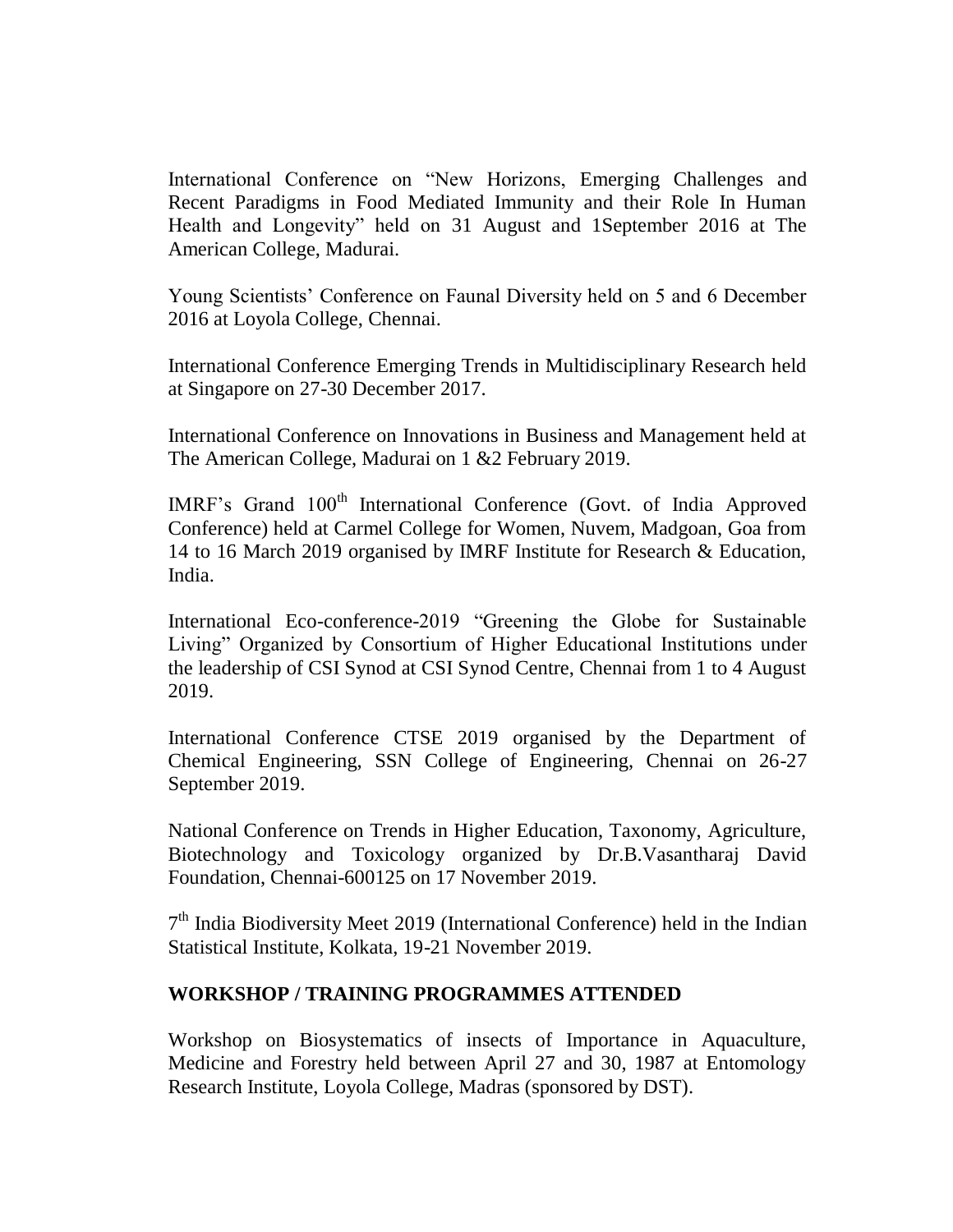International Conference on "New Horizons, Emerging Challenges and Recent Paradigms in Food Mediated Immunity and their Role In Human Health and Longevity" held on 31 August and 1September 2016 at The American College, Madurai.

Young Scientists' Conference on Faunal Diversity held on 5 and 6 December 2016 at Loyola College, Chennai.

International Conference Emerging Trends in Multidisciplinary Research held at Singapore on 27-30 December 2017.

International Conference on Innovations in Business and Management held at The American College, Madurai on 1 &2 February 2019.

IMRF's Grand 100th International Conference (Govt. of India Approved Conference) held at Carmel College for Women, Nuvem, Madgoan, Goa from 14 to 16 March 2019 organised by IMRF Institute for Research & Education, India.

International Eco-conference-2019 "Greening the Globe for Sustainable Living" Organized by Consortium of Higher Educational Institutions under the leadership of CSI Synod at CSI Synod Centre, Chennai from 1 to 4 August 2019.

International Conference CTSE 2019 organised by the Department of Chemical Engineering, SSN College of Engineering, Chennai on 26-27 September 2019.

National Conference on Trends in Higher Education, Taxonomy, Agriculture, Biotechnology and Toxicology organized by Dr.B.Vasantharaj David Foundation, Chennai-600125 on 17 November 2019.

7th India Biodiversity Meet 2019 (International Conference) held in the Indian Statistical Institute, Kolkata, 19-21 November 2019.

## WORKSHOP / TRAINING PROGRAMMES ATTENDED

Workshop on Biosystematics of insects of Importance in Aquaculture, Medicine and Forestry held between April 27 and 30, 1987 at Entomology Research Institute, Loyola College, Madras (sponsored by DST).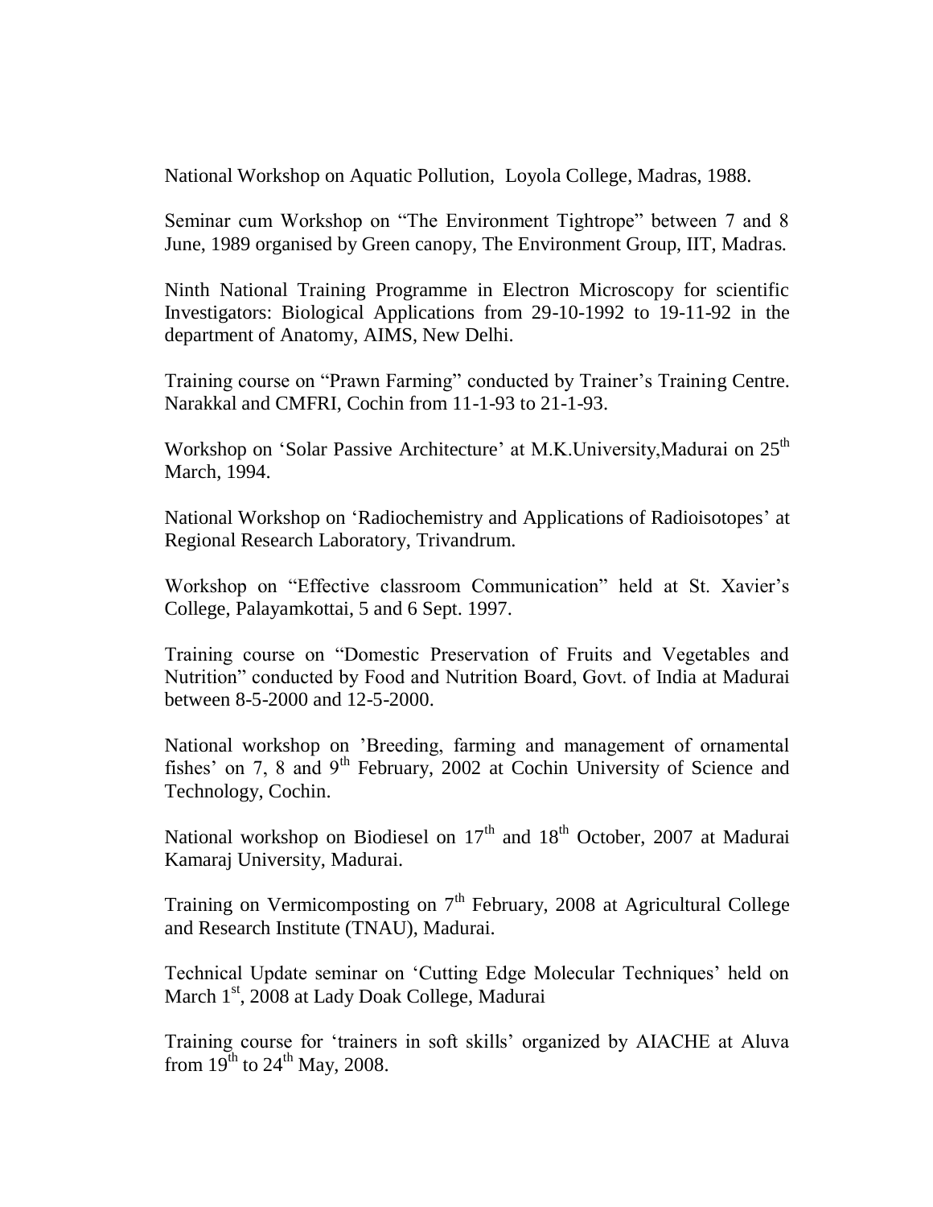National Workshop on Aquatic Pollution,  Loyola College, Madras, 1988.

Seminar cum Workshop on "The Environment Tightrope" between 7 and 8 June, 1989 organised by Green canopy, The Environment Group, IIT, Madras.

Ninth National Training Programme in Electron Microscopy for scientific Investigators: Biological Applications from 29-10-1992 to 19-11-92 in the department of Anatomy, AIMS, New Delhi.

Training course on "Prawn Farming" conducted by Trainer's Training Centre. Narakkal and CMFRI, Cochin from 11-1-93 to 21-1-93.

Workshop on 'Solar Passive Architecture' at M.K.University,Madurai on 25th March, 1994.

National Workshop on 'Radiochemistry and Applications of Radioisotopes' at Regional Research Laboratory, Trivandrum.

Workshop on "Effective classroom Communication" held at St. Xavier's College, Palayamkottai, 5 and 6 Sept. 1997.

Training course on "Domestic Preservation of Fruits and Vegetables and Nutrition" conducted by Food and Nutrition Board, Govt. of India at Madurai between 8-5-2000 and 12-5-2000.

National workshop on 'Breeding, farming and management of ornamental fishes' on 7, 8 and 9th February, 2002 at Cochin University of Science and Technology, Cochin.

National workshop on Biodiesel on 17th and 18th October, 2007 at Madurai Kamaraj University, Madurai.

Training on Vermicomposting on 7th February, 2008 at Agricultural College and Research Institute (TNAU), Madurai.

Technical Update seminar on 'Cutting Edge Molecular Techniques' held on March 1st, 2008 at Lady Doak College, Madurai

Training course for 'trainers in soft skills' organized by AIACHE at Aluva from 19th to 24th May, 2008.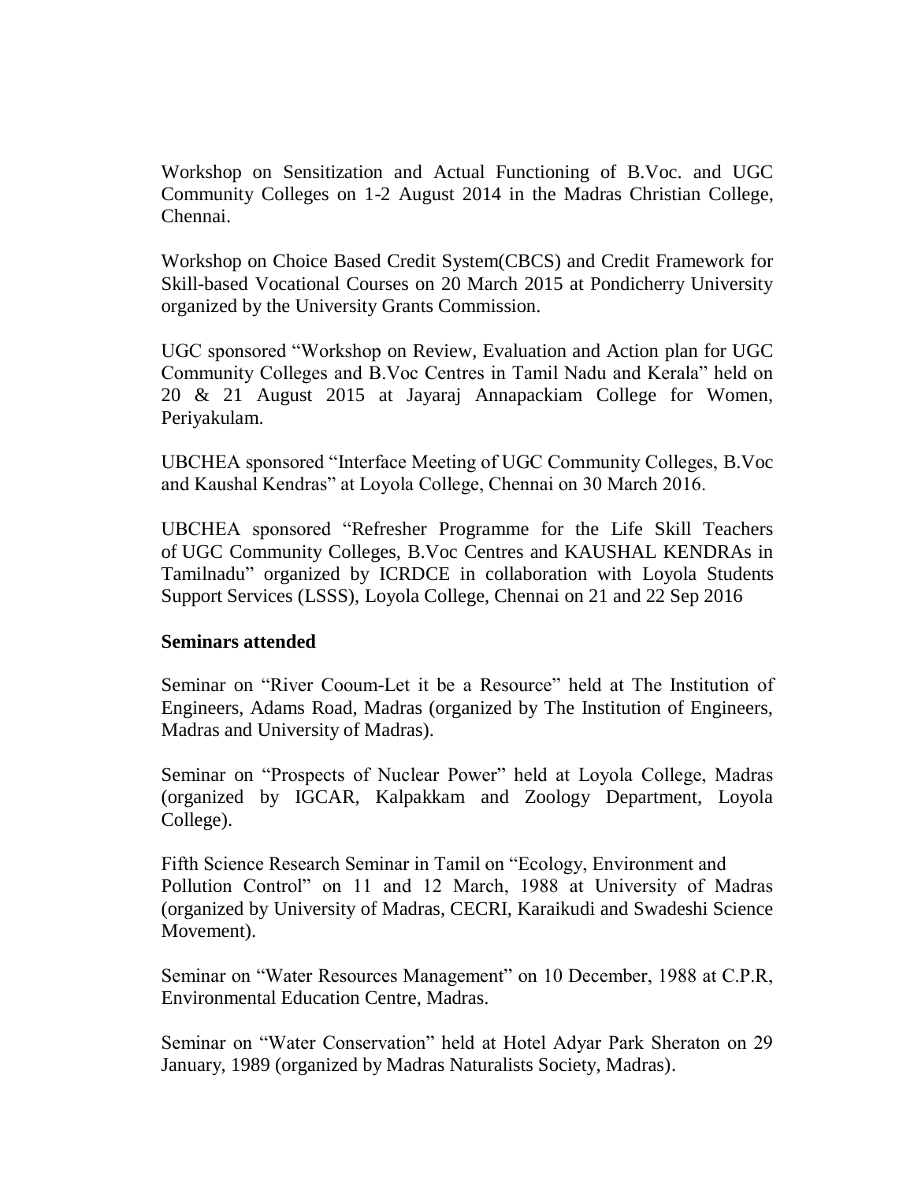Workshop on Sensitization and Actual Functioning of B.Voc. and UGC Community Colleges on 1-2 August 2014 in the Madras Christian College, Chennai.

Workshop on Choice Based Credit System(CBCS) and Credit Framework for Skill-based Vocational Courses on 20 March 2015 at Pondicherry University organized by the University Grants Commission.

UGC sponsored "Workshop on Review, Evaluation and Action plan for UGC Community Colleges and B.Voc Centres in Tamil Nadu and Kerala" held on 20 & 21 August 2015 at Jayaraj Annapackiam College for Women, Periyakulam.

UBCHEA sponsored "Interface Meeting of UGC Community Colleges, B.Voc and Kaushal Kendras" at Loyola College, Chennai on 30 March 2016.

UBCHEA sponsored "Refresher Programme for the Life Skill Teachers of UGC Community Colleges, B.Voc Centres and KAUSHAL KENDRAs in Tamilnadu" organized by ICRDCE in collaboration with Loyola Students Support Services (LSSS), Loyola College, Chennai on 21 and 22 Sep 2016

**Seminars attended**

Seminar on "River Cooum-Let it be a Resource" held at The Institution of Engineers, Adams Road, Madras (organized by The Institution of Engineers, Madras and University of Madras).

Seminar on "Prospects of Nuclear Power" held at Loyola College, Madras (organized by IGCAR, Kalpakkam and Zoology Department, Loyola College).

Fifth Science Research Seminar in Tamil on "Ecology, Environment and Pollution Control" on 11 and 12 March, 1988 at University of Madras (organized by University of Madras, CECRI, Karaikudi and Swadeshi Science Movement).

Seminar on "Water Resources Management" on 10 December, 1988 at C.P.R, Environmental Education Centre, Madras.

Seminar on "Water Conservation" held at Hotel Adyar Park Sheraton on 29 January, 1989 (organized by Madras Naturalists Society, Madras).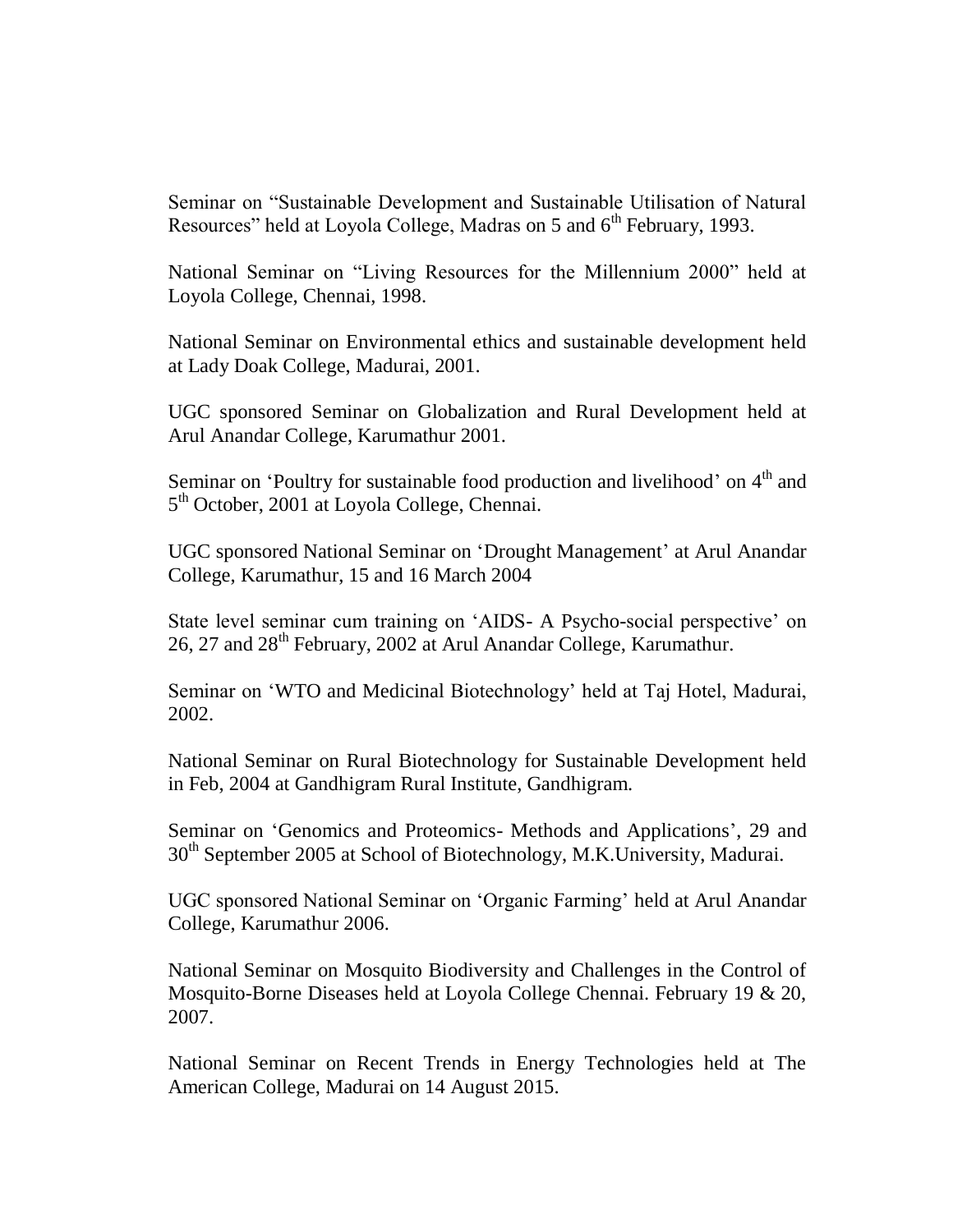Seminar on "Sustainable Development and Sustainable Utilisation of Natural Resources" held at Loyola College, Madras on 5 and 6th February, 1993.

National Seminar on "Living Resources for the Millennium 2000" held at Loyola College, Chennai, 1998.

National Seminar on Environmental ethics and sustainable development held at Lady Doak College, Madurai, 2001.

UGC sponsored Seminar on Globalization and Rural Development held at Arul Anandar College, Karumathur 2001.

Seminar on 'Poultry for sustainable food production and livelihood' on 4th and 5th October, 2001 at Loyola College, Chennai.

UGC sponsored National Seminar on 'Drought Management' at Arul Anandar College, Karumathur, 15 and 16 March 2004

State level seminar cum training on 'AIDS- A Psycho-social perspective' on 26, 27 and 28th February, 2002 at Arul Anandar College, Karumathur.

Seminar on 'WTO and Medicinal Biotechnology' held at Taj Hotel, Madurai, 2002.

National Seminar on Rural Biotechnology for Sustainable Development held in Feb, 2004 at Gandhigram Rural Institute, Gandhigram.

Seminar on 'Genomics and Proteomics- Methods and Applications', 29 and 30th September 2005 at School of Biotechnology, M.K.University, Madurai.

UGC sponsored National Seminar on 'Organic Farming' held at Arul Anandar College, Karumathur 2006.

National Seminar on Mosquito Biodiversity and Challenges in the Control of Mosquito-Borne Diseases held at Loyola College Chennai. February 19 & 20, 2007.

National Seminar on Recent Trends in Energy Technologies held at The American College, Madurai on 14 August 2015.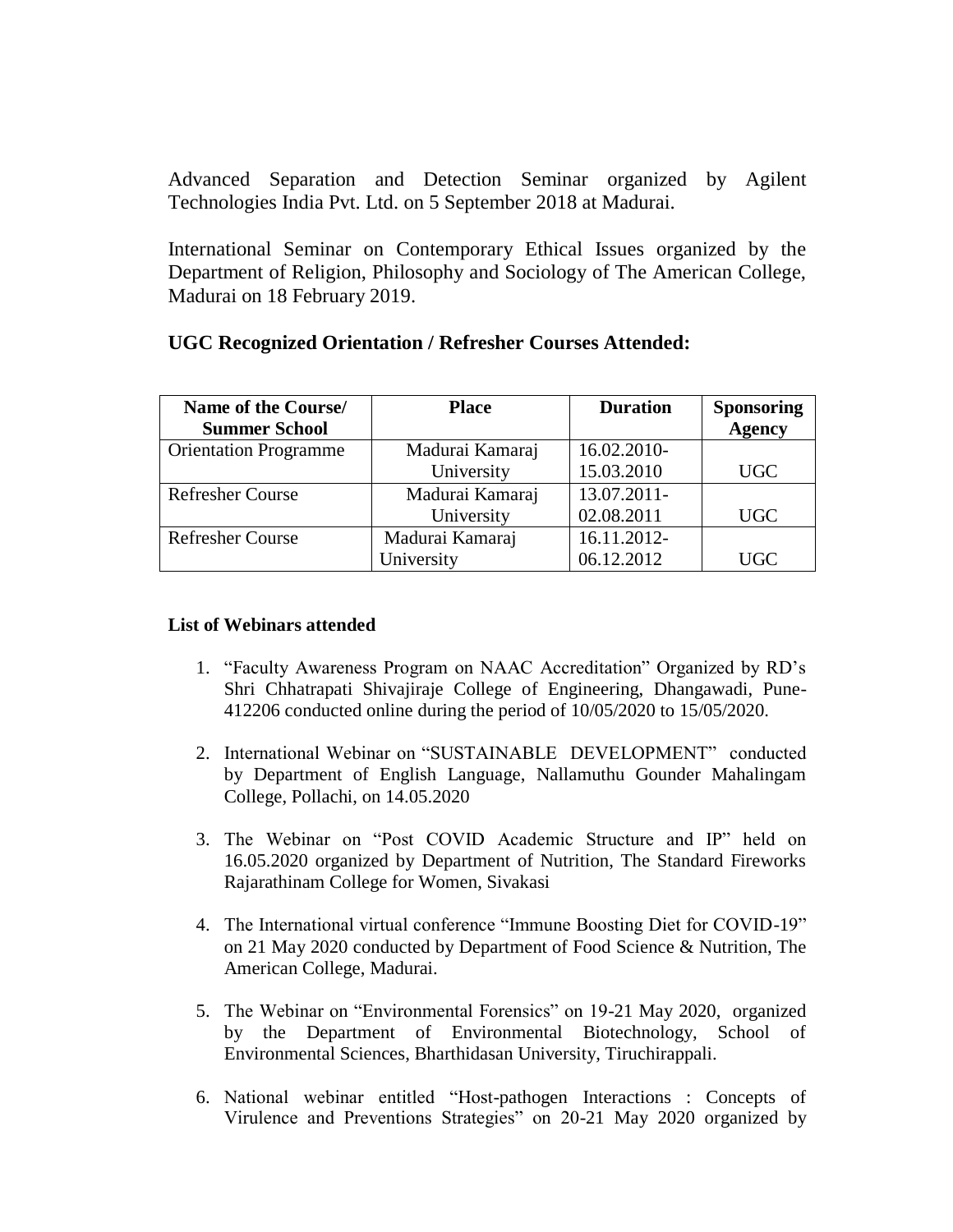Advanced Separation and Detection Seminar organized by Agilent Technologies India Pvt. Ltd. on 5 September 2018 at Madurai.

International Seminar on Contemporary Ethical Issues organized by the Department of Religion, Philosophy and Sociology of The American College, Madurai on 18 February 2019.

## UGC Recognized Orientation / Refresher Courses Attended:

| Name of the Course/ Summer School | Place | Duration | Sponsoring Agency |
|---|---|---|---|
| Orientation Programme | Madurai Kamaraj University | 16.02.2010-15.03.2010 | UGC |
| Refresher Course | Madurai Kamaraj University | 13.07.2011-02.08.2011 | UGC |
| Refresher Course | Madurai Kamaraj University | 16.11.2012-06.12.2012 | UGC |

### List of Webinars attended

1. "Faculty Awareness Program on NAAC Accreditation" Organized by RD's Shri Chhatrapati Shivajiraje College of Engineering, Dhangawadi, Pune-412206 conducted online during the period of 10/05/2020 to 15/05/2020.
2. International Webinar on "SUSTAINABLE DEVELOPMENT" conducted by Department of English Language, Nallamuthu Gounder Mahalingam College, Pollachi, on 14.05.2020
3. The Webinar on "Post COVID Academic Structure and IP" held on 16.05.2020 organized by Department of Nutrition, The Standard Fireworks Rajarathinam College for Women, Sivakasi
4. The International virtual conference "Immune Boosting Diet for COVID-19" on 21 May 2020 conducted by Department of Food Science & Nutrition, The American College, Madurai.
5. The Webinar on "Environmental Forensics" on 19-21 May 2020, organized by the Department of Environmental Biotechnology, School of Environmental Sciences, Bharthidasan University, Tiruchirappali.
6. National webinar entitled "Host-pathogen Interactions : Concepts of Virulence and Preventions Strategies" on 20-21 May 2020 organized by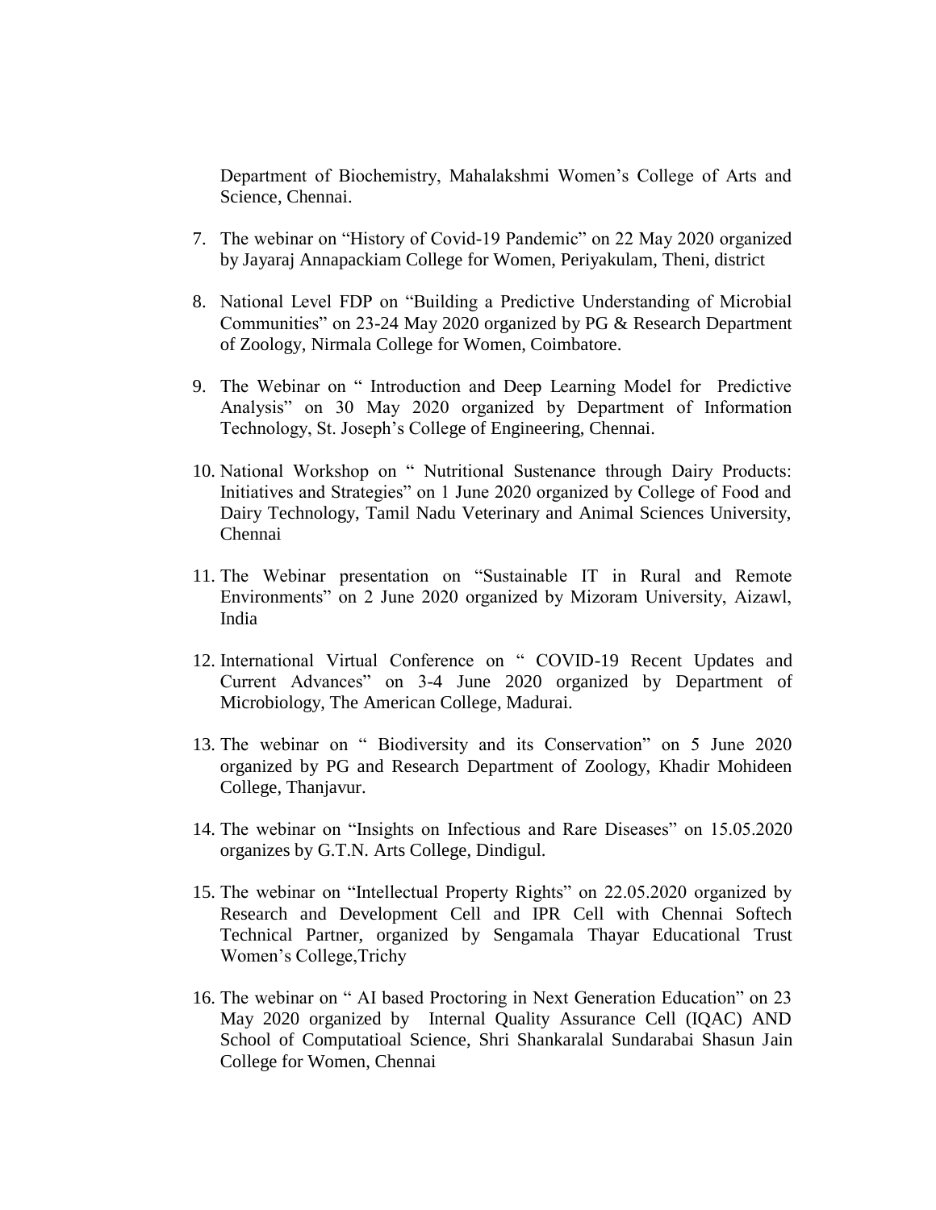Department of Biochemistry, Mahalakshmi Women's College of Arts and Science, Chennai.

7. The webinar on "History of Covid-19 Pandemic" on 22 May 2020 organized by Jayaraj Annapackiam College for Women, Periyakulam, Theni, district
8. National Level FDP on "Building a Predictive Understanding of Microbial Communities" on 23-24 May 2020 organized by PG & Research Department of Zoology, Nirmala College for Women, Coimbatore.
9. The Webinar on " Introduction and Deep Learning Model for Predictive Analysis" on 30 May 2020 organized by Department of Information Technology, St. Joseph's College of Engineering, Chennai.
10. National Workshop on " Nutritional Sustenance through Dairy Products: Initiatives and Strategies" on 1 June 2020 organized by College of Food and Dairy Technology, Tamil Nadu Veterinary and Animal Sciences University, Chennai
11. The Webinar presentation on "Sustainable IT in Rural and Remote Environments" on 2 June 2020 organized by Mizoram University, Aizawl, India
12. International Virtual Conference on " COVID-19 Recent Updates and Current Advances" on 3-4 June 2020 organized by Department of Microbiology, The American College, Madurai.
13. The webinar on " Biodiversity and its Conservation" on 5 June 2020 organized by PG and Research Department of Zoology, Khadir Mohideen College, Thanjavur.
14. The webinar on "Insights on Infectious and Rare Diseases" on 15.05.2020 organizes by G.T.N. Arts College, Dindigul.
15. The webinar on "Intellectual Property Rights" on 22.05.2020 organized by Research and Development Cell and IPR Cell with Chennai Softech Technical Partner, organized by Sengamala Thayar Educational Trust Women's College,Trichy
16. The webinar on " AI based Proctoring in Next Generation Education" on 23 May 2020 organized by Internal Quality Assurance Cell (IQAC) AND School of Computatioal Science, Shri Shankaralal Sundarabai Shasun Jain College for Women, Chennai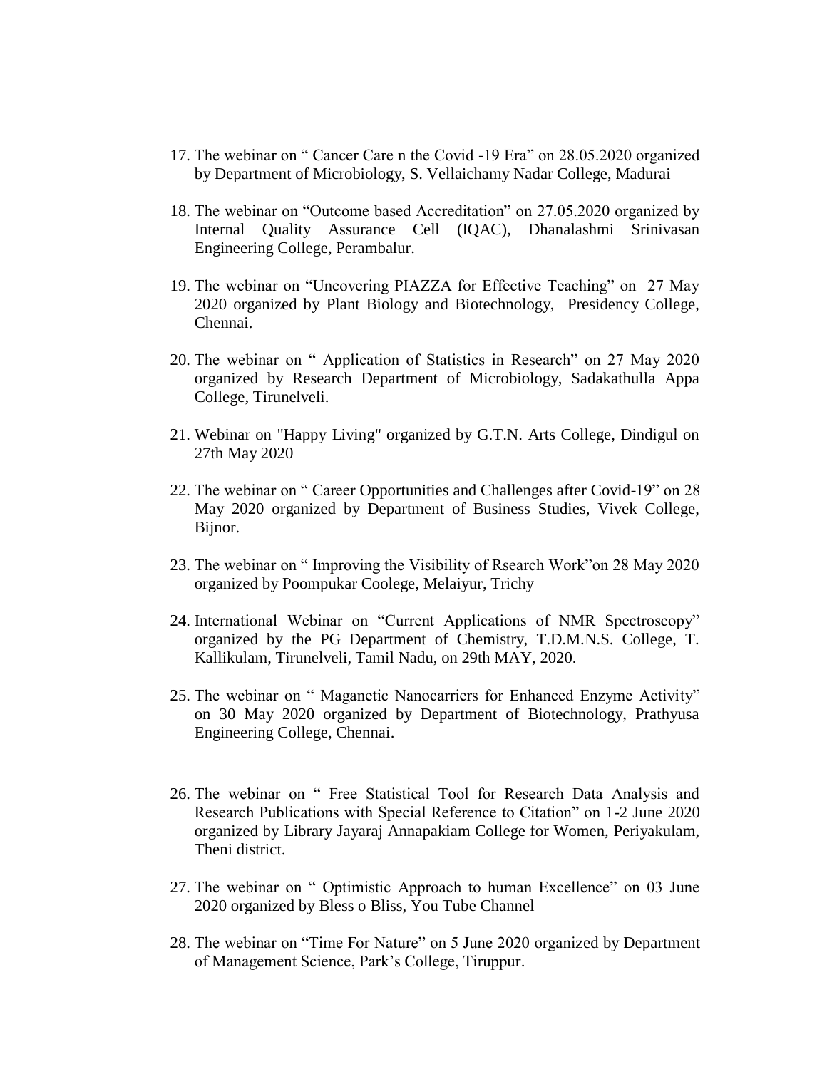17. The webinar on " Cancer Care n the Covid -19 Era" on 28.05.2020 organized by Department of Microbiology, S. Vellaichamy Nadar College, Madurai

18. The webinar on "Outcome based Accreditation" on 27.05.2020 organized by Internal Quality Assurance Cell (IQAC), Dhanalashmi Srinivasan Engineering College, Perambalur.

19. The webinar on "Uncovering PIAZZA for Effective Teaching" on 27 May 2020 organized by Plant Biology and Biotechnology, Presidency College, Chennai.

20. The webinar on " Application of Statistics in Research" on 27 May 2020 organized by Research Department of Microbiology, Sadakathulla Appa College, Tirunelveli.

21. Webinar on "Happy Living" organized by G.T.N. Arts College, Dindigul on 27th May 2020

22. The webinar on " Career Opportunities and Challenges after Covid-19" on 28 May 2020 organized by Department of Business Studies, Vivek College, Bijnor.

23. The webinar on " Improving the Visibility of Rsearch Work"on 28 May 2020 organized by Poompukar Coolege, Melaiyur, Trichy

24. International Webinar on "Current Applications of NMR Spectroscopy" organized by the PG Department of Chemistry, T.D.M.N.S. College, T. Kallikulam, Tirunelveli, Tamil Nadu, on 29th MAY, 2020.

25. The webinar on " Maganetic Nanocarriers for Enhanced Enzyme Activity" on 30 May 2020 organized by Department of Biotechnology, Prathyusa Engineering College, Chennai.

26. The webinar on " Free Statistical Tool for Research Data Analysis and Research Publications with Special Reference to Citation" on 1-2 June 2020 organized by Library Jayaraj Annapakiam College for Women, Periyakulam, Theni district.

27. The webinar on " Optimistic Approach to human Excellence" on 03 June 2020 organized by Bless o Bliss, You Tube Channel

28. The webinar on "Time For Nature" on 5 June 2020 organized by Department of Management Science, Park's College, Tiruppur.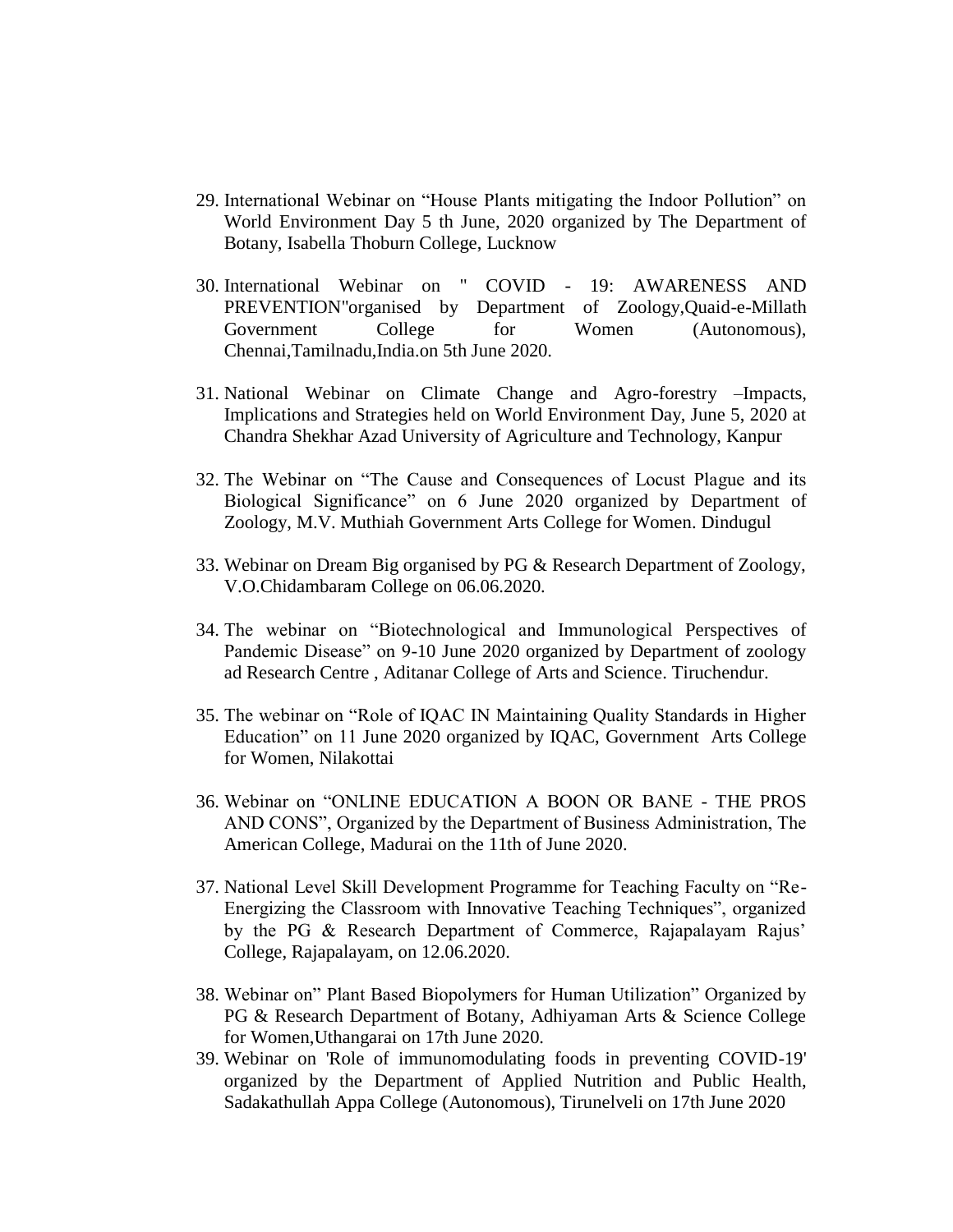29. International Webinar on “House Plants mitigating the Indoor Pollution” on World Environment Day 5 th June, 2020 organized by The Department of Botany, Isabella Thoburn College, Lucknow

30. International Webinar on " COVID - 19: AWARENESS AND PREVENTION"organised by Department of Zoology,Quaid-e-Millath Government College for Women (Autonomous), Chennai,Tamilnadu,India.on 5th June 2020.

31. National Webinar on Climate Change and Agro-forestry –Impacts, Implications and Strategies held on World Environment Day, June 5, 2020 at Chandra Shekhar Azad University of Agriculture and Technology, Kanpur

32. The Webinar on “The Cause and Consequences of Locust Plague and its Biological Significance” on 6 June 2020 organized by Department of Zoology, M.V. Muthiah Government Arts College for Women. Dindugul

33. Webinar on Dream Big organised by PG & Research Department of Zoology, V.O.Chidambaram College on 06.06.2020.

34. The webinar on “Biotechnological and Immunological Perspectives of Pandemic Disease” on 9-10 June 2020 organized by Department of zoology ad Research Centre , Aditanar College of Arts and Science. Tiruchendur.

35. The webinar on “Role of IQAC IN Maintaining Quality Standards in Higher Education” on 11 June 2020 organized by IQAC, Government Arts College for Women, Nilakottai

36. Webinar on “ONLINE EDUCATION A BOON OR BANE - THE PROS AND CONS”, Organized by the Department of Business Administration, The American College, Madurai on the 11th of June 2020.

37. National Level Skill Development Programme for Teaching Faculty on “Re-Energizing the Classroom with Innovative Teaching Techniques”, organized by the PG & Research Department of Commerce, Rajapalayam Rajus’ College, Rajapalayam, on 12.06.2020.

38. Webinar on” Plant Based Biopolymers for Human Utilization” Organized by PG & Research Department of Botany, Adhiyaman Arts & Science College for Women,Uthangarai on 17th June 2020.

39. Webinar on 'Role of immunomodulating foods in preventing COVID-19' organized by the Department of Applied Nutrition and Public Health, Sadakathullah Appa College (Autonomous), Tirunelveli on 17th June 2020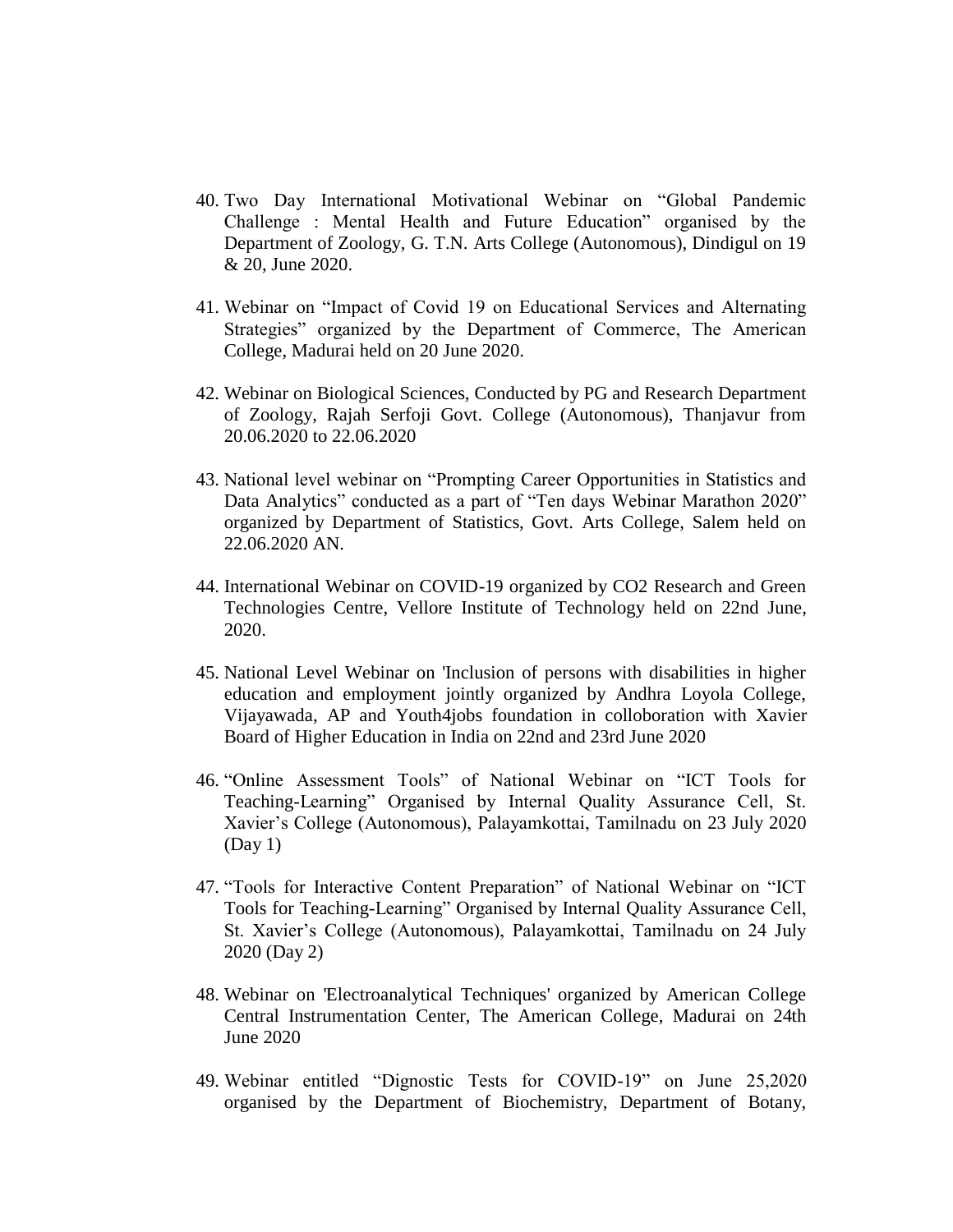40. Two Day International Motivational Webinar on "Global Pandemic Challenge : Mental Health and Future Education" organised by the Department of Zoology, G. T.N. Arts College (Autonomous), Dindigul on 19 & 20, June 2020.

41. Webinar on "Impact of Covid 19 on Educational Services and Alternating Strategies" organized by the Department of Commerce, The American College, Madurai held on 20 June 2020.

42. Webinar on Biological Sciences, Conducted by PG and Research Department of Zoology, Rajah Serfoji Govt. College (Autonomous), Thanjavur from 20.06.2020 to 22.06.2020

43. National level webinar on "Prompting Career Opportunities in Statistics and Data Analytics" conducted as a part of "Ten days Webinar Marathon 2020" organized by Department of Statistics, Govt. Arts College, Salem held on 22.06.2020 AN.

44. International Webinar on COVID-19 organized by CO2 Research and Green Technologies Centre, Vellore Institute of Technology held on 22nd June, 2020.

45. National Level Webinar on 'Inclusion of persons with disabilities in higher education and employment jointly organized by Andhra Loyola College, Vijayawada, AP and Youth4jobs foundation in colloboration with Xavier Board of Higher Education in India on 22nd and 23rd June 2020

46. "Online Assessment Tools" of National Webinar on "ICT Tools for Teaching-Learning" Organised by Internal Quality Assurance Cell, St. Xavier's College (Autonomous), Palayamkottai, Tamilnadu on 23 July 2020 (Day 1)

47. "Tools for Interactive Content Preparation" of National Webinar on "ICT Tools for Teaching-Learning" Organised by Internal Quality Assurance Cell, St. Xavier's College (Autonomous), Palayamkottai, Tamilnadu on 24 July 2020 (Day 2)

48. Webinar on 'Electroanalytical Techniques' organized by American College Central Instrumentation Center, The American College, Madurai on 24th June 2020

49. Webinar entitled "Dignostic Tests for COVID-19" on June 25,2020 organised by the Department of Biochemistry, Department of Botany,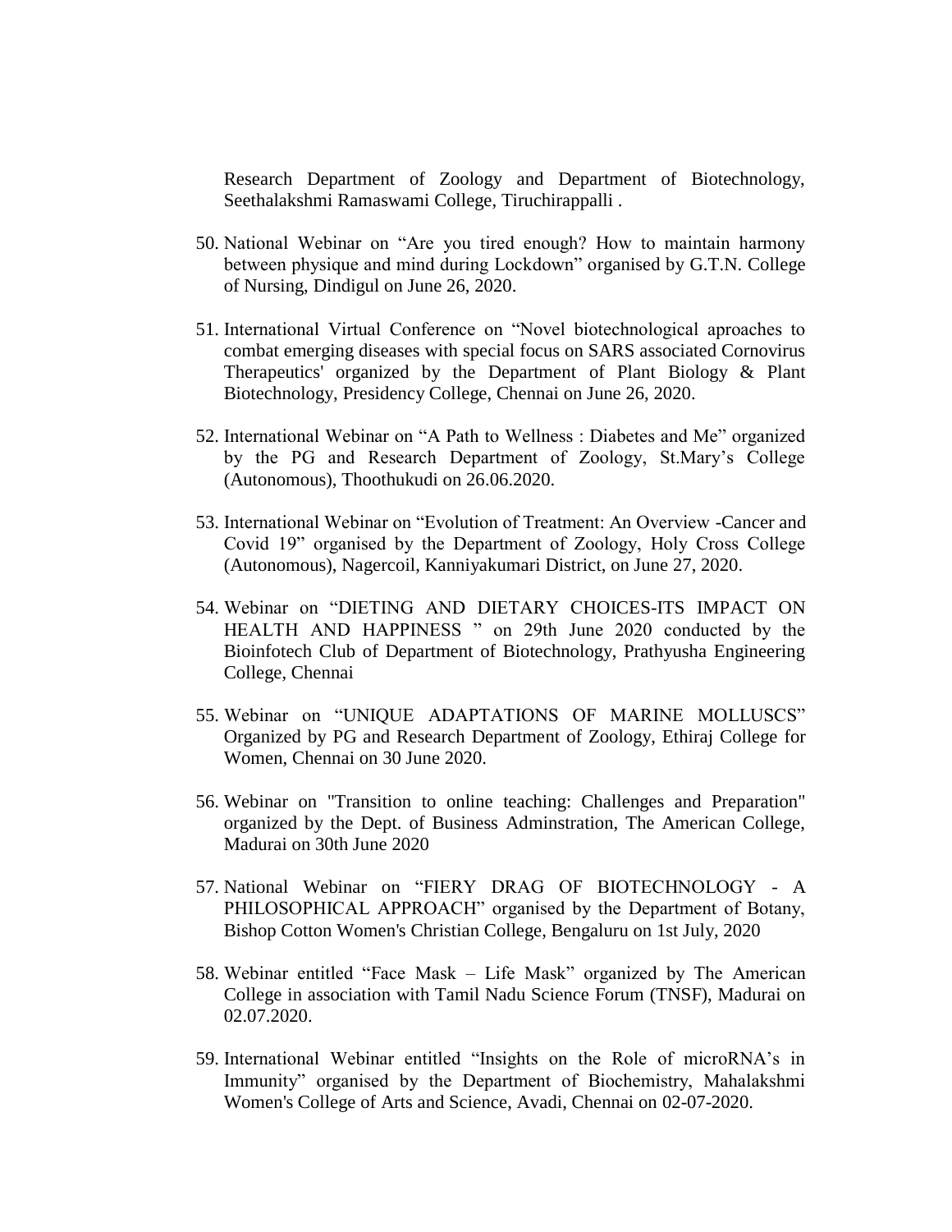Research Department of Zoology and Department of Biotechnology, Seethalakshmi Ramaswami College, Tiruchirappalli .

50. National Webinar on “Are you tired enough? How to maintain harmony between physique and mind during Lockdown” organised by G.T.N. College of Nursing, Dindigul on June 26, 2020.

51. International Virtual Conference on “Novel biotechnological aproaches to combat emerging diseases with special focus on SARS associated Cornovirus Therapeutics' organized by the Department of Plant Biology & Plant Biotechnology, Presidency College, Chennai on June 26, 2020.

52. International Webinar on “A Path to Wellness : Diabetes and Me” organized by the PG and Research Department of Zoology, St.Mary’s College (Autonomous), Thoothukudi on 26.06.2020.

53. International Webinar on “Evolution of Treatment: An Overview -Cancer and Covid 19” organised by the Department of Zoology, Holy Cross College (Autonomous), Nagercoil, Kanniyakumari District, on June 27, 2020.

54. Webinar on “DIETING AND DIETARY CHOICES-ITS IMPACT ON HEALTH AND HAPPINESS ” on 29th June 2020 conducted by the Bioinfotech Club of Department of Biotechnology, Prathyusha Engineering College, Chennai

55. Webinar on “UNIQUE ADAPTATIONS OF MARINE MOLLUSCS” Organized by PG and Research Department of Zoology, Ethiraj College for Women, Chennai on 30 June 2020.

56. Webinar on "Transition to online teaching: Challenges and Preparation" organized by the Dept. of Business Adminstration, The American College, Madurai on 30th June 2020

57. National Webinar on “FIERY DRAG OF BIOTECHNOLOGY - A PHILOSOPHICAL APPROACH” organised by the Department of Botany, Bishop Cotton Women's Christian College, Bengaluru on 1st July, 2020

58. Webinar entitled “Face Mask – Life Mask” organized by The American College in association with Tamil Nadu Science Forum (TNSF), Madurai on 02.07.2020.

59. International Webinar entitled “Insights on the Role of microRNA’s in Immunity” organised by the Department of Biochemistry, Mahalakshmi Women's College of Arts and Science, Avadi, Chennai on 02-07-2020.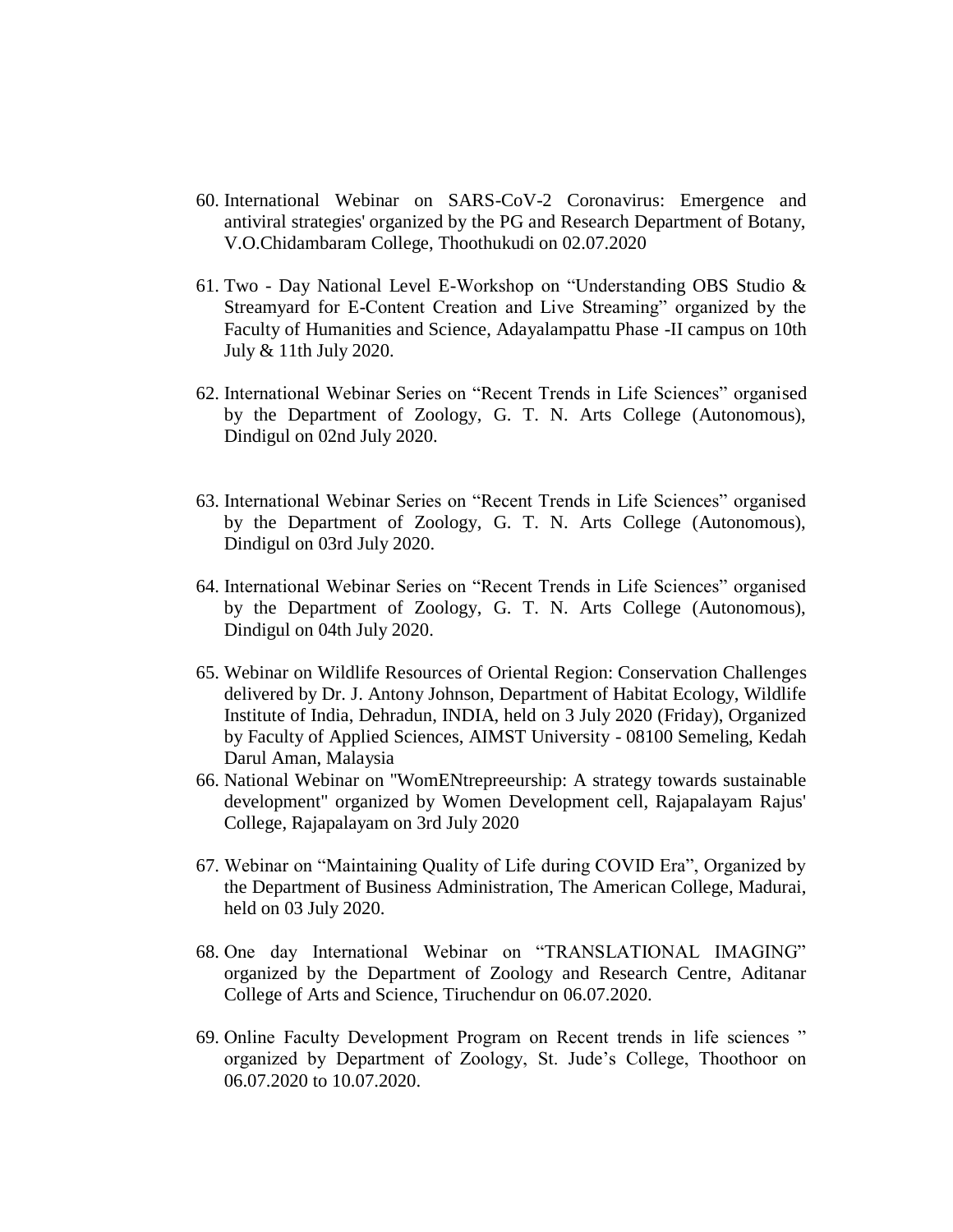60. International Webinar on SARS-CoV-2 Coronavirus: Emergence and antiviral strategies' organized by the PG and Research Department of Botany, V.O.Chidambaram College, Thoothukudi on 02.07.2020

61. Two - Day National Level E-Workshop on "Understanding OBS Studio & Streamyard for E-Content Creation and Live Streaming" organized by the Faculty of Humanities and Science, Adayalampattu Phase -II campus on 10th July & 11th July 2020.

62. International Webinar Series on "Recent Trends in Life Sciences" organised by the Department of Zoology, G. T. N. Arts College (Autonomous), Dindigul on 02nd July 2020.

63. International Webinar Series on "Recent Trends in Life Sciences" organised by the Department of Zoology, G. T. N. Arts College (Autonomous), Dindigul on 03rd July 2020.

64. International Webinar Series on "Recent Trends in Life Sciences" organised by the Department of Zoology, G. T. N. Arts College (Autonomous), Dindigul on 04th July 2020.

65. Webinar on Wildlife Resources of Oriental Region: Conservation Challenges delivered by Dr. J. Antony Johnson, Department of Habitat Ecology, Wildlife Institute of India, Dehradun, INDIA, held on 3 July 2020 (Friday), Organized by Faculty of Applied Sciences, AIMST University - 08100 Semeling, Kedah Darul Aman, Malaysia

66. National Webinar on "WomENtrepreeurship: A strategy towards sustainable development" organized by Women Development cell, Rajapalayam Rajus' College, Rajapalayam on 3rd July 2020

67. Webinar on "Maintaining Quality of Life during COVID Era", Organized by the Department of Business Administration, The American College, Madurai, held on 03 July 2020.

68. One day International Webinar on "TRANSLATIONAL IMAGING" organized by the Department of Zoology and Research Centre, Aditanar College of Arts and Science, Tiruchendur on 06.07.2020.

69. Online Faculty Development Program on Recent trends in life sciences " organized by Department of Zoology, St. Jude's College, Thoothoor on 06.07.2020 to 10.07.2020.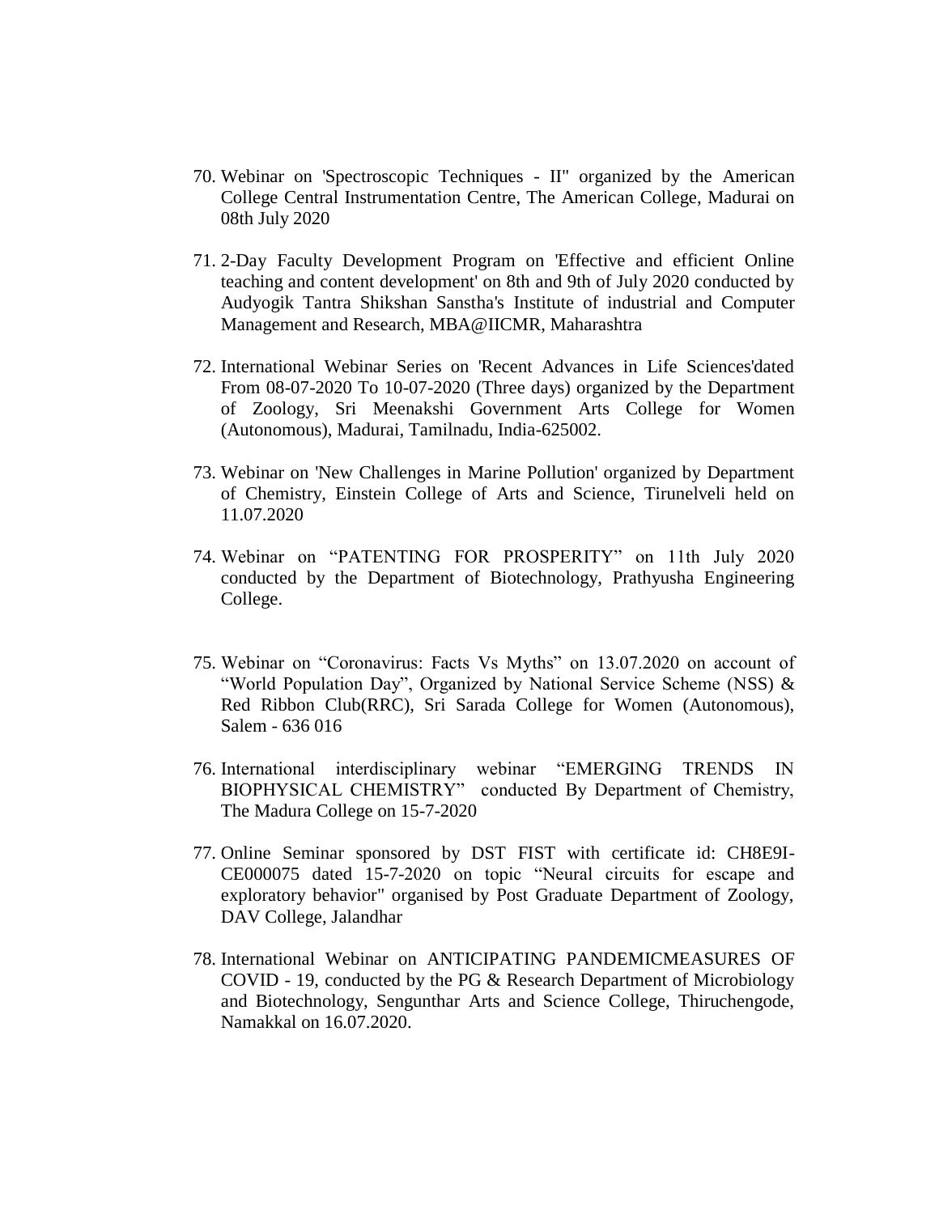70. Webinar on 'Spectroscopic Techniques - II" organized by the American College Central Instrumentation Centre, The American College, Madurai on 08th July 2020

71. 2-Day Faculty Development Program on 'Effective and efficient Online teaching and content development' on 8th and 9th of July 2020 conducted by Audyogik Tantra Shikshan Sanstha's Institute of industrial and Computer Management and Research, MBA@IICMR, Maharashtra

72. International Webinar Series on 'Recent Advances in Life Sciences'dated From 08-07-2020 To 10-07-2020 (Three days) organized by the Department of Zoology, Sri Meenakshi Government Arts College for Women (Autonomous), Madurai, Tamilnadu, India-625002.

73. Webinar on 'New Challenges in Marine Pollution' organized by Department of Chemistry, Einstein College of Arts and Science, Tirunelveli held on 11.07.2020

74. Webinar on "PATENTING FOR PROSPERITY" on 11th July 2020 conducted by the Department of Biotechnology, Prathyusha Engineering College.

75. Webinar on "Coronavirus: Facts Vs Myths" on 13.07.2020 on account of "World Population Day", Organized by National Service Scheme (NSS) & Red Ribbon Club(RRC), Sri Sarada College for Women (Autonomous), Salem - 636 016

76. International interdisciplinary webinar "EMERGING TRENDS IN BIOPHYSICAL CHEMISTRY" conducted By Department of Chemistry, The Madura College on 15-7-2020

77. Online Seminar sponsored by DST FIST with certificate id: CH8E9I-CE000075 dated 15-7-2020 on topic "Neural circuits for escape and exploratory behavior" organised by Post Graduate Department of Zoology, DAV College, Jalandhar

78. International Webinar on ANTICIPATING PANDEMICMEASURES OF COVID - 19, conducted by the PG & Research Department of Microbiology and Biotechnology, Sengunthar Arts and Science College, Thiruchengode, Namakkal on 16.07.2020.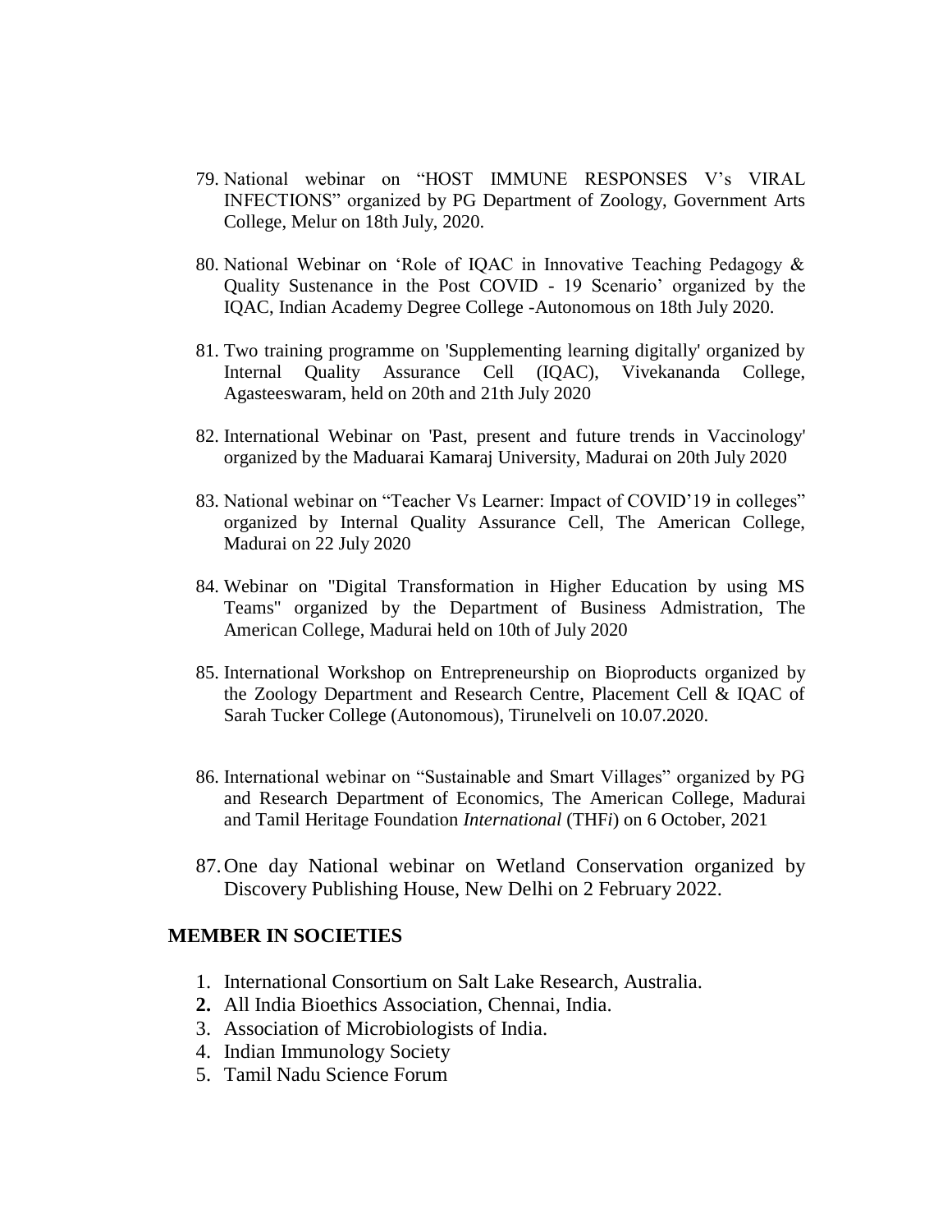79. National webinar on "HOST IMMUNE RESPONSES V's VIRAL INFECTIONS" organized by PG Department of Zoology, Government Arts College, Melur on 18th July, 2020.

80. National Webinar on 'Role of IQAC in Innovative Teaching Pedagogy & Quality Sustenance in the Post COVID - 19 Scenario' organized by the IQAC, Indian Academy Degree College -Autonomous on 18th July 2020.

81. Two training programme on 'Supplementing learning digitally' organized by Internal Quality Assurance Cell (IQAC), Vivekananda College, Agasteeswaram, held on 20th and 21th July 2020

82. International Webinar on 'Past, present and future trends in Vaccinology' organized by the Maduarai Kamaraj University, Madurai on 20th July 2020

83. National webinar on "Teacher Vs Learner: Impact of COVID'19 in colleges" organized by Internal Quality Assurance Cell, The American College, Madurai on 22 July 2020

84. Webinar on "Digital Transformation in Higher Education by using MS Teams" organized by the Department of Business Admistration, The American College, Madurai held on 10th of July 2020

85. International Workshop on Entrepreneurship on Bioproducts organized by the Zoology Department and Research Centre, Placement Cell & IQAC of Sarah Tucker College (Autonomous), Tirunelveli on 10.07.2020.

86. International webinar on "Sustainable and Smart Villages" organized by PG and Research Department of Economics, The American College, Madurai and Tamil Heritage Foundation *International* (THF*i*) on 6 October, 2021

87. One day National webinar on Wetland Conservation organized by Discovery Publishing House, New Delhi on 2 February 2022.

## MEMBER IN SOCIETIES

1. International Consortium on Salt Lake Research, Australia.
2. All India Bioethics Association, Chennai, India.
3. Association of Microbiologists of India.
4. Indian Immunology Society
5. Tamil Nadu Science Forum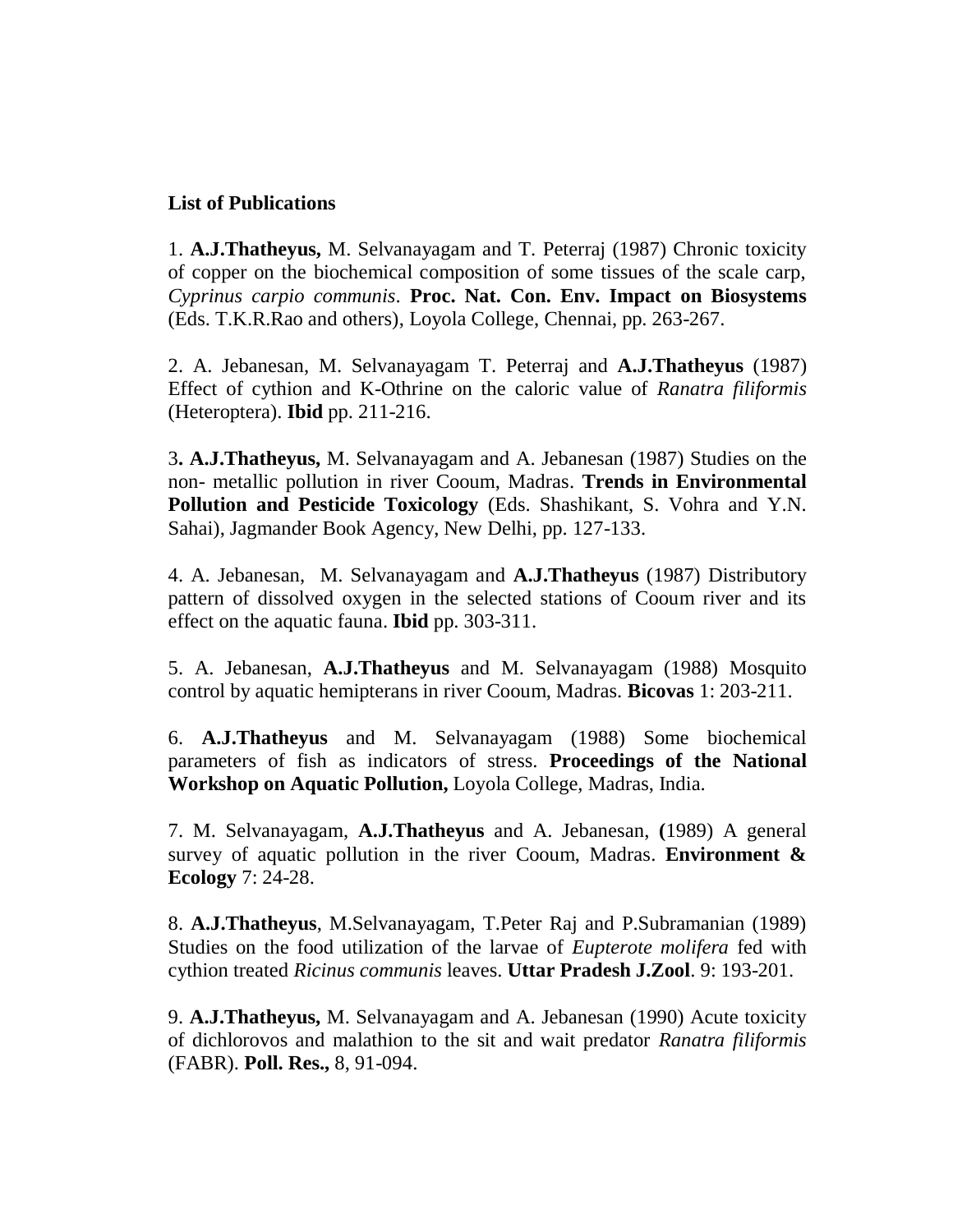**List of Publications**

1. **A.J.Thatheyus,** M. Selvanayagam and T. Peterraj (1987) Chronic toxicity of copper on the biochemical composition of some tissues of the scale carp, *Cyprinus carpio communis*. **Proc. Nat. Con. Env. Impact on Biosystems** (Eds. T.K.R.Rao and others), Loyola College, Chennai, pp. 263-267.

2. A. Jebanesan, M. Selvanayagam T. Peterraj and **A.J.Thatheyus** (1987) Effect of cythion and K-Othrine on the caloric value of *Ranatra filiformis* (Heteroptera). **Ibid** pp. 211-216.

3**. A.J.Thatheyus,** M. Selvanayagam and A. Jebanesan (1987) Studies on the non- metallic pollution in river Cooum, Madras. **Trends in Environmental Pollution and Pesticide Toxicology** (Eds. Shashikant, S. Vohra and Y.N. Sahai), Jagmander Book Agency, New Delhi, pp. 127-133.

4. A. Jebanesan, M. Selvanayagam and **A.J.Thatheyus** (1987) Distributory pattern of dissolved oxygen in the selected stations of Cooum river and its effect on the aquatic fauna. **Ibid** pp. 303-311.

5. A. Jebanesan, **A.J.Thatheyus** and M. Selvanayagam (1988) Mosquito control by aquatic hemipterans in river Cooum, Madras. **Bicovas** 1: 203-211.

6. **A.J.Thatheyus** and M. Selvanayagam (1988) Some biochemical parameters of fish as indicators of stress. **Proceedings of the National Workshop on Aquatic Pollution,** Loyola College, Madras, India.

7. M. Selvanayagam, **A.J.Thatheyus** and A. Jebanesan, **(**1989) A general survey of aquatic pollution in the river Cooum, Madras. **Environment & Ecology** 7: 24-28.

8. **A.J.Thatheyus**, M.Selvanayagam, T.Peter Raj and P.Subramanian (1989) Studies on the food utilization of the larvae of *Eupterote molifera* fed with cythion treated *Ricinus communis* leaves. **Uttar Pradesh J.Zool**. 9: 193-201.

9. **A.J.Thatheyus,** M. Selvanayagam and A. Jebanesan (1990) Acute toxicity of dichlorovos and malathion to the sit and wait predator *Ranatra filiformis* (FABR). **Poll. Res.,** 8, 91-094.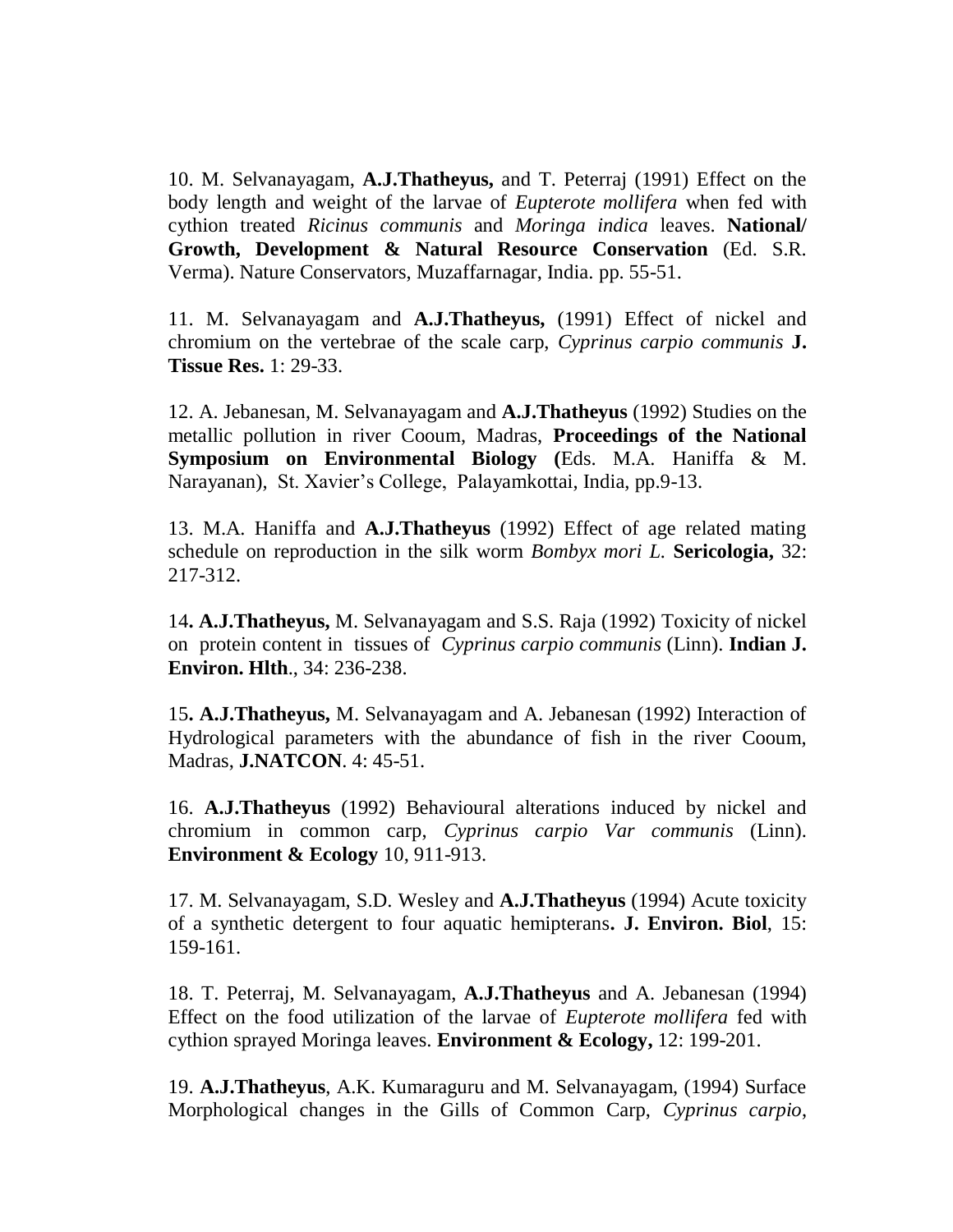10. M. Selvanayagam, **A.J.Thatheyus,** and T. Peterraj (1991) Effect on the body length and weight of the larvae of *Eupterote mollifera* when fed with cythion treated *Ricinus communis* and *Moringa indica* leaves. **National/ Growth, Development & Natural Resource Conservation** (Ed. S.R. Verma). Nature Conservators, Muzaffarnagar, India. pp. 55-51.

11. M. Selvanayagam and **A.J.Thatheyus,** (1991) Effect of nickel and chromium on the vertebrae of the scale carp, *Cyprinus carpio communis* **J. Tissue Res.** 1: 29-33.

12. A. Jebanesan, M. Selvanayagam and **A.J.Thatheyus** (1992) Studies on the metallic pollution in river Cooum, Madras, **Proceedings of the National Symposium on Environmental Biology (**Eds. M.A. Haniffa & M. Narayanan), St. Xavier's College, Palayamkottai, India, pp.9-13.

13. M.A. Haniffa and **A.J.Thatheyus** (1992) Effect of age related mating schedule on reproduction in the silk worm *Bombyx mori L.* **Sericologia,** 32: 217-312.

14**. A.J.Thatheyus,** M. Selvanayagam and S.S. Raja (1992) Toxicity of nickel on protein content in tissues of *Cyprinus carpio communis* (Linn). **Indian J. Environ. Hlth**., 34: 236-238.

15**. A.J.Thatheyus,** M. Selvanayagam and A. Jebanesan (1992) Interaction of Hydrological parameters with the abundance of fish in the river Cooum, Madras, **J.NATCON**. 4: 45-51.

16. **A.J.Thatheyus** (1992) Behavioural alterations induced by nickel and chromium in common carp, *Cyprinus carpio Var communis* (Linn). **Environment & Ecology** 10, 911-913.

17. M. Selvanayagam, S.D. Wesley and **A.J.Thatheyus** (1994) Acute toxicity of a synthetic detergent to four aquatic hemipterans**. J. Environ. Biol**, 15: 159-161.

18. T. Peterraj, M. Selvanayagam, **A.J.Thatheyus** and A. Jebanesan (1994) Effect on the food utilization of the larvae of *Eupterote mollifera* fed with cythion sprayed Moringa leaves. **Environment & Ecology,** 12: 199-201.

19. **A.J.Thatheyus**, A.K. Kumaraguru and M. Selvanayagam, (1994) Surface Morphological changes in the Gills of Common Carp, *Cyprinus carpio*,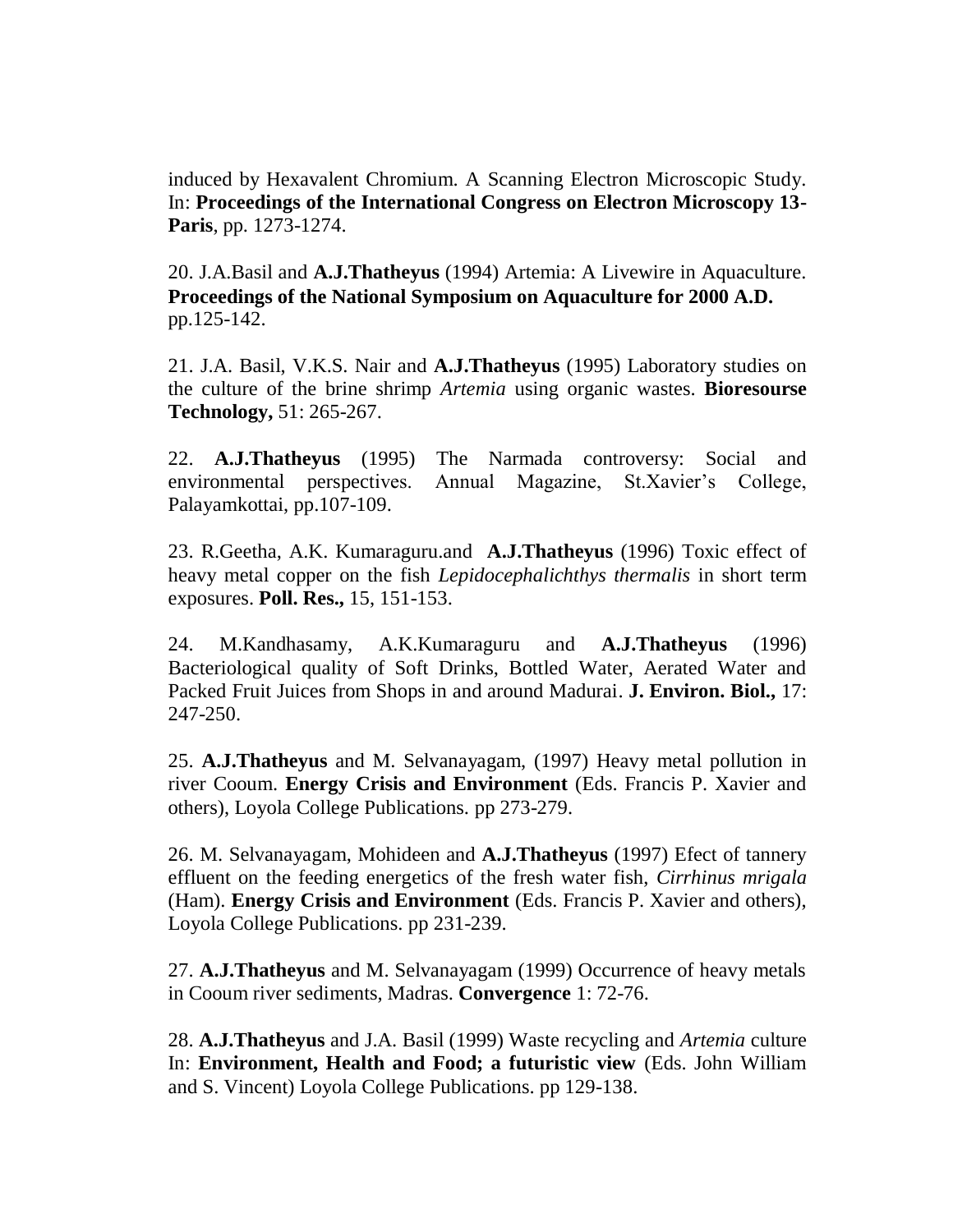induced by Hexavalent Chromium. A Scanning Electron Microscopic Study. In: **Proceedings of the International Congress on Electron Microscopy 13-Paris**, pp. 1273-1274.

20. J.A.Basil and **A.J.Thatheyus** (1994) Artemia: A Livewire in Aquaculture. **Proceedings of the National Symposium on Aquaculture for 2000 A.D.** pp.125-142.

21. J.A. Basil, V.K.S. Nair and **A.J.Thatheyus** (1995) Laboratory studies on the culture of the brine shrimp *Artemia* using organic wastes. **Bioresourse Technology,** 51: 265-267.

22. **A.J.Thatheyus** (1995) The Narmada controversy: Social and environmental perspectives. Annual Magazine, St.Xavier's College, Palayamkottai, pp.107-109.

23. R.Geetha, A.K. Kumaraguru.and **A.J.Thatheyus** (1996) Toxic effect of heavy metal copper on the fish *Lepidocephalichthys thermalis* in short term exposures. **Poll. Res.,** 15, 151-153.

24. M.Kandhasamy, A.K.Kumaraguru and **A.J.Thatheyus** (1996) Bacteriological quality of Soft Drinks, Bottled Water, Aerated Water and Packed Fruit Juices from Shops in and around Madurai. **J. Environ. Biol.,** 17: 247-250.

25. **A.J.Thatheyus** and M. Selvanayagam, (1997) Heavy metal pollution in river Cooum. **Energy Crisis and Environment** (Eds. Francis P. Xavier and others), Loyola College Publications. pp 273-279.

26. M. Selvanayagam, Mohideen and **A.J.Thatheyus** (1997) Efect of tannery effluent on the feeding energetics of the fresh water fish, *Cirrhinus mrigala* (Ham). **Energy Crisis and Environment** (Eds. Francis P. Xavier and others), Loyola College Publications. pp 231-239.

27. **A.J.Thatheyus** and M. Selvanayagam (1999) Occurrence of heavy metals in Cooum river sediments, Madras. **Convergence** 1: 72-76.

28. **A.J.Thatheyus** and J.A. Basil (1999) Waste recycling and *Artemia* culture In: **Environment, Health and Food; a futuristic view** (Eds. John William and S. Vincent) Loyola College Publications. pp 129-138.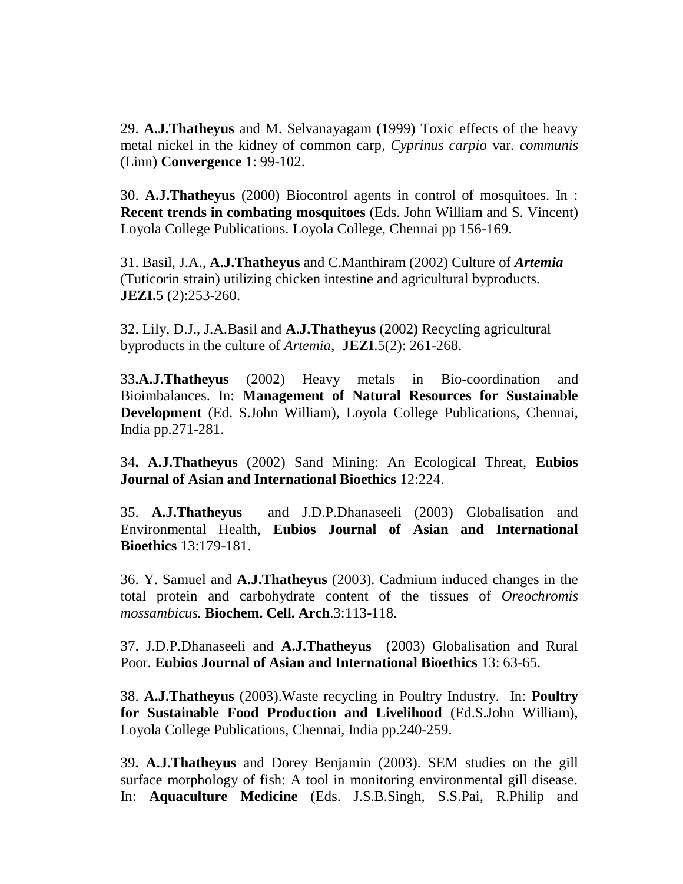29. **A.J.Thatheyus** and M. Selvanayagam (1999) Toxic effects of the heavy metal nickel in the kidney of common carp, *Cyprinus carpio* var. *communis* (Linn) **Convergence** 1: 99-102.

30. **A.J.Thatheyus** (2000) Biocontrol agents in control of mosquitoes. In : **Recent trends in combating mosquitoes** (Eds. John William and S. Vincent) Loyola College Publications. Loyola College, Chennai pp 156-169.

31. Basil, J.A., **A.J.Thatheyus** and C.Manthiram (2002) Culture of ***Artemia*** (Tuticorin strain) utilizing chicken intestine and agricultural byproducts. **JEZI.**5 (2):253-260.

32. Lily, D.J., J.A.Basil and **A.J.Thatheyus** (2002**)** Recycling agricultural byproducts in the culture of *Artemia*, **JEZI**.5(2): 261-268.

33**.A.J.Thatheyus** (2002) Heavy metals in Bio-coordination and Bioimbalances. In: **Management of Natural Resources for Sustainable Development** (Ed. S.John William), Loyola College Publications, Chennai, India pp.271-281.

34**. A.J.Thatheyus** (2002) Sand Mining: An Ecological Threat, **Eubios Journal of Asian and International Bioethics** 12:224.

35. **A.J.Thatheyus** and J.D.P.Dhanaseeli (2003) Globalisation and Environmental Health, **Eubios Journal of Asian and International Bioethics** 13:179-181.

36. Y. Samuel and **A.J.Thatheyus** (2003). Cadmium induced changes in the total protein and carbohydrate content of the tissues of *Oreochromis mossambicus.* **Biochem. Cell. Arch**.3:113-118.

37. J.D.P.Dhanaseeli and **A.J.Thatheyus** (2003) Globalisation and Rural Poor. **Eubios Journal of Asian and International Bioethics** 13: 63-65.

38. **A.J.Thatheyus** (2003).Waste recycling in Poultry Industry. In: **Poultry for Sustainable Food Production and Livelihood** (Ed.S.John William), Loyola College Publications, Chennai, India pp.240-259.

39**. A.J.Thatheyus** and Dorey Benjamin (2003). SEM studies on the gill surface morphology of fish: A tool in monitoring environmental gill disease. In: **Aquaculture Medicine** (Eds. J.S.B.Singh, S.S.Pai, R.Philip and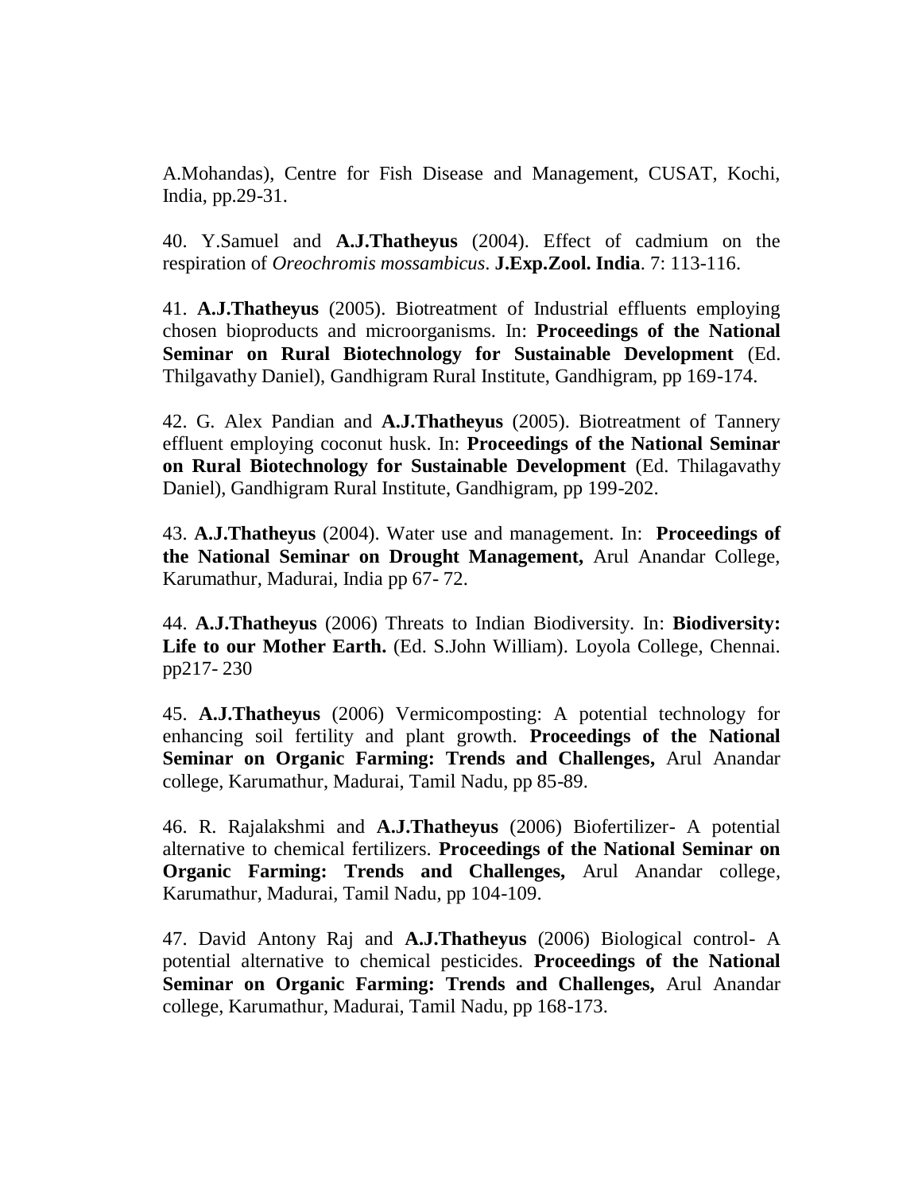A.Mohandas), Centre for Fish Disease and Management, CUSAT, Kochi, India, pp.29-31.

40. Y.Samuel and **A.J.Thatheyus** (2004). Effect of cadmium on the respiration of *Oreochromis mossambicus*. **J.Exp.Zool. India**. 7: 113-116.

41. **A.J.Thatheyus** (2005). Biotreatment of Industrial effluents employing chosen bioproducts and microorganisms. In: **Proceedings of the National Seminar on Rural Biotechnology for Sustainable Development** (Ed. Thilgavathy Daniel), Gandhigram Rural Institute, Gandhigram, pp 169-174.

42. G. Alex Pandian and **A.J.Thatheyus** (2005). Biotreatment of Tannery effluent employing coconut husk. In: **Proceedings of the National Seminar on Rural Biotechnology for Sustainable Development** (Ed. Thilagavathy Daniel), Gandhigram Rural Institute, Gandhigram, pp 199-202.

43. **A.J.Thatheyus** (2004). Water use and management. In: **Proceedings of the National Seminar on Drought Management,** Arul Anandar College, Karumathur, Madurai, India pp 67- 72.

44. **A.J.Thatheyus** (2006) Threats to Indian Biodiversity. In: **Biodiversity: Life to our Mother Earth.** (Ed. S.John William). Loyola College, Chennai. pp217- 230

45. **A.J.Thatheyus** (2006) Vermicomposting: A potential technology for enhancing soil fertility and plant growth. **Proceedings of the National Seminar on Organic Farming: Trends and Challenges,** Arul Anandar college, Karumathur, Madurai, Tamil Nadu, pp 85-89.

46. R. Rajalakshmi and **A.J.Thatheyus** (2006) Biofertilizer- A potential alternative to chemical fertilizers. **Proceedings of the National Seminar on Organic Farming: Trends and Challenges,** Arul Anandar college, Karumathur, Madurai, Tamil Nadu, pp 104-109.

47. David Antony Raj and **A.J.Thatheyus** (2006) Biological control- A potential alternative to chemical pesticides. **Proceedings of the National Seminar on Organic Farming: Trends and Challenges,** Arul Anandar college, Karumathur, Madurai, Tamil Nadu, pp 168-173.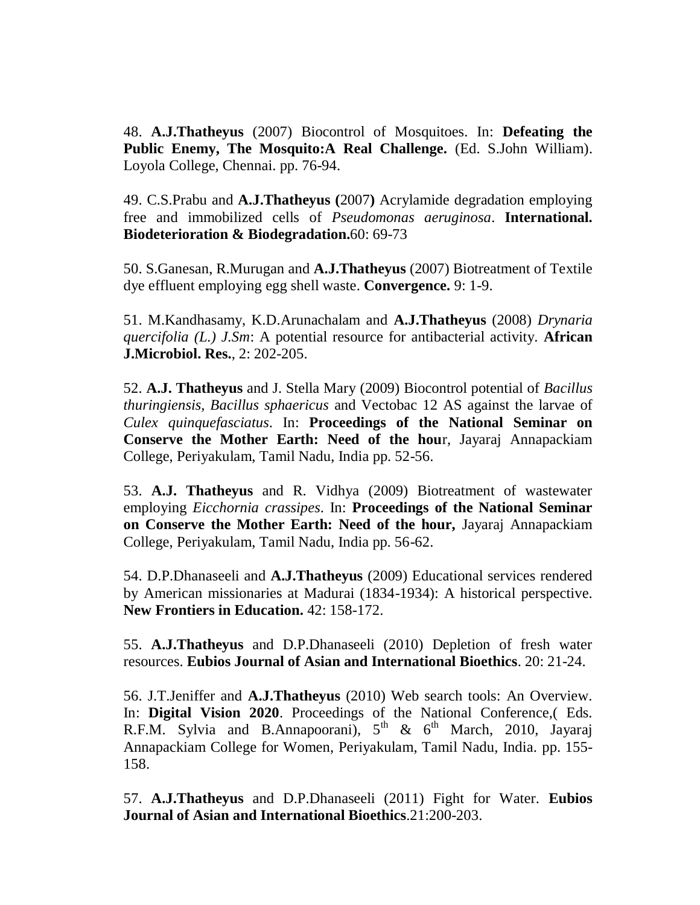48. **A.J.Thatheyus** (2007) Biocontrol of Mosquitoes. In: **Defeating the Public Enemy, The Mosquito:A Real Challenge.** (Ed. S.John William). Loyola College, Chennai. pp. 76-94.

49. C.S.Prabu and **A.J.Thatheyus (**2007**)** Acrylamide degradation employing free and immobilized cells of *Pseudomonas aeruginosa*. **International. Biodeterioration & Biodegradation.**60: 69-73

50. S.Ganesan, R.Murugan and **A.J.Thatheyus** (2007) Biotreatment of Textile dye effluent employing egg shell waste. **Convergence.** 9: 1-9.

51. M.Kandhasamy, K.D.Arunachalam and **A.J.Thatheyus** (2008) *Drynaria quercifolia (L.) J.Sm*: A potential resource for antibacterial activity. **African J.Microbiol. Res.**, 2: 202-205.

52. **A.J. Thatheyus** and J. Stella Mary (2009) Biocontrol potential of *Bacillus thuringiensis, Bacillus sphaericus* and Vectobac 12 AS against the larvae of *Culex quinquefasciatus*. In: **Proceedings of the National Seminar on Conserve the Mother Earth: Need of the hou**r, Jayaraj Annapackiam College, Periyakulam, Tamil Nadu, India pp. 52-56.

53. **A.J. Thatheyus** and R. Vidhya (2009) Biotreatment of wastewater employing *Eicchornia crassipes*. In: **Proceedings of the National Seminar on Conserve the Mother Earth: Need of the hour,** Jayaraj Annapackiam College, Periyakulam, Tamil Nadu, India pp. 56-62.

54. D.P.Dhanaseeli and **A.J.Thatheyus** (2009) Educational services rendered by American missionaries at Madurai (1834-1934): A historical perspective. **New Frontiers in Education.** 42: 158-172.

55. **A.J.Thatheyus** and D.P.Dhanaseeli (2010) Depletion of fresh water resources. **Eubios Journal of Asian and International Bioethics**. 20: 21-24.

56. J.T.Jeniffer and **A.J.Thatheyus** (2010) Web search tools: An Overview. In: **Digital Vision 2020**. Proceedings of the National Conference,( Eds. R.F.M. Sylvia and B.Annapoorani), 5th & 6th March, 2010, Jayaraj Annapackiam College for Women, Periyakulam, Tamil Nadu, India. pp. 155-158.

57. **A.J.Thatheyus** and D.P.Dhanaseeli (2011) Fight for Water. **Eubios Journal of Asian and International Bioethics**.21:200-203.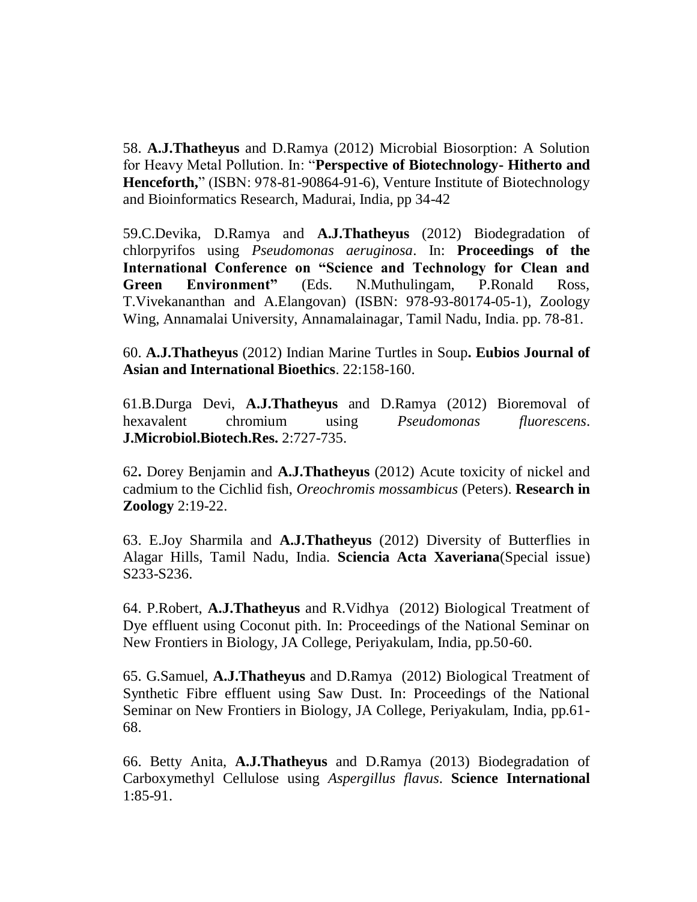58. **A.J.Thatheyus** and D.Ramya (2012) Microbial Biosorption: A Solution for Heavy Metal Pollution. In: "**Perspective of Biotechnology- Hitherto and Henceforth,**" (ISBN: 978-81-90864-91-6), Venture Institute of Biotechnology and Bioinformatics Research, Madurai, India, pp 34-42

59.C.Devika, D.Ramya and **A.J.Thatheyus** (2012) Biodegradation of chlorpyrifos using *Pseudomonas aeruginosa*. In: **Proceedings of the International Conference on "Science and Technology for Clean and Green Environment"** (Eds. N.Muthulingam, P.Ronald Ross, T.Vivekananthan and A.Elangovan) (ISBN: 978-93-80174-05-1), Zoology Wing, Annamalai University, Annamalainagar, Tamil Nadu, India. pp. 78-81.

60. **A.J.Thatheyus** (2012) Indian Marine Turtles in Soup**. Eubios Journal of Asian and International Bioethics**. 22:158-160.

61.B.Durga Devi, **A.J.Thatheyus** and D.Ramya (2012) Bioremoval of hexavalent chromium using *Pseudomonas fluorescens*. **J.Microbiol.Biotech.Res.** 2:727-735.

62**.** Dorey Benjamin and **A.J.Thatheyus** (2012) Acute toxicity of nickel and cadmium to the Cichlid fish, *Oreochromis mossambicus* (Peters). **Research in Zoology** 2:19-22.

63. E.Joy Sharmila and **A.J.Thatheyus** (2012) Diversity of Butterflies in Alagar Hills, Tamil Nadu, India. **Sciencia Acta Xaveriana**(Special issue) S233-S236.

64. P.Robert, **A.J.Thatheyus** and R.Vidhya (2012) Biological Treatment of Dye effluent using Coconut pith. In: Proceedings of the National Seminar on New Frontiers in Biology, JA College, Periyakulam, India, pp.50-60.

65. G.Samuel, **A.J.Thatheyus** and D.Ramya (2012) Biological Treatment of Synthetic Fibre effluent using Saw Dust. In: Proceedings of the National Seminar on New Frontiers in Biology, JA College, Periyakulam, India, pp.61-68.

66. Betty Anita, **A.J.Thatheyus** and D.Ramya (2013) Biodegradation of Carboxymethyl Cellulose using *Aspergillus flavus*. **Science International** 1:85-91.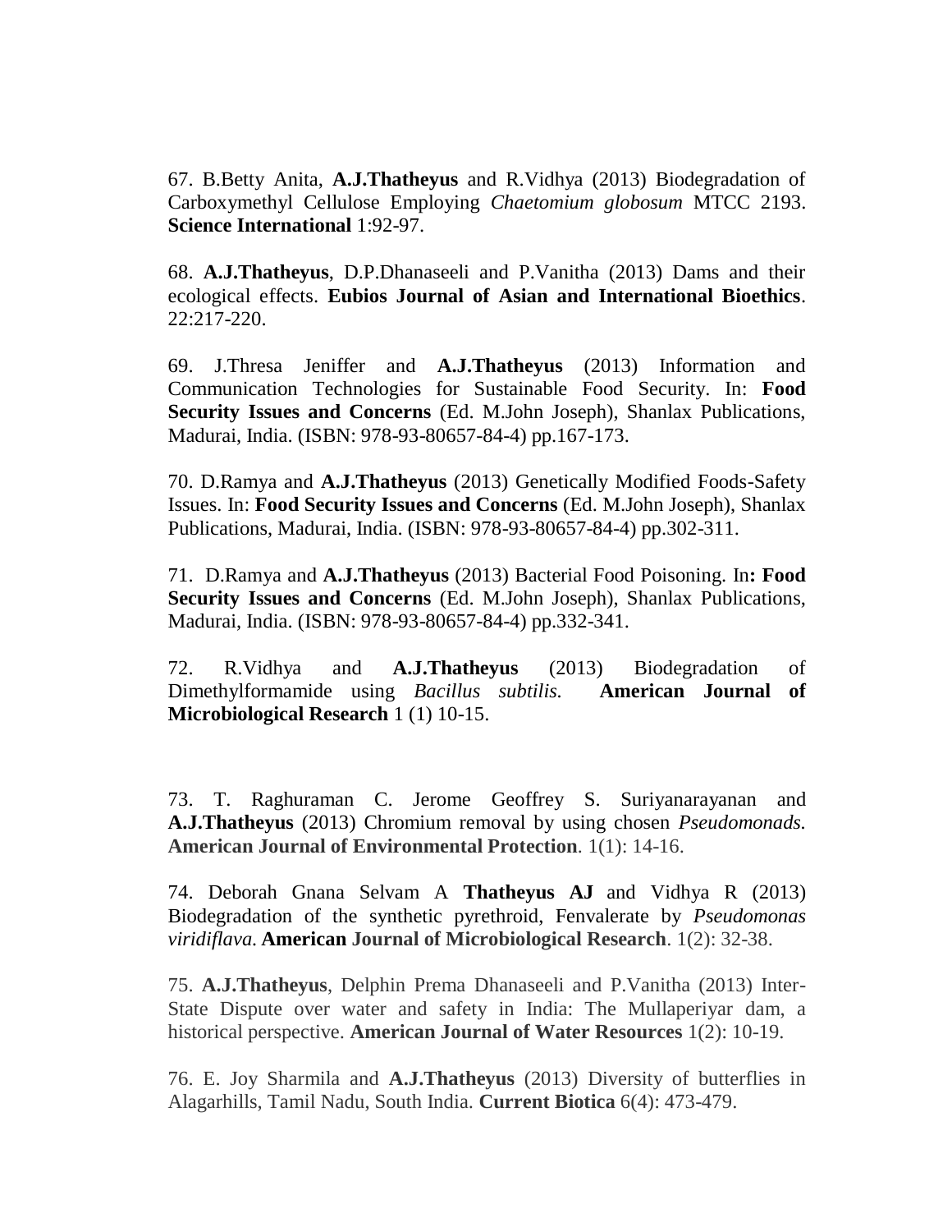67. B.Betty Anita, **A.J.Thatheyus** and R.Vidhya (2013) Biodegradation of Carboxymethyl Cellulose Employing *Chaetomium globosum* MTCC 2193. **Science International** 1:92-97.

68. **A.J.Thatheyus**, D.P.Dhanaseeli and P.Vanitha (2013) Dams and their ecological effects. **Eubios Journal of Asian and International Bioethics**. 22:217-220.

69. J.Thresa Jeniffer and **A.J.Thatheyus** (2013) Information and Communication Technologies for Sustainable Food Security. In: **Food Security Issues and Concerns** (Ed. M.John Joseph), Shanlax Publications, Madurai, India. (ISBN: 978-93-80657-84-4) pp.167-173.

70. D.Ramya and **A.J.Thatheyus** (2013) Genetically Modified Foods-Safety Issues. In: **Food Security Issues and Concerns** (Ed. M.John Joseph), Shanlax Publications, Madurai, India. (ISBN: 978-93-80657-84-4) pp.302-311.

71. D.Ramya and **A.J.Thatheyus** (2013) Bacterial Food Poisoning. In**: Food Security Issues and Concerns** (Ed. M.John Joseph), Shanlax Publications, Madurai, India. (ISBN: 978-93-80657-84-4) pp.332-341.

72. R.Vidhya and **A.J.Thatheyus** (2013) Biodegradation of Dimethylformamide using *Bacillus subtilis.* **American Journal of Microbiological Research** 1 (1) 10-15.

73. T. Raghuraman C. Jerome Geoffrey S. Suriyanarayanan and **A.J.Thatheyus** (2013) Chromium removal by using chosen *Pseudomonads.* **American Journal of Environmental Protection**. 1(1): 14-16.

74. Deborah Gnana Selvam A **Thatheyus AJ** and Vidhya R (2013) Biodegradation of the synthetic pyrethroid, Fenvalerate by *Pseudomonas viridiflava.* **American Journal of Microbiological Research**. 1(2): 32-38.

75. **A.J.Thatheyus**, Delphin Prema Dhanaseeli and P.Vanitha (2013) Inter-State Dispute over water and safety in India: The Mullaperiyar dam, a historical perspective. **American Journal of Water Resources** 1(2): 10-19.

76. E. Joy Sharmila and **A.J.Thatheyus** (2013) Diversity of butterflies in Alagarhills, Tamil Nadu, South India. **Current Biotica** 6(4): 473-479.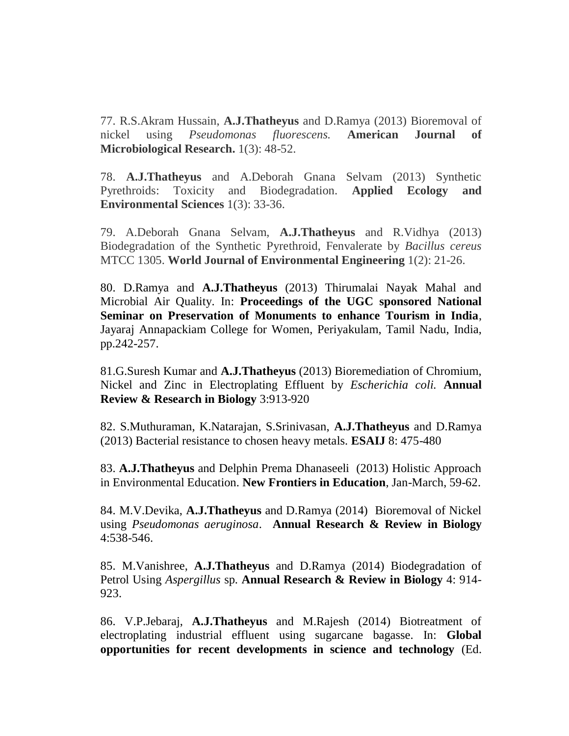77. R.S.Akram Hussain, **A.J.Thatheyus** and D.Ramya (2013) Bioremoval of nickel using *Pseudomonas fluorescens.* **American Journal of Microbiological Research.** 1(3): 48-52.

78. **A.J.Thatheyus** and A.Deborah Gnana Selvam (2013) Synthetic Pyrethroids: Toxicity and Biodegradation. **Applied Ecology and Environmental Sciences** 1(3): 33-36.

79. A.Deborah Gnana Selvam, **A.J.Thatheyus** and R.Vidhya (2013) Biodegradation of the Synthetic Pyrethroid, Fenvalerate by *Bacillus cereus* MTCC 1305. **World Journal of Environmental Engineering** 1(2): 21-26.

80. D.Ramya and **A.J.Thatheyus** (2013) Thirumalai Nayak Mahal and Microbial Air Quality. In: **Proceedings of the UGC sponsored National Seminar on Preservation of Monuments to enhance Tourism in India**, Jayaraj Annapackiam College for Women, Periyakulam, Tamil Nadu, India, pp.242-257.

81.G.Suresh Kumar and **A.J.Thatheyus** (2013) Bioremediation of Chromium, Nickel and Zinc in Electroplating Effluent by *Escherichia coli.* **Annual Review & Research in Biology** 3:913-920

82. S.Muthuraman, K.Natarajan, S.Srinivasan, **A.J.Thatheyus** and D.Ramya (2013) Bacterial resistance to chosen heavy metals. **ESAIJ** 8: 475-480

83. **A.J.Thatheyus** and Delphin Prema Dhanaseeli (2013) Holistic Approach in Environmental Education. **New Frontiers in Education**, Jan-March, 59-62.

84. M.V.Devika, **A.J.Thatheyus** and D.Ramya (2014) Bioremoval of Nickel using *Pseudomonas aeruginosa*. **Annual Research & Review in Biology** 4:538-546.

85. M.Vanishree, **A.J.Thatheyus** and D.Ramya (2014) Biodegradation of Petrol Using *Aspergillus* sp. **Annual Research & Review in Biology** 4: 914-923.

86. V.P.Jebaraj, **A.J.Thatheyus** and M.Rajesh (2014) Biotreatment of electroplating industrial effluent using sugarcane bagasse. In: **Global opportunities for recent developments in science and technology** (Ed.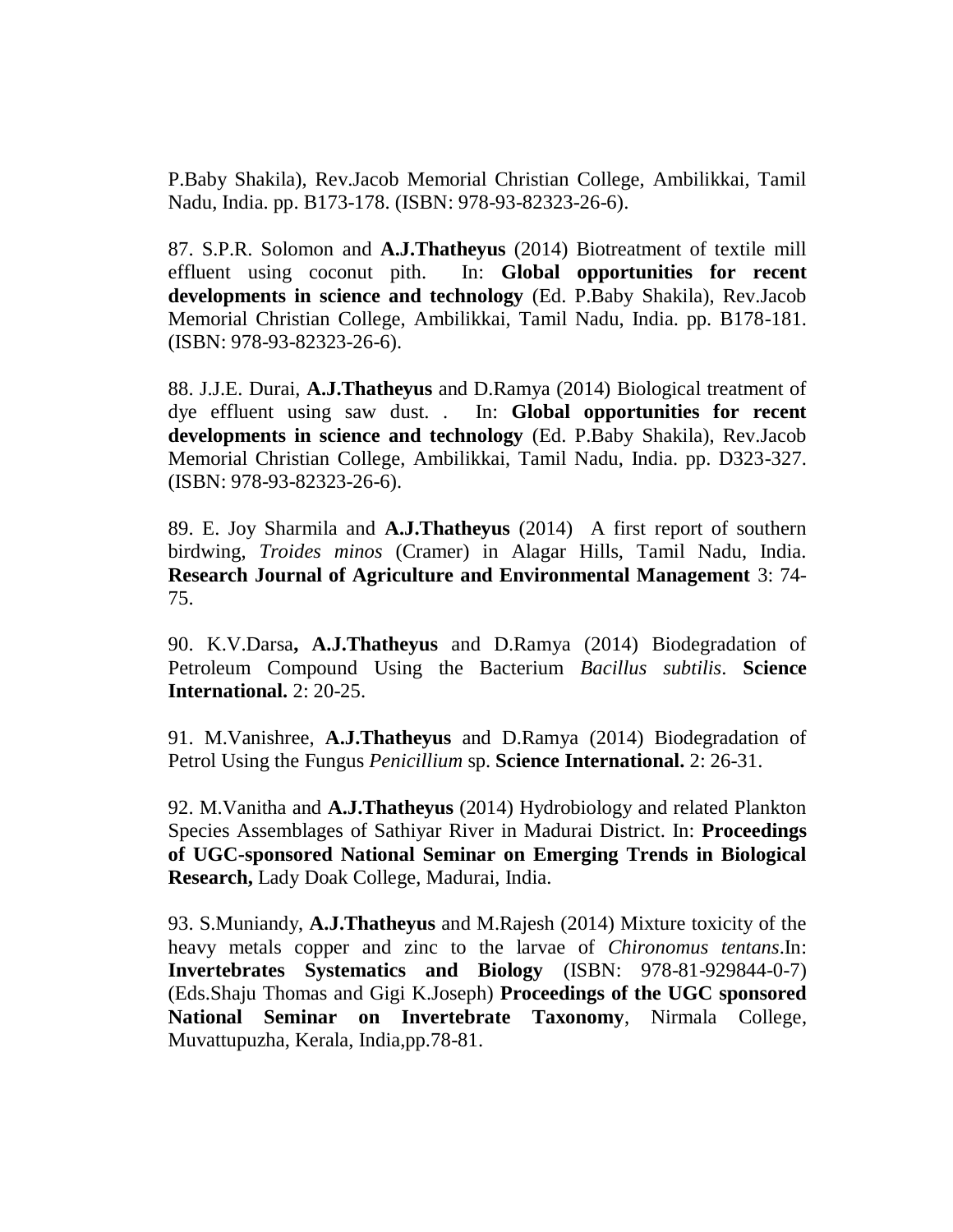P.Baby Shakila), Rev.Jacob Memorial Christian College, Ambilikkai, Tamil Nadu, India. pp. B173-178. (ISBN: 978-93-82323-26-6).

87. S.P.R. Solomon and **A.J.Thatheyus** (2014) Biotreatment of textile mill effluent using coconut pith. In: **Global opportunities for recent developments in science and technology** (Ed. P.Baby Shakila), Rev.Jacob Memorial Christian College, Ambilikkai, Tamil Nadu, India. pp. B178-181. (ISBN: 978-93-82323-26-6).

88. J.J.E. Durai, **A.J.Thatheyus** and D.Ramya (2014) Biological treatment of dye effluent using saw dust. . In: **Global opportunities for recent developments in science and technology** (Ed. P.Baby Shakila), Rev.Jacob Memorial Christian College, Ambilikkai, Tamil Nadu, India. pp. D323-327. (ISBN: 978-93-82323-26-6).

89. E. Joy Sharmila and **A.J.Thatheyus** (2014) A first report of southern birdwing, *Troides minos* (Cramer) in Alagar Hills, Tamil Nadu, India. **Research Journal of Agriculture and Environmental Management** 3: 74-75.

90. K.V.Darsa**, A.J.Thatheyus** and D.Ramya (2014) Biodegradation of Petroleum Compound Using the Bacterium *Bacillus subtilis*. **Science International.** 2: 20-25.

91. M.Vanishree, **A.J.Thatheyus** and D.Ramya (2014) Biodegradation of Petrol Using the Fungus *Penicillium* sp. **Science International.** 2: 26-31.

92. M.Vanitha and **A.J.Thatheyus** (2014) Hydrobiology and related Plankton Species Assemblages of Sathiyar River in Madurai District. In: **Proceedings of UGC-sponsored National Seminar on Emerging Trends in Biological Research,** Lady Doak College, Madurai, India.

93. S.Muniandy, **A.J.Thatheyus** and M.Rajesh (2014) Mixture toxicity of the heavy metals copper and zinc to the larvae of *Chironomus tentans*.In: **Invertebrates Systematics and Biology** (ISBN: 978-81-929844-0-7) (Eds.Shaju Thomas and Gigi K.Joseph) **Proceedings of the UGC sponsored National Seminar on Invertebrate Taxonomy**, Nirmala College, Muvattupuzha, Kerala, India,pp.78-81.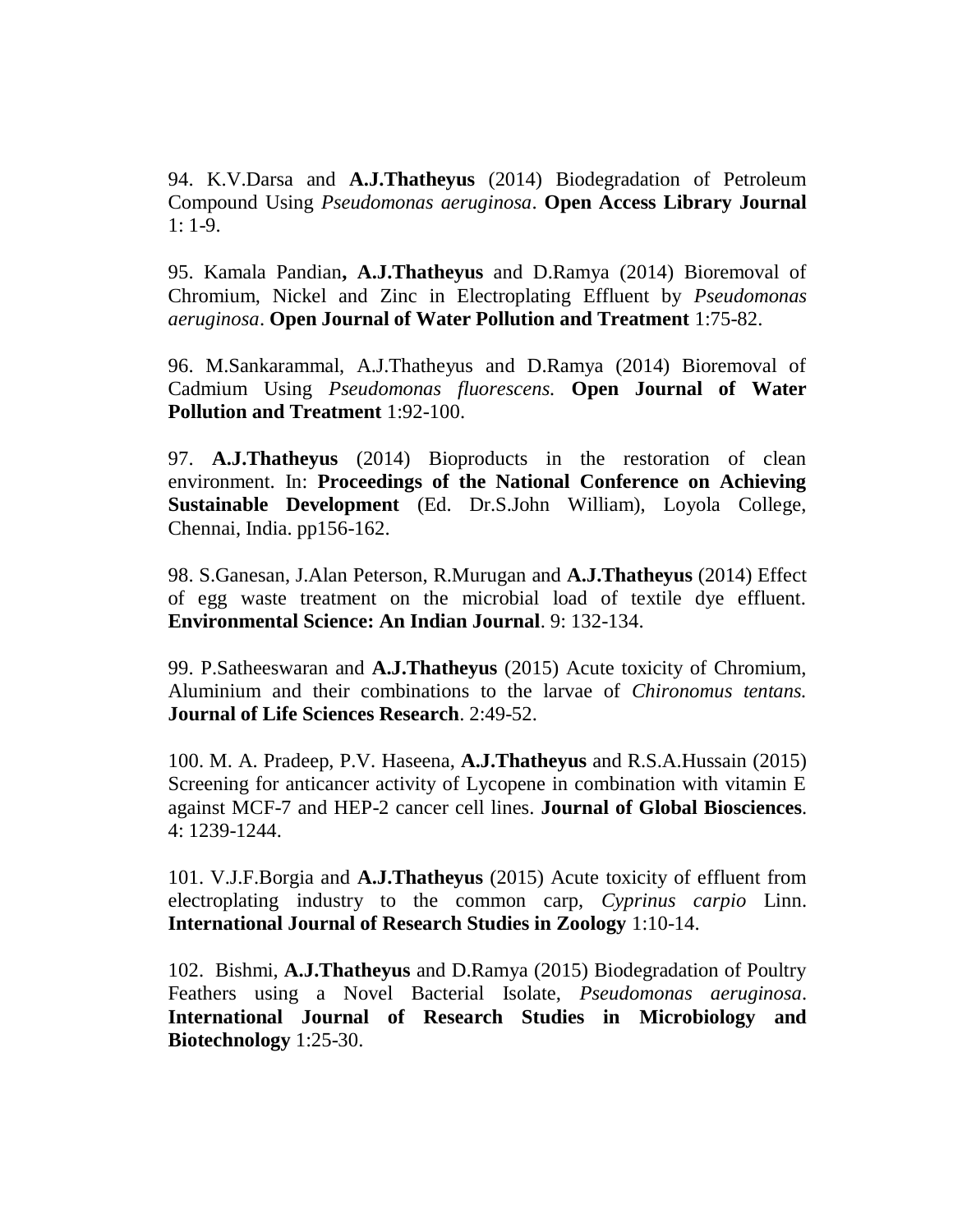94. K.V.Darsa and **A.J.Thatheyus** (2014) Biodegradation of Petroleum Compound Using *Pseudomonas aeruginosa*. **Open Access Library Journal** 1: 1-9.

95. Kamala Pandian**, A.J.Thatheyus** and D.Ramya (2014) Bioremoval of Chromium, Nickel and Zinc in Electroplating Effluent by *Pseudomonas aeruginosa*. **Open Journal of Water Pollution and Treatment** 1:75-82.

96. M.Sankarammal, A.J.Thatheyus and D.Ramya (2014) Bioremoval of Cadmium Using *Pseudomonas fluorescens.* **Open Journal of Water Pollution and Treatment** 1:92-100.

97. **A.J.Thatheyus** (2014) Bioproducts in the restoration of clean environment. In: **Proceedings of the National Conference on Achieving Sustainable Development** (Ed. Dr.S.John William), Loyola College, Chennai, India. pp156-162.

98. S.Ganesan, J.Alan Peterson, R.Murugan and **A.J.Thatheyus** (2014) Effect of egg waste treatment on the microbial load of textile dye effluent. **Environmental Science: An Indian Journal**. 9: 132-134.

99. P.Satheeswaran and **A.J.Thatheyus** (2015) Acute toxicity of Chromium, Aluminium and their combinations to the larvae of *Chironomus tentans.* **Journal of Life Sciences Research**. 2:49-52.

100. M. A. Pradeep, P.V. Haseena, **A.J.Thatheyus** and R.S.A.Hussain (2015) Screening for anticancer activity of Lycopene in combination with vitamin E against MCF-7 and HEP-2 cancer cell lines. **Journal of Global Biosciences**. 4: 1239-1244.

101. V.J.F.Borgia and **A.J.Thatheyus** (2015) Acute toxicity of effluent from electroplating industry to the common carp, *Cyprinus carpio* Linn. **International Journal of Research Studies in Zoology** 1:10-14.

102. Bishmi, **A.J.Thatheyus** and D.Ramya (2015) Biodegradation of Poultry Feathers using a Novel Bacterial Isolate, *Pseudomonas aeruginosa*. **International Journal of Research Studies in Microbiology and Biotechnology** 1:25-30.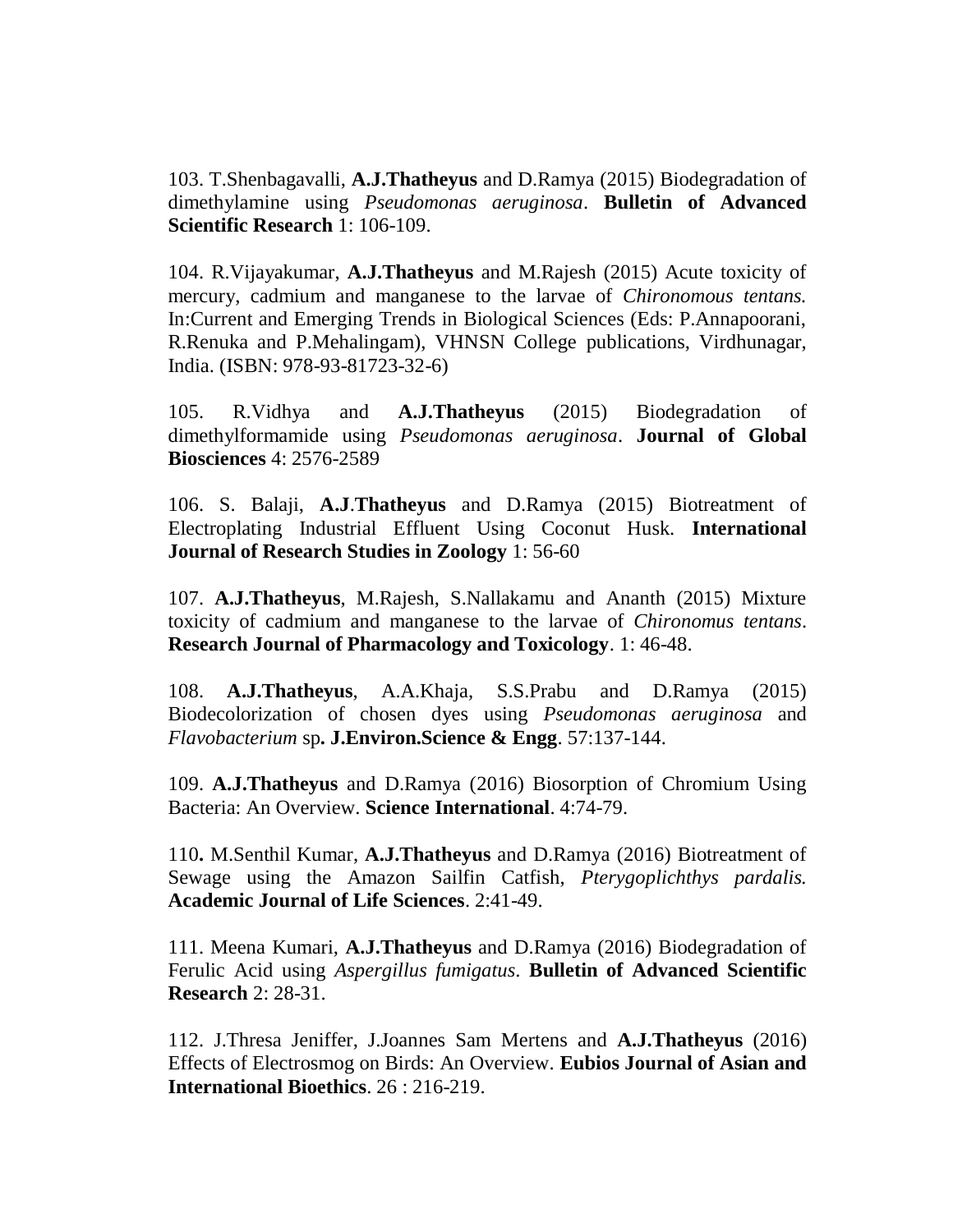103. T.Shenbagavalli, **A.J.Thatheyus** and D.Ramya (2015) Biodegradation of dimethylamine using *Pseudomonas aeruginosa*. **Bulletin of Advanced Scientific Research** 1: 106-109.

104. R.Vijayakumar, **A.J.Thatheyus** and M.Rajesh (2015) Acute toxicity of mercury, cadmium and manganese to the larvae of *Chironomous tentans.* In:Current and Emerging Trends in Biological Sciences (Eds: P.Annapoorani, R.Renuka and P.Mehalingam), VHNSN College publications, Virdhunagar, India. (ISBN: 978-93-81723-32-6)

105. R.Vidhya and **A.J.Thatheyus** (2015) Biodegradation of dimethylformamide using *Pseudomonas aeruginosa*. **Journal of Global Biosciences** 4: 2576-2589

106. S. Balaji, **A.J**.**Thatheyus** and D.Ramya (2015) Biotreatment of Electroplating Industrial Effluent Using Coconut Husk. **International Journal of Research Studies in Zoology** 1: 56-60

107. **A.J.Thatheyus**, M.Rajesh, S.Nallakamu and Ananth (2015) Mixture toxicity of cadmium and manganese to the larvae of *Chironomus tentans*. **Research Journal of Pharmacology and Toxicology**. 1: 46-48.

108. **A.J.Thatheyus**, A.A.Khaja, S.S.Prabu and D.Ramya (2015) Biodecolorization of chosen dyes using *Pseudomonas aeruginosa* and *Flavobacterium* sp**. J.Environ.Science & Engg**. 57:137-144.

109. **A.J.Thatheyus** and D.Ramya (2016) Biosorption of Chromium Using Bacteria: An Overview. **Science International**. 4:74-79.

110**.** M.Senthil Kumar, **A.J.Thatheyus** and D.Ramya (2016) Biotreatment of Sewage using the Amazon Sailfin Catfish, *Pterygoplichthys pardalis.* **Academic Journal of Life Sciences**. 2:41-49.

111. Meena Kumari, **A.J.Thatheyus** and D.Ramya (2016) Biodegradation of Ferulic Acid using *Aspergillus fumigatus*. **Bulletin of Advanced Scientific Research** 2: 28-31.

112. J.Thresa Jeniffer, J.Joannes Sam Mertens and **A.J.Thatheyus** (2016) Effects of Electrosmog on Birds: An Overview. **Eubios Journal of Asian and International Bioethics**. 26 : 216-219.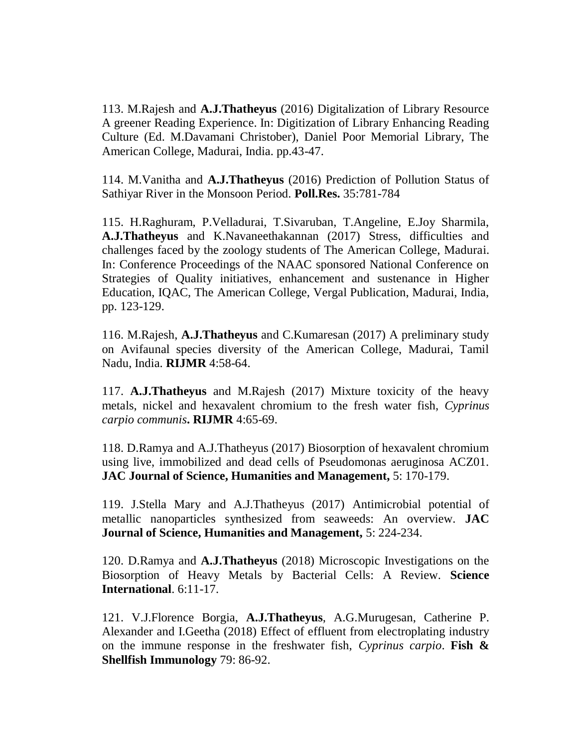113. M.Rajesh and **A.J.Thatheyus** (2016) Digitalization of Library Resource A greener Reading Experience. In: Digitization of Library Enhancing Reading Culture (Ed. M.Davamani Christober), Daniel Poor Memorial Library, The American College, Madurai, India. pp.43-47.

114. M.Vanitha and **A.J.Thatheyus** (2016) Prediction of Pollution Status of Sathiyar River in the Monsoon Period. **Poll.Res.** 35:781-784

115. H.Raghuram, P.Velladurai, T.Sivaruban, T.Angeline, E.Joy Sharmila, **A.J.Thatheyus** and K.Navaneethakannan (2017) Stress, difficulties and challenges faced by the zoology students of The American College, Madurai. In: Conference Proceedings of the NAAC sponsored National Conference on Strategies of Quality initiatives, enhancement and sustenance in Higher Education, IQAC, The American College, Vergal Publication, Madurai, India, pp. 123-129.

116. M.Rajesh, **A.J.Thatheyus** and C.Kumaresan (2017) A preliminary study on Avifaunal species diversity of the American College, Madurai, Tamil Nadu, India. **RIJMR** 4:58-64.

117. **A.J.Thatheyus** and M.Rajesh (2017) Mixture toxicity of the heavy metals, nickel and hexavalent chromium to the fresh water fish, *Cyprinus carpio communis***. RIJMR** 4:65-69.

118. D.Ramya and A.J.Thatheyus (2017) Biosorption of hexavalent chromium using live, immobilized and dead cells of Pseudomonas aeruginosa ACZ01. **JAC Journal of Science, Humanities and Management,** 5: 170-179.

119. J.Stella Mary and A.J.Thatheyus (2017) Antimicrobial potential of metallic nanoparticles synthesized from seaweeds: An overview. **JAC Journal of Science, Humanities and Management,** 5: 224-234.

120. D.Ramya and **A.J.Thatheyus** (2018) Microscopic Investigations on the Biosorption of Heavy Metals by Bacterial Cells: A Review. **Science International**. 6:11-17.

121. V.J.Florence Borgia, **A.J.Thatheyus**, A.G.Murugesan, Catherine P. Alexander and I.Geetha (2018) Effect of effluent from electroplating industry on the immune response in the freshwater fish, *Cyprinus carpio*. **Fish & Shellfish Immunology** 79: 86-92.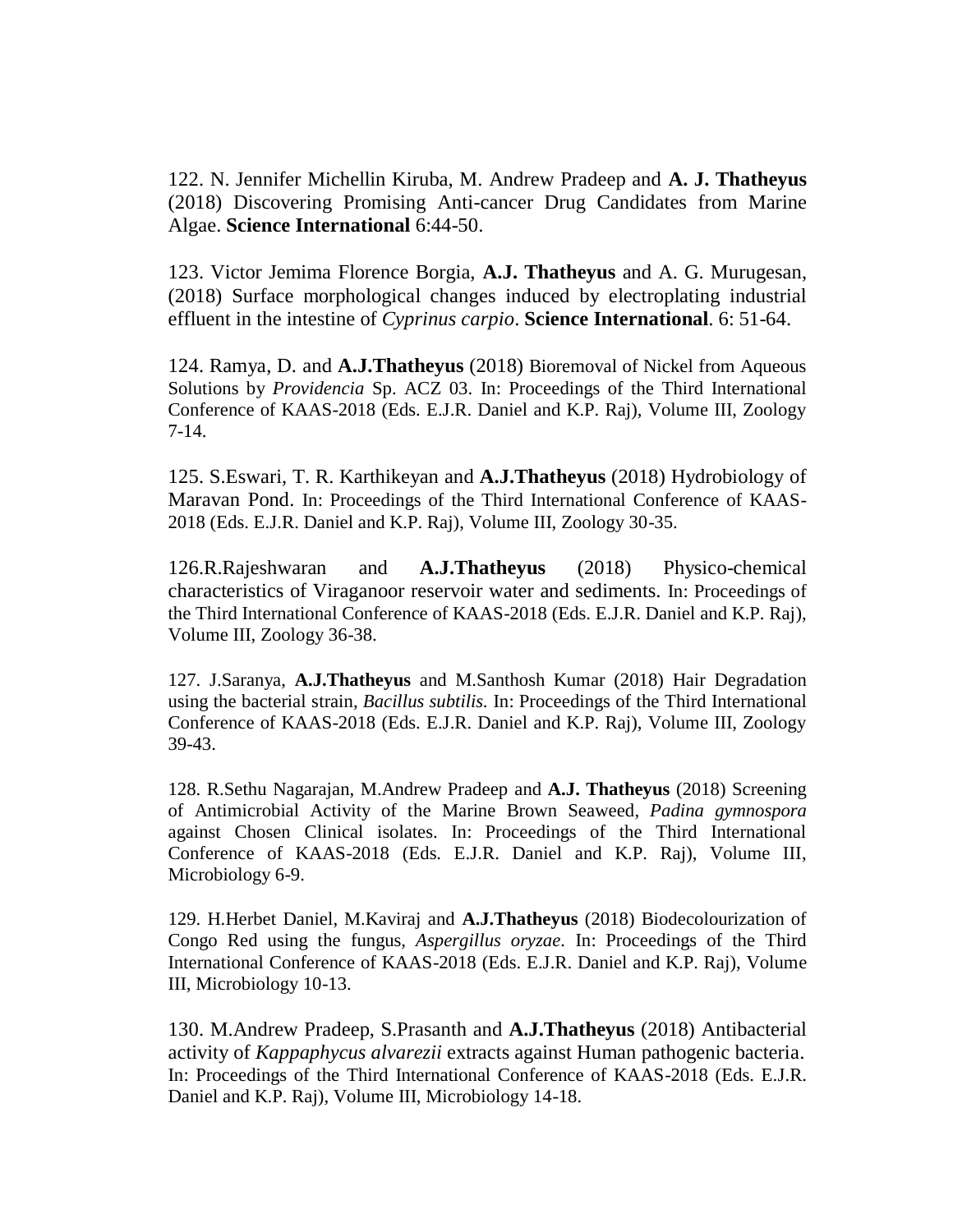122. N. Jennifer Michellin Kiruba, M. Andrew Pradeep and **A. J. Thatheyus** (2018) Discovering Promising Anti-cancer Drug Candidates from Marine Algae. **Science International** 6:44-50.

123. Victor Jemima Florence Borgia, **A.J. Thatheyus** and A. G. Murugesan, (2018) Surface morphological changes induced by electroplating industrial effluent in the intestine of *Cyprinus carpio*. **Science International**. 6: 51-64.

124. Ramya, D. and **A.J.Thatheyus** (2018) Bioremoval of Nickel from Aqueous Solutions by *Providencia* Sp. ACZ 03. In: Proceedings of the Third International Conference of KAAS-2018 (Eds. E.J.R. Daniel and K.P. Raj), Volume III, Zoology 7-14.

125. S.Eswari, T. R. Karthikeyan and **A.J.Thatheyus** (2018) Hydrobiology of Maravan Pond. In: Proceedings of the Third International Conference of KAAS-2018 (Eds. E.J.R. Daniel and K.P. Raj), Volume III, Zoology 30-35.

126.R.Rajeshwaran and **A.J.Thatheyus** (2018) Physico-chemical characteristics of Viraganoor reservoir water and sediments. In: Proceedings of the Third International Conference of KAAS-2018 (Eds. E.J.R. Daniel and K.P. Raj), Volume III, Zoology 36-38.

127. J.Saranya, **A.J.Thatheyus** and M.Santhosh Kumar (2018) Hair Degradation using the bacterial strain, *Bacillus subtilis.* In: Proceedings of the Third International Conference of KAAS-2018 (Eds. E.J.R. Daniel and K.P. Raj), Volume III, Zoology 39-43.

128. R.Sethu Nagarajan, M.Andrew Pradeep and **A.J. Thatheyus** (2018) Screening of Antimicrobial Activity of the Marine Brown Seaweed, *Padina gymnospora* against Chosen Clinical isolates. In: Proceedings of the Third International Conference of KAAS-2018 (Eds. E.J.R. Daniel and K.P. Raj), Volume III, Microbiology 6-9.

129. H.Herbet Daniel, M.Kaviraj and **A.J.Thatheyus** (2018) Biodecolourization of Congo Red using the fungus, *Aspergillus oryzae*. In: Proceedings of the Third International Conference of KAAS-2018 (Eds. E.J.R. Daniel and K.P. Raj), Volume III, Microbiology 10-13.

130. M.Andrew Pradeep, S.Prasanth and **A.J.Thatheyus** (2018) Antibacterial activity of *Kappaphycus alvarezii* extracts against Human pathogenic bacteria. In: Proceedings of the Third International Conference of KAAS-2018 (Eds. E.J.R. Daniel and K.P. Raj), Volume III, Microbiology 14-18.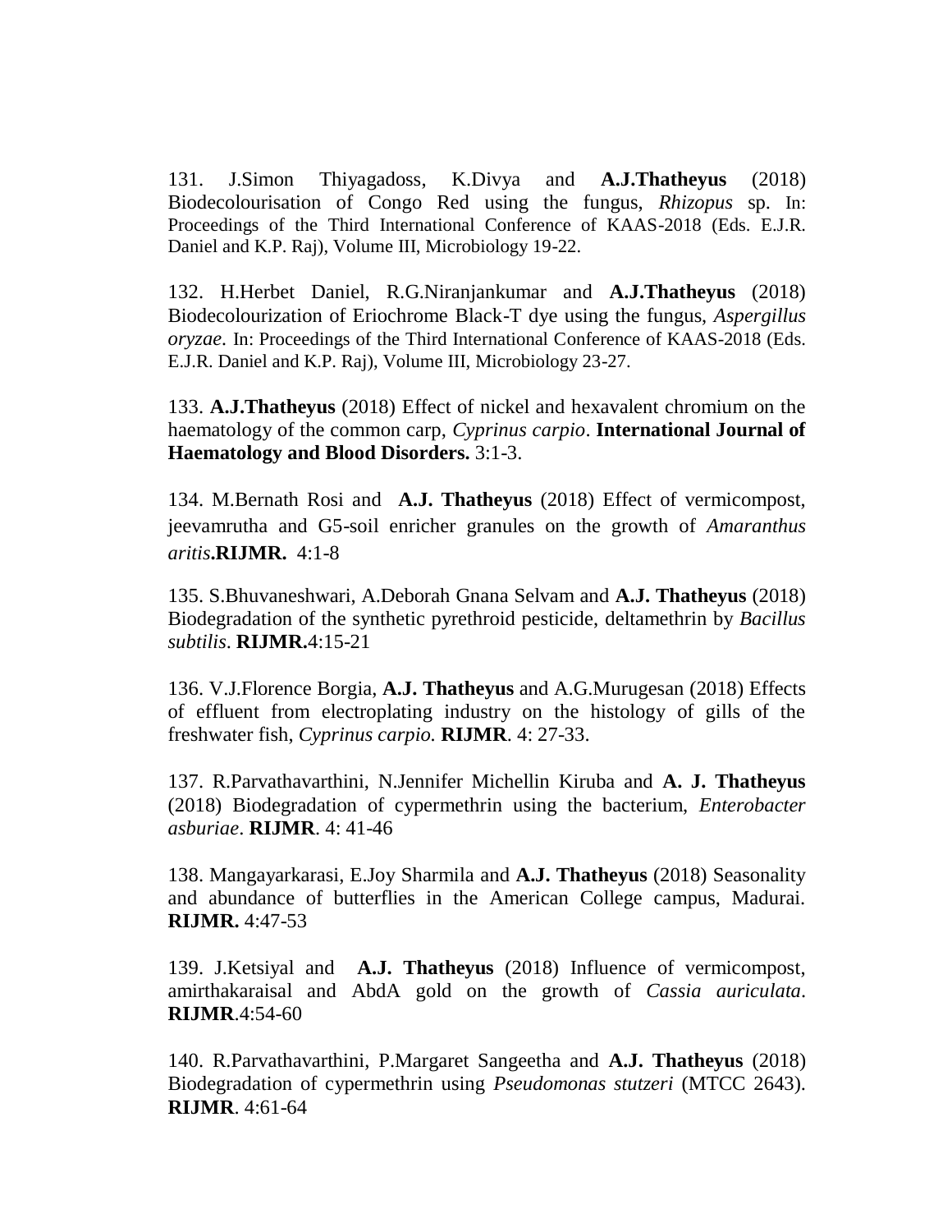131. J.Simon Thiyagadoss, K.Divya and **A.J.Thatheyus** (2018) Biodecolourisation of Congo Red using the fungus, *Rhizopus* sp. In: Proceedings of the Third International Conference of KAAS-2018 (Eds. E.J.R. Daniel and K.P. Raj), Volume III, Microbiology 19-22.

132. H.Herbet Daniel, R.G.Niranjankumar and **A.J.Thatheyus** (2018) Biodecolourization of Eriochrome Black-T dye using the fungus, *Aspergillus oryzae*. In: Proceedings of the Third International Conference of KAAS-2018 (Eds. E.J.R. Daniel and K.P. Raj), Volume III, Microbiology 23-27.

133. **A.J.Thatheyus** (2018) Effect of nickel and hexavalent chromium on the haematology of the common carp, *Cyprinus carpio*. **International Journal of Haematology and Blood Disorders.** 3:1-3.

134. M.Bernath Rosi and **A.J. Thatheyus** (2018) Effect of vermicompost, jeevamrutha and G5-soil enricher granules on the growth of *Amaranthus aritis*.**RIJMR.** 4:1-8

135. S.Bhuvaneshwari, A.Deborah Gnana Selvam and **A.J. Thatheyus** (2018) Biodegradation of the synthetic pyrethroid pesticide, deltamethrin by *Bacillus subtilis*. **RIJMR.**4:15-21

136. V.J.Florence Borgia, **A.J. Thatheyus** and A.G.Murugesan (2018) Effects of effluent from electroplating industry on the histology of gills of the freshwater fish, *Cyprinus carpio.* **RIJMR**. 4: 27-33.

137. R.Parvathavarthini, N.Jennifer Michellin Kiruba and **A. J. Thatheyus** (2018) Biodegradation of cypermethrin using the bacterium, *Enterobacter asburiae*. **RIJMR**. 4: 41-46

138. Mangayarkarasi, E.Joy Sharmila and **A.J. Thatheyus** (2018) Seasonality and abundance of butterflies in the American College campus, Madurai. **RIJMR.** 4:47-53

139. J.Ketsiyal and **A.J. Thatheyus** (2018) Influence of vermicompost, amirthakaraisal and AbdA gold on the growth of *Cassia auriculata*. **RIJMR**.4:54-60

140. R.Parvathavarthini, P.Margaret Sangeetha and **A.J. Thatheyus** (2018) Biodegradation of cypermethrin using *Pseudomonas stutzeri* (MTCC 2643). **RIJMR**. 4:61-64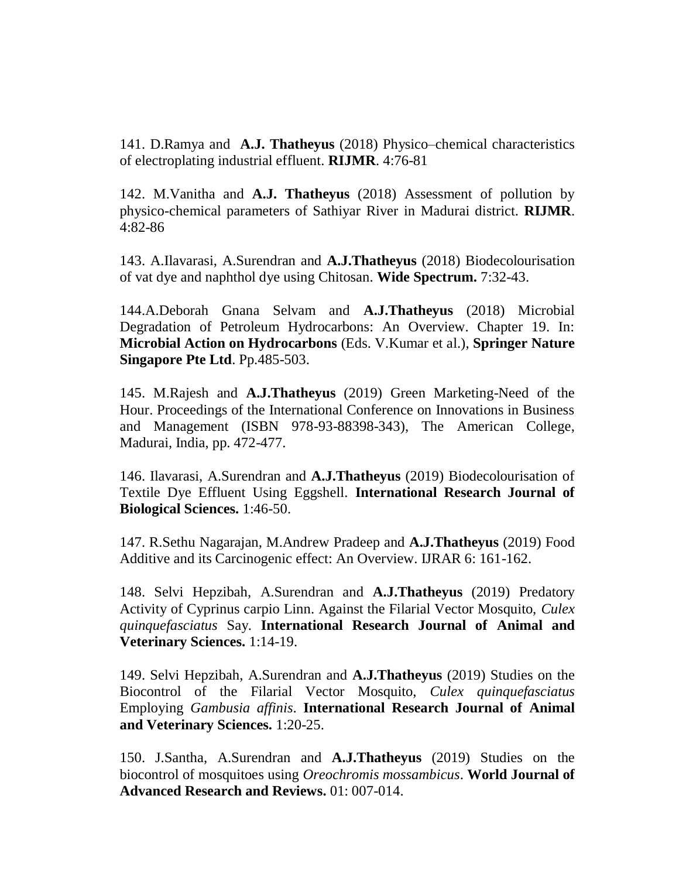141. D.Ramya and **A.J. Thatheyus** (2018) Physico–chemical characteristics of electroplating industrial effluent. **RIJMR**. 4:76-81

142. M.Vanitha and **A.J. Thatheyus** (2018) Assessment of pollution by physico-chemical parameters of Sathiyar River in Madurai district. **RIJMR**. 4:82-86

143. A.Ilavarasi, A.Surendran and **A.J.Thatheyus** (2018) Biodecolourisation of vat dye and naphthol dye using Chitosan. **Wide Spectrum.** 7:32-43.

144.A.Deborah Gnana Selvam and **A.J.Thatheyus** (2018) Microbial Degradation of Petroleum Hydrocarbons: An Overview. Chapter 19. In: **Microbial Action on Hydrocarbons** (Eds. V.Kumar et al.), **Springer Nature Singapore Pte Ltd**. Pp.485-503.

145. M.Rajesh and **A.J.Thatheyus** (2019) Green Marketing-Need of the Hour. Proceedings of the International Conference on Innovations in Business and Management (ISBN 978-93-88398-343), The American College, Madurai, India, pp. 472-477.

146. Ilavarasi, A.Surendran and **A.J.Thatheyus** (2019) Biodecolourisation of Textile Dye Effluent Using Eggshell. **International Research Journal of Biological Sciences.** 1:46-50.

147. R.Sethu Nagarajan, M.Andrew Pradeep and **A.J.Thatheyus** (2019) Food Additive and its Carcinogenic effect: An Overview. IJRAR 6: 161-162.

148. Selvi Hepzibah, A.Surendran and **A.J.Thatheyus** (2019) Predatory Activity of Cyprinus carpio Linn. Against the Filarial Vector Mosquito, *Culex quinquefasciatus* Say. **International Research Journal of Animal and Veterinary Sciences.** 1:14-19.

149. Selvi Hepzibah, A.Surendran and **A.J.Thatheyus** (2019) Studies on the Biocontrol of the Filarial Vector Mosquito, *Culex quinquefasciatus* Employing *Gambusia affinis*. **International Research Journal of Animal and Veterinary Sciences.** 1:20-25.

150. J.Santha, A.Surendran and **A.J.Thatheyus** (2019) Studies on the biocontrol of mosquitoes using *Oreochromis mossambicus*. **World Journal of Advanced Research and Reviews.** 01: 007-014.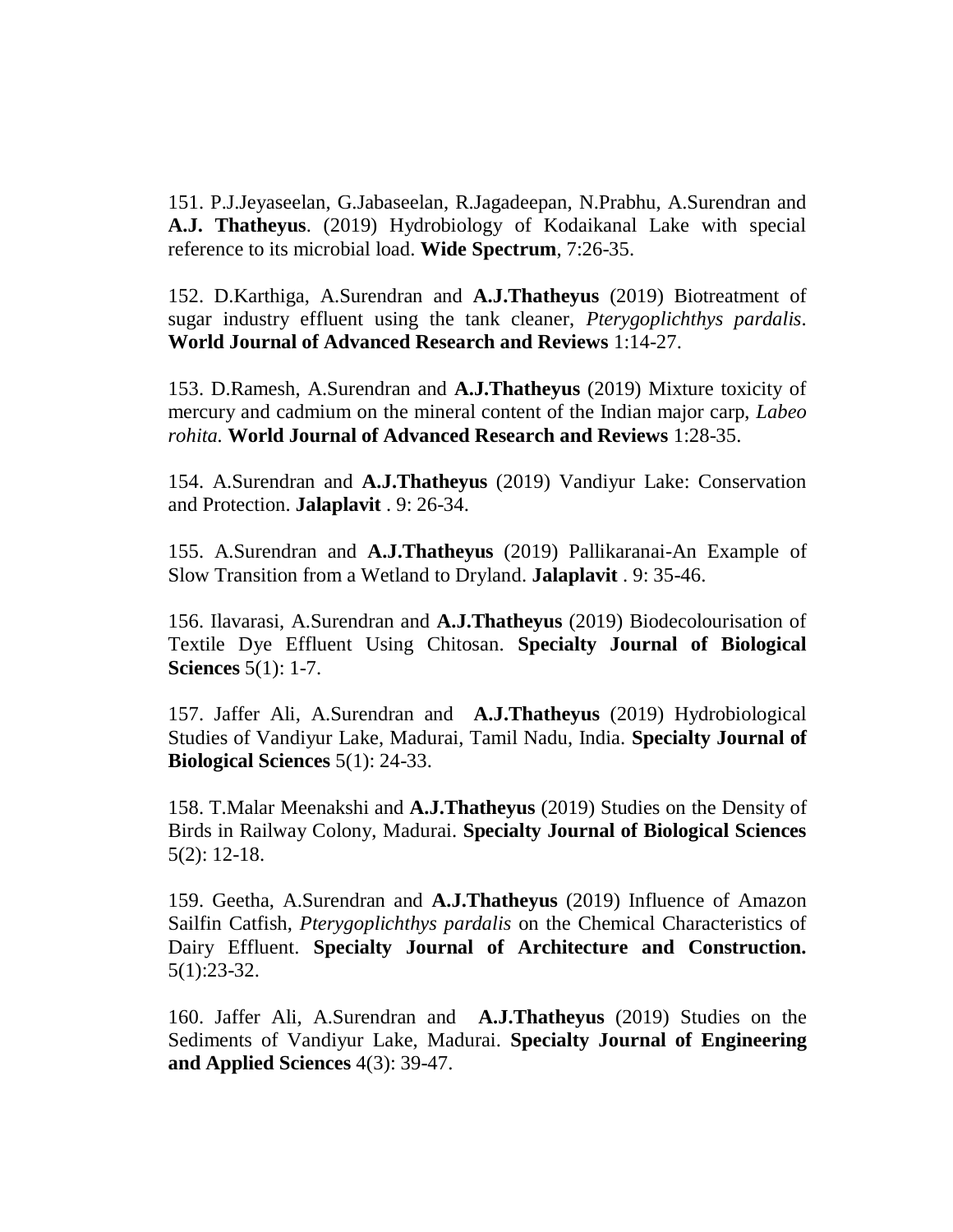151. P.J.Jeyaseelan, G.Jabaseelan, R.Jagadeepan, N.Prabhu, A.Surendran and **A.J. Thatheyus**. (2019) Hydrobiology of Kodaikanal Lake with special reference to its microbial load. **Wide Spectrum**, 7:26-35.

152. D.Karthiga, A.Surendran and **A.J.Thatheyus** (2019) Biotreatment of sugar industry effluent using the tank cleaner, *Pterygoplichthys pardalis*. **World Journal of Advanced Research and Reviews** 1:14-27.

153. D.Ramesh, A.Surendran and **A.J.Thatheyus** (2019) Mixture toxicity of mercury and cadmium on the mineral content of the Indian major carp, *Labeo rohita.* **World Journal of Advanced Research and Reviews** 1:28-35.

154. A.Surendran and **A.J.Thatheyus** (2019) Vandiyur Lake: Conservation and Protection. **Jalaplavit** . 9: 26-34.

155. A.Surendran and **A.J.Thatheyus** (2019) Pallikaranai-An Example of Slow Transition from a Wetland to Dryland. **Jalaplavit** . 9: 35-46.

156. Ilavarasi, A.Surendran and **A.J.Thatheyus** (2019) Biodecolourisation of Textile Dye Effluent Using Chitosan. **Specialty Journal of Biological Sciences** 5(1): 1-7.

157. Jaffer Ali, A.Surendran and **A.J.Thatheyus** (2019) Hydrobiological Studies of Vandiyur Lake, Madurai, Tamil Nadu, India. **Specialty Journal of Biological Sciences** 5(1): 24-33.

158. T.Malar Meenakshi and **A.J.Thatheyus** (2019) Studies on the Density of Birds in Railway Colony, Madurai. **Specialty Journal of Biological Sciences** 5(2): 12-18.

159. Geetha, A.Surendran and **A.J.Thatheyus** (2019) Influence of Amazon Sailfin Catfish, *Pterygoplichthys pardalis* on the Chemical Characteristics of Dairy Effluent. **Specialty Journal of Architecture and Construction.** 5(1):23-32.

160. Jaffer Ali, A.Surendran and **A.J.Thatheyus** (2019) Studies on the Sediments of Vandiyur Lake, Madurai. **Specialty Journal of Engineering and Applied Sciences** 4(3): 39-47.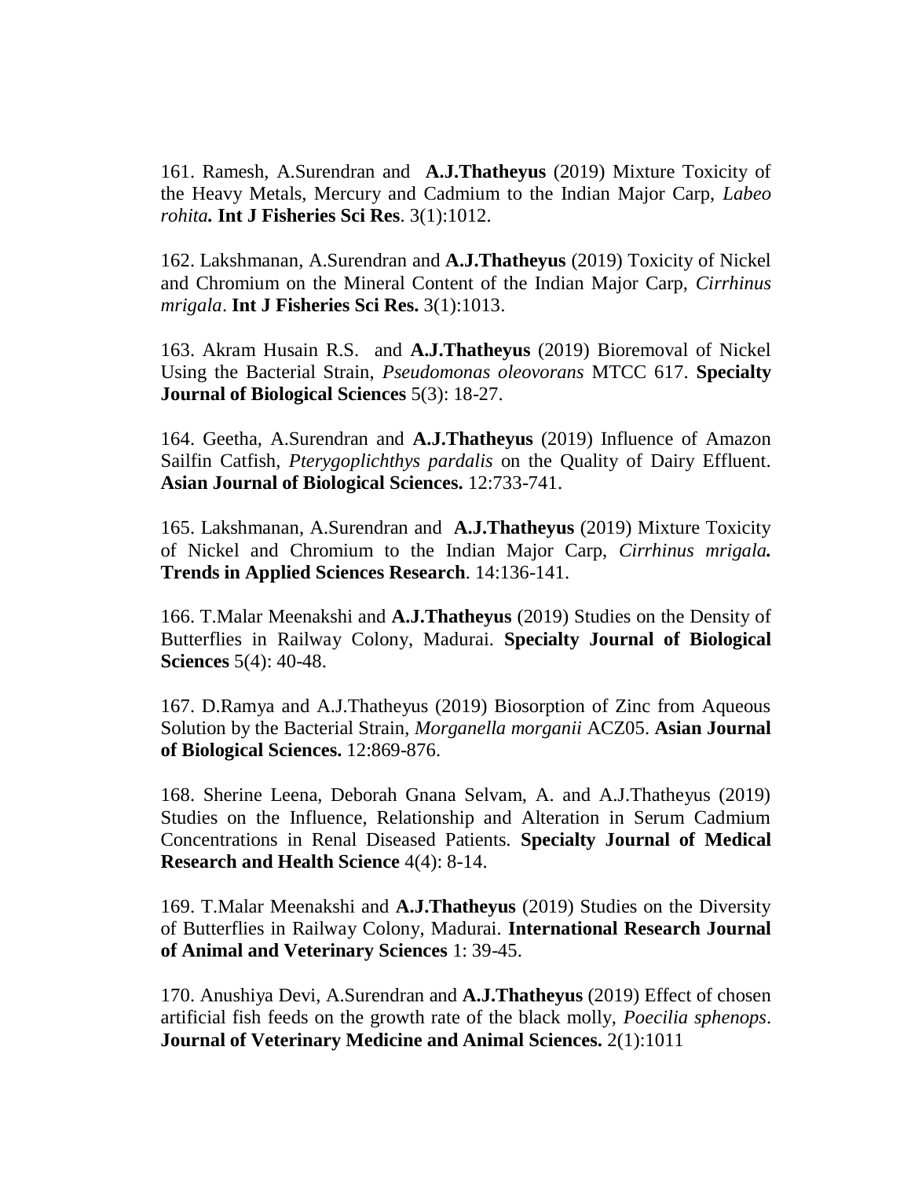161. Ramesh, A.Surendran and **A.J.Thatheyus** (2019) Mixture Toxicity of the Heavy Metals, Mercury and Cadmium to the Indian Major Carp, *Labeo rohita.* **Int J Fisheries Sci Res**. 3(1):1012.

162. Lakshmanan, A.Surendran and **A.J.Thatheyus** (2019) Toxicity of Nickel and Chromium on the Mineral Content of the Indian Major Carp, *Cirrhinus mrigala*. **Int J Fisheries Sci Res.** 3(1):1013.

163. Akram Husain R.S. and **A.J.Thatheyus** (2019) Bioremoval of Nickel Using the Bacterial Strain, *Pseudomonas oleovorans* MTCC 617. **Specialty Journal of Biological Sciences** 5(3): 18-27.

164. Geetha, A.Surendran and **A.J.Thatheyus** (2019) Influence of Amazon Sailfin Catfish, *Pterygoplichthys pardalis* on the Quality of Dairy Effluent. **Asian Journal of Biological Sciences.** 12:733-741.

165. Lakshmanan, A.Surendran and **A.J.Thatheyus** (2019) Mixture Toxicity of Nickel and Chromium to the Indian Major Carp, *Cirrhinus mrigala.* **Trends in Applied Sciences Research**. 14:136-141.

166. T.Malar Meenakshi and **A.J.Thatheyus** (2019) Studies on the Density of Butterflies in Railway Colony, Madurai. **Specialty Journal of Biological Sciences** 5(4): 40-48.

167. D.Ramya and A.J.Thatheyus (2019) Biosorption of Zinc from Aqueous Solution by the Bacterial Strain, *Morganella morganii* ACZ05. **Asian Journal of Biological Sciences.** 12:869-876.

168. Sherine Leena, Deborah Gnana Selvam, A. and A.J.Thatheyus (2019) Studies on the Influence, Relationship and Alteration in Serum Cadmium Concentrations in Renal Diseased Patients. **Specialty Journal of Medical Research and Health Science** 4(4): 8-14.

169. T.Malar Meenakshi and **A.J.Thatheyus** (2019) Studies on the Diversity of Butterflies in Railway Colony, Madurai. **International Research Journal of Animal and Veterinary Sciences** 1: 39-45.

170. Anushiya Devi, A.Surendran and **A.J.Thatheyus** (2019) Effect of chosen artificial fish feeds on the growth rate of the black molly, *Poecilia sphenops*. **Journal of Veterinary Medicine and Animal Sciences.** 2(1):1011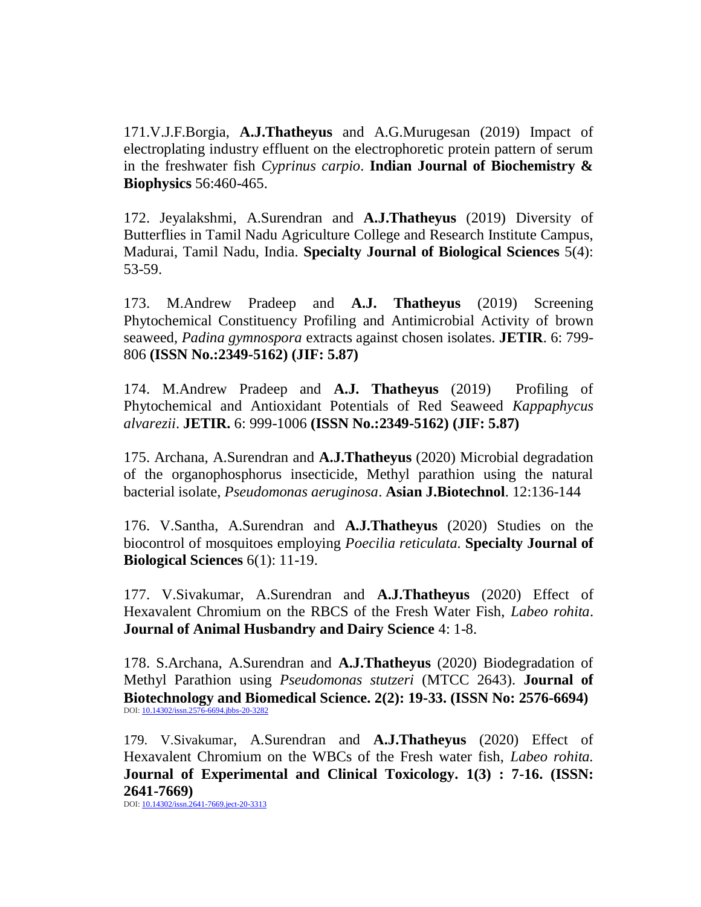171.V.J.F.Borgia, **A.J.Thatheyus** and A.G.Murugesan (2019) Impact of electroplating industry effluent on the electrophoretic protein pattern of serum in the freshwater fish *Cyprinus carpio*. **Indian Journal of Biochemistry & Biophysics** 56:460-465.

172. Jeyalakshmi, A.Surendran and **A.J.Thatheyus** (2019) Diversity of Butterflies in Tamil Nadu Agriculture College and Research Institute Campus, Madurai, Tamil Nadu, India. **Specialty Journal of Biological Sciences** 5(4): 53-59.

173. M.Andrew Pradeep and **A.J. Thatheyus** (2019) Screening Phytochemical Constituency Profiling and Antimicrobial Activity of brown seaweed, *Padina gymnospora* extracts against chosen isolates. **JETIR**. 6: 799-806 **(ISSN No.:2349-5162) (JIF: 5.87)**

174. M.Andrew Pradeep and **A.J. Thatheyus** (2019) Profiling of Phytochemical and Antioxidant Potentials of Red Seaweed *Kappaphycus alvarezii*. **JETIR.** 6: 999-1006 **(ISSN No.:2349-5162) (JIF: 5.87)**

175. Archana, A.Surendran and **A.J.Thatheyus** (2020) Microbial degradation of the organophosphorus insecticide, Methyl parathion using the natural bacterial isolate, *Pseudomonas aeruginosa*. **Asian J.Biotechnol**. 12:136-144

176. V.Santha, A.Surendran and **A.J.Thatheyus** (2020) Studies on the biocontrol of mosquitoes employing *Poecilia reticulata.* **Specialty Journal of Biological Sciences** 6(1): 11-19.

177. V.Sivakumar, A.Surendran and **A.J.Thatheyus** (2020) Effect of Hexavalent Chromium on the RBCS of the Fresh Water Fish, *Labeo rohita*. **Journal of Animal Husbandry and Dairy Science** 4: 1-8.

178. S.Archana, A.Surendran and **A.J.Thatheyus** (2020) Biodegradation of Methyl Parathion using *Pseudomonas stutzeri* (MTCC 2643). **Journal of Biotechnology and Biomedical Science. 2(2): 19-33. (ISSN No: 2576-6694)**
DOI: 10.14302/issn.2576-6694.jbbs-20-3282

179. V.Sivakumar, A.Surendran and **A.J.Thatheyus** (2020) Effect of Hexavalent Chromium on the WBCs of the Fresh water fish, *Labeo rohita.* **Journal of Experimental and Clinical Toxicology. 1(3) : 7-16. (ISSN: 2641-7669)**
DOI: 10.14302/issn.2641-7669.ject-20-3313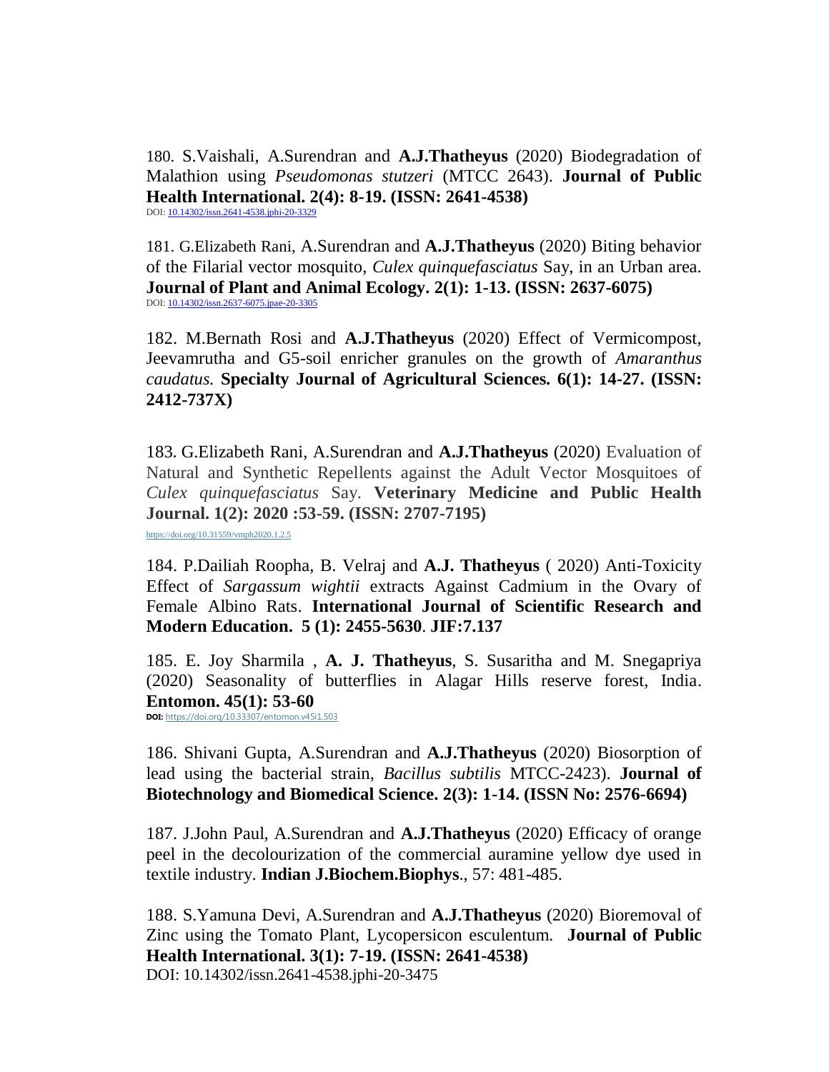180. S.Vaishali, A.Surendran and **A.J.Thatheyus** (2020) Biodegradation of Malathion using *Pseudomonas stutzeri* (MTCC 2643). **Journal of Public Health International. 2(4): 8-19. (ISSN: 2641-4538)**
DOI: 10.14302/issn.2641-4538.jphi-20-3329

181. G.Elizabeth Rani, A.Surendran and **A.J.Thatheyus** (2020) Biting behavior of the Filarial vector mosquito, *Culex quinquefasciatus* Say, in an Urban area. **Journal of Plant and Animal Ecology. 2(1): 1-13. (ISSN: 2637-6075)**
DOI: 10.14302/issn.2637-6075.jpae-20-3305

182. M.Bernath Rosi and **A.J.Thatheyus** (2020) Effect of Vermicompost, Jeevamrutha and G5-soil enricher granules on the growth of *Amaranthus caudatus.* **Specialty Journal of Agricultural Sciences. 6(1): 14-27. (ISSN: 2412-737X)**

183. G.Elizabeth Rani, A.Surendran and **A.J.Thatheyus** (2020) Evaluation of Natural and Synthetic Repellents against the Adult Vector Mosquitoes of *Culex quinquefasciatus* Say. **Veterinary Medicine and Public Health Journal. 1(2): 2020 :53-59. (ISSN: 2707-7195)**

https://doi.org/10.31559/vmph2020.1.2.5

184. P.Dailiah Roopha, B. Velraj and **A.J. Thatheyus** ( 2020) Anti-Toxicity Effect of *Sargassum wightii* extracts Against Cadmium in the Ovary of Female Albino Rats. **International Journal of Scientific Research and Modern Education. 5 (1): 2455-5630**. **JIF:7.137**

185. E. Joy Sharmila , **A. J. Thatheyus**, S. Susaritha and M. Snegapriya (2020) Seasonality of butterflies in Alagar Hills reserve forest, India. **Entomon. 45(1): 53-60**
**DOI:** https://doi.org/10.33307/entomon.v45i1.503

186. Shivani Gupta, A.Surendran and **A.J.Thatheyus** (2020) Biosorption of lead using the bacterial strain, *Bacillus subtilis* MTCC-2423). **Journal of Biotechnology and Biomedical Science. 2(3): 1-14. (ISSN No: 2576-6694)**

187. J.John Paul, A.Surendran and **A.J.Thatheyus** (2020) Efficacy of orange peel in the decolourization of the commercial auramine yellow dye used in textile industry. **Indian J.Biochem.Biophys**., 57: 481-485.

188. S.Yamuna Devi, A.Surendran and **A.J.Thatheyus** (2020) Bioremoval of Zinc using the Tomato Plant, Lycopersicon esculentum. **Journal of Public Health International. 3(1): 7-19. (ISSN: 2641-4538)**
DOI: 10.14302/issn.2641-4538.jphi-20-3475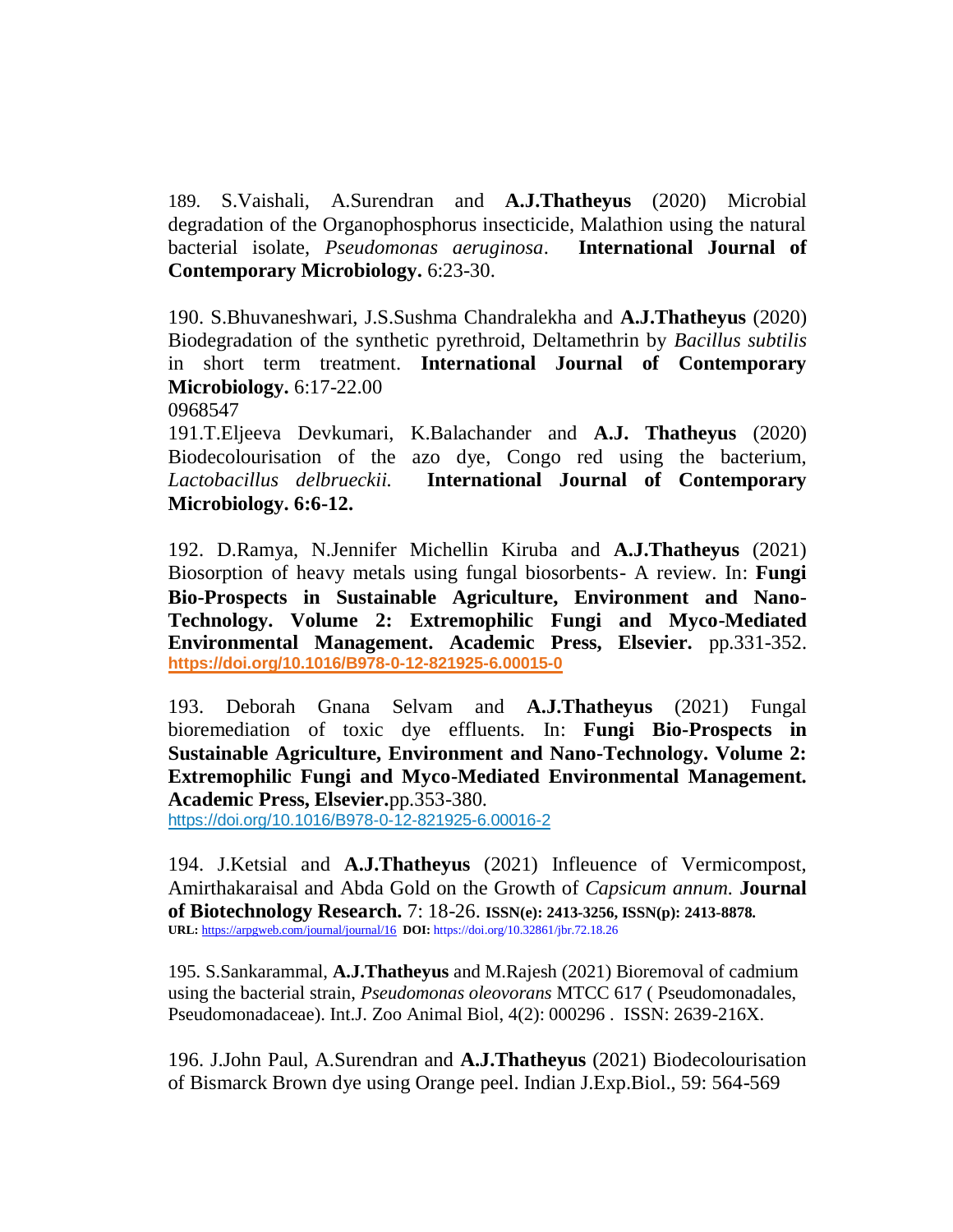189. S.Vaishali, A.Surendran and **A.J.Thatheyus** (2020) Microbial degradation of the Organophosphorus insecticide, Malathion using the natural bacterial isolate, *Pseudomonas aeruginosa*. **International Journal of Contemporary Microbiology.** 6:23-30.

190. S.Bhuvaneshwari, J.S.Sushma Chandralekha and **A.J.Thatheyus** (2020) Biodegradation of the synthetic pyrethroid, Deltamethrin by *Bacillus subtilis* in short term treatment. **International Journal of Contemporary Microbiology.** 6:17-22.00
0968547

191.T.Eljeeva Devkumari, K.Balachander and **A.J. Thatheyus** (2020) Biodecolourisation of the azo dye, Congo red using the bacterium, *Lactobacillus delbrueckii.* **International Journal of Contemporary Microbiology. 6:6-12.**

192. D.Ramya, N.Jennifer Michellin Kiruba and **A.J.Thatheyus** (2021) Biosorption of heavy metals using fungal biosorbents- A review. In: **Fungi Bio-Prospects in Sustainable Agriculture, Environment and Nano-Technology. Volume 2: Extremophilic Fungi and Myco-Mediated Environmental Management. Academic Press, Elsevier.** pp.331-352. **https://doi.org/10.1016/B978-0-12-821925-6.00015-0**

193. Deborah Gnana Selvam and **A.J.Thatheyus** (2021) Fungal bioremediation of toxic dye effluents. In: **Fungi Bio-Prospects in Sustainable Agriculture, Environment and Nano-Technology. Volume 2: Extremophilic Fungi and Myco-Mediated Environmental Management. Academic Press, Elsevier.**pp.353-380.
https://doi.org/10.1016/B978-0-12-821925-6.00016-2

194. J.Ketsial and **A.J.Thatheyus** (2021) Infleuence of Vermicompost, Amirthakaraisal and Abda Gold on the Growth of *Capsicum annum.* **Journal of Biotechnology Research.** 7: 18-26. **ISSN(e): 2413-3256, ISSN(p): 2413-8878.**
**URL:** https://arpgweb.com/journal/journal/16 **DOI:** https://doi.org/10.32861/jbr.72.18.26

195. S.Sankarammal, **A.J.Thatheyus** and M.Rajesh (2021) Bioremoval of cadmium using the bacterial strain, *Pseudomonas oleovorans* MTCC 617 ( Pseudomonadales, Pseudomonadaceae). Int.J. Zoo Animal Biol, 4(2): 000296 . ISSN: 2639-216X.

196. J.John Paul, A.Surendran and **A.J.Thatheyus** (2021) Biodecolourisation of Bismarck Brown dye using Orange peel. Indian J.Exp.Biol., 59: 564-569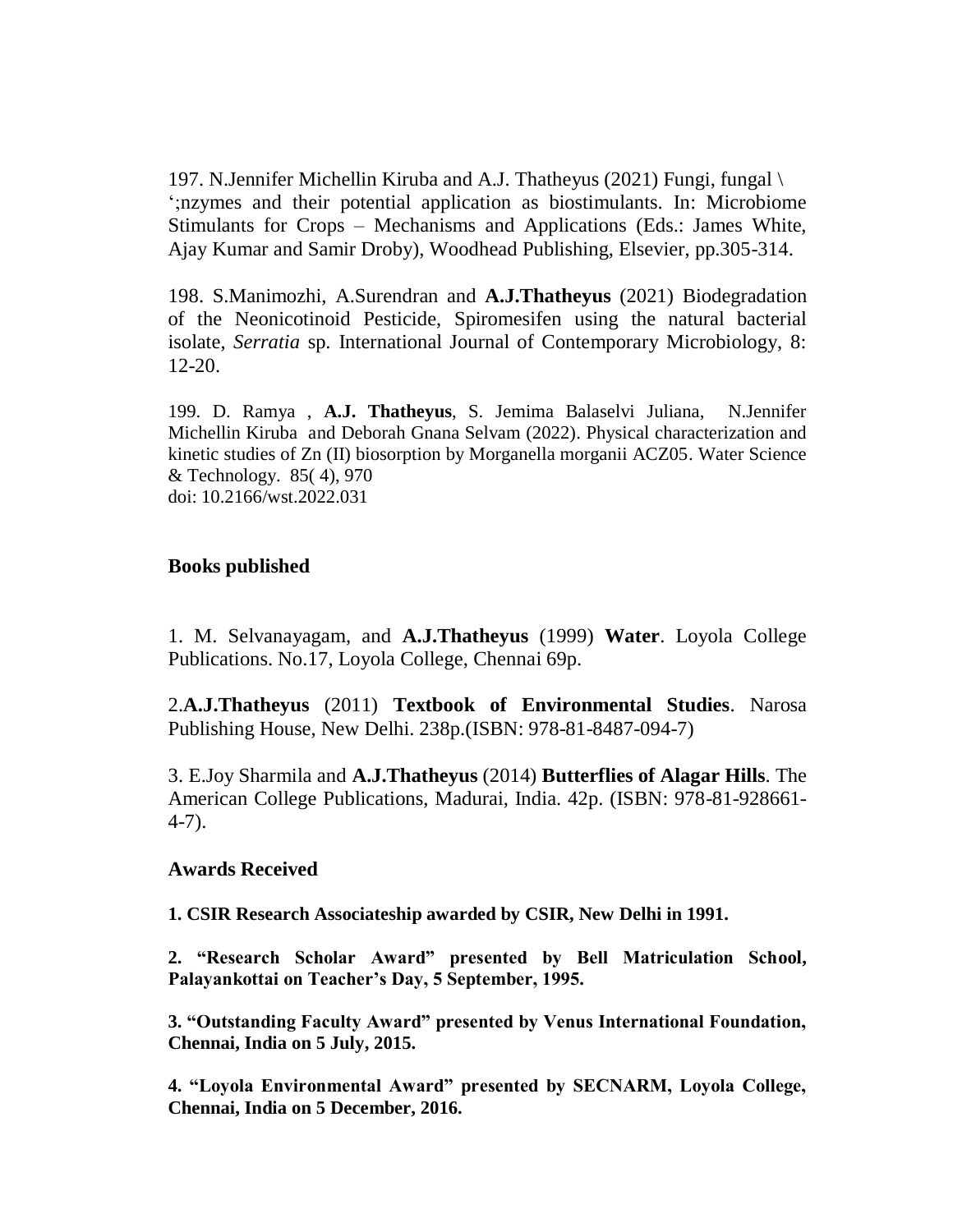197. N.Jennifer Michellin Kiruba and A.J. Thatheyus (2021) Fungi, fungal \
';nzymes and their potential application as biostimulants. In: Microbiome Stimulants for Crops – Mechanisms and Applications (Eds.: James White, Ajay Kumar and Samir Droby), Woodhead Publishing, Elsevier, pp.305-314.

198. S.Manimozhi, A.Surendran and **A.J.Thatheyus** (2021) Biodegradation of the Neonicotinoid Pesticide, Spiromesifen using the natural bacterial isolate, *Serratia* sp. International Journal of Contemporary Microbiology, 8: 12-20.

199. D. Ramya , **A.J. Thatheyus**, S. Jemima Balaselvi Juliana, N.Jennifer Michellin Kiruba and Deborah Gnana Selvam (2022). Physical characterization and kinetic studies of Zn (II) biosorption by Morganella morganii ACZ05. Water Science & Technology. 85( 4), 970
doi: 10.2166/wst.2022.031

## Books published

1. M. Selvanayagam, and **A.J.Thatheyus** (1999) **Water**. Loyola College Publications. No.17, Loyola College, Chennai 69p.

2.**A.J.Thatheyus** (2011) **Textbook of Environmental Studies**. Narosa Publishing House, New Delhi. 238p.(ISBN: 978-81-8487-094-7)

3. E.Joy Sharmila and **A.J.Thatheyus** (2014) **Butterflies of Alagar Hills**. The American College Publications, Madurai, India. 42p. (ISBN: 978-81-928661-4-7).

## Awards Received

**1. CSIR Research Associateship awarded by CSIR, New Delhi in 1991.**

**2. "Research Scholar Award" presented by Bell Matriculation School, Palayankottai on Teacher's Day, 5 September, 1995.**

**3. "Outstanding Faculty Award" presented by Venus International Foundation, Chennai, India on 5 July, 2015.**

**4. "Loyola Environmental Award" presented by SECNARM, Loyola College, Chennai, India on 5 December, 2016.**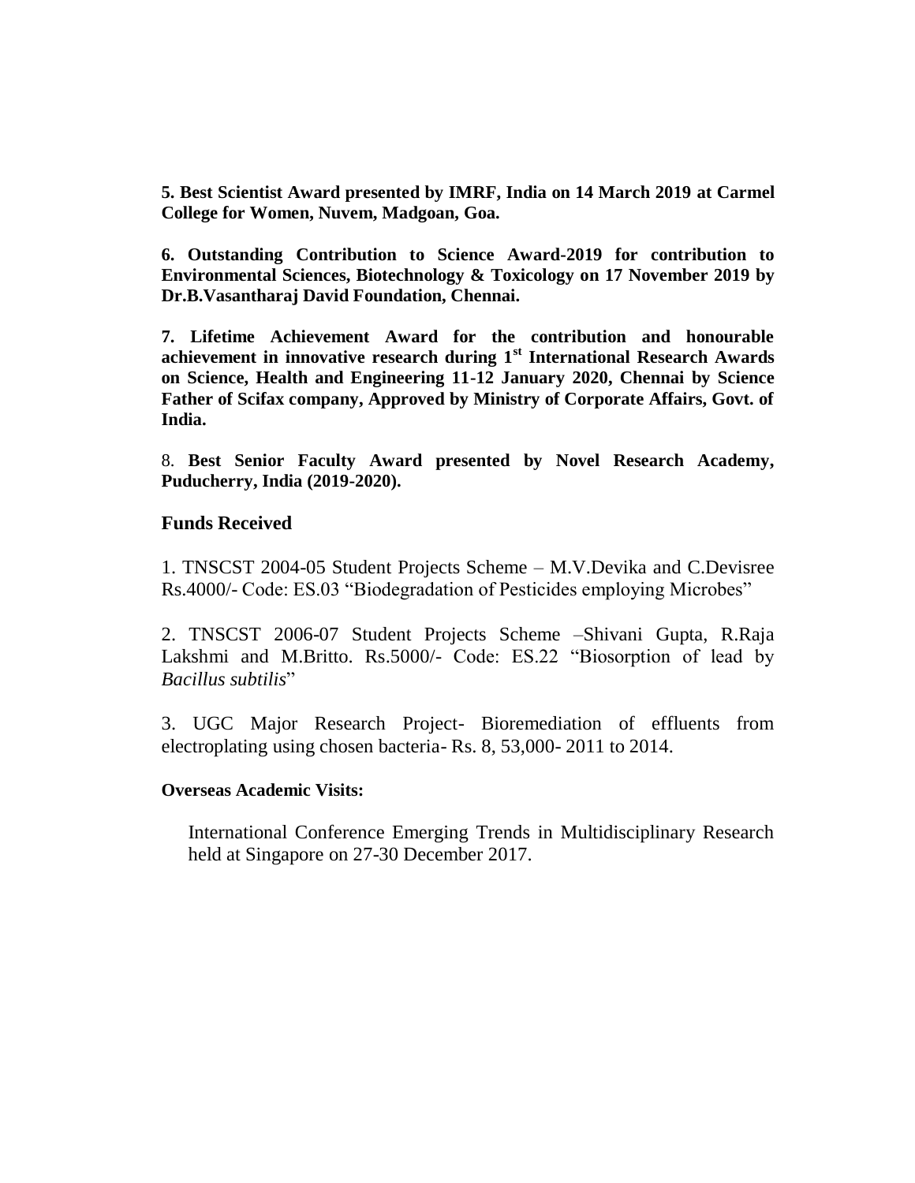**5. Best Scientist Award presented by IMRF, India on 14 March 2019 at Carmel College for Women, Nuvem, Madgoan, Goa.**

**6. Outstanding Contribution to Science Award-2019 for contribution to Environmental Sciences, Biotechnology & Toxicology on 17 November 2019 by Dr.B.Vasantharaj David Foundation, Chennai.**

**7. Lifetime Achievement Award for the contribution and honourable achievement in innovative research during 1st International Research Awards on Science, Health and Engineering 11-12 January 2020, Chennai by Science Father of Scifax company, Approved by Ministry of Corporate Affairs, Govt. of India.**

8. **Best Senior Faculty Award presented by Novel Research Academy, Puducherry, India (2019-2020).**

## Funds Received

1. TNSCST 2004-05 Student Projects Scheme – M.V.Devika and C.Devisree Rs.4000/- Code: ES.03 "Biodegradation of Pesticides employing Microbes"

2. TNSCST 2006-07 Student Projects Scheme –Shivani Gupta, R.Raja Lakshmi and M.Britto. Rs.5000/- Code: ES.22 "Biosorption of lead by *Bacillus subtilis*"

3. UGC Major Research Project- Bioremediation of effluents from electroplating using chosen bacteria- Rs. 8, 53,000- 2011 to 2014.

**Overseas Academic Visits:**

International Conference Emerging Trends in Multidisciplinary Research held at Singapore on 27-30 December 2017.